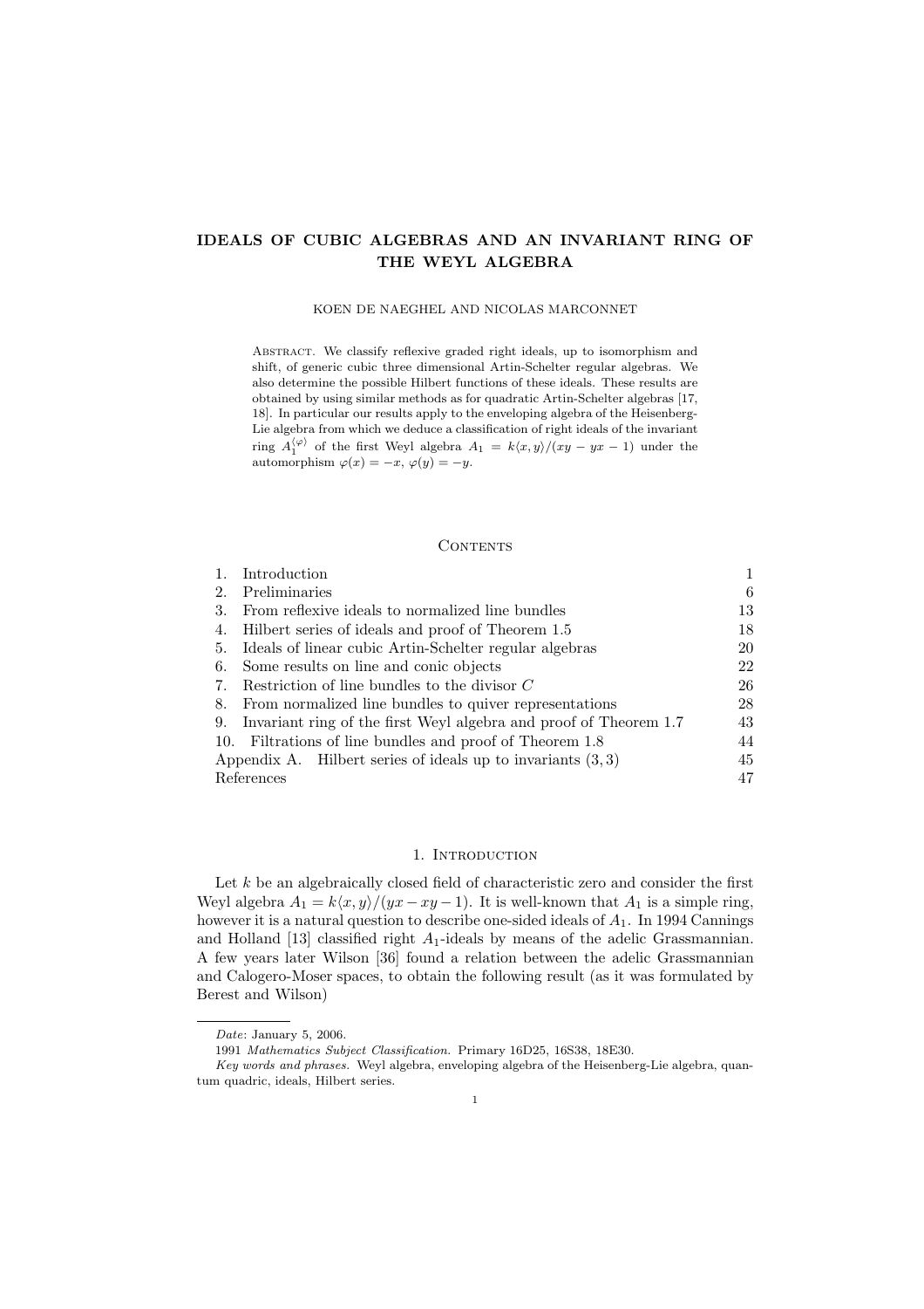# IDEALS OF CUBIC ALGEBRAS AND AN INVARIANT RING OF THE WEYL ALGEBRA

KOEN DE NAEGHEL AND NICOLAS MARCONNET

Abstract. We classify reflexive graded right ideals, up to isomorphism and shift, of generic cubic three dimensional Artin-Schelter regular algebras. We also determine the possible Hilbert functions of these ideals. These results are obtained by using similar methods as for quadratic Artin-Schelter algebras [17, 18]. In particular our results apply to the enveloping algebra of the Heisenberg-Lie algebra from which we deduce a classification of right ideals of the invariant ring $A_1^{\langle\varphi\rangle}$ of the first Weyl algebra $A_1 = k\langle x, y\rangle/(xy - yx - 1)$ under the automorphism $\varphi(x) = -x$, $\varphi(y) = -y$.

## Contents

| | |
|---|---|
| 1. Introduction | 1 |
| 2. Preliminaries | 6 |
| 3. From reflexive ideals to normalized line bundles | 13 |
| 4. Hilbert series of ideals and proof of Theorem 1.5 | 18 |
| 5. Ideals of linear cubic Artin-Schelter regular algebras | 20 |
| 6. Some results on line and conic objects | 22 |
| 7. Restriction of line bundles to the divisor $C$ | 26 |
| 8. From normalized line bundles to quiver representations | 28 |
| 9. Invariant ring of the first Weyl algebra and proof of Theorem 1.7 | 43 |
| 10. Filtrations of line bundles and proof of Theorem 1.8 | 44 |
| Appendix A. Hilbert series of ideals up to invariants $(3, 3)$ | 45 |
| References | 47 |

## 1. Introduction

Let $k$ be an algebraically closed field of characteristic zero and consider the first Weyl algebra $A_1 = k\langle x, y\rangle/(yx - xy - 1)$. It is well-known that $A_1$ is a simple ring, however it is a natural question to describe one-sided ideals of $A_1$. In 1994 Cannings and Holland [13] classified right $A_1$-ideals by means of the adelic Grassmannian. A few years later Wilson [36] found a relation between the adelic Grassmannian and Calogero-Moser spaces, to obtain the following result (as it was formulated by Berest and Wilson)

*Date*: January 5, 2006.

1991 *Mathematics Subject Classification.* Primary 16D25, 16S38, 18E30.

*Key words and phrases.* Weyl algebra, enveloping algebra of the Heisenberg-Lie algebra, quantum quadric, ideals, Hilbert series.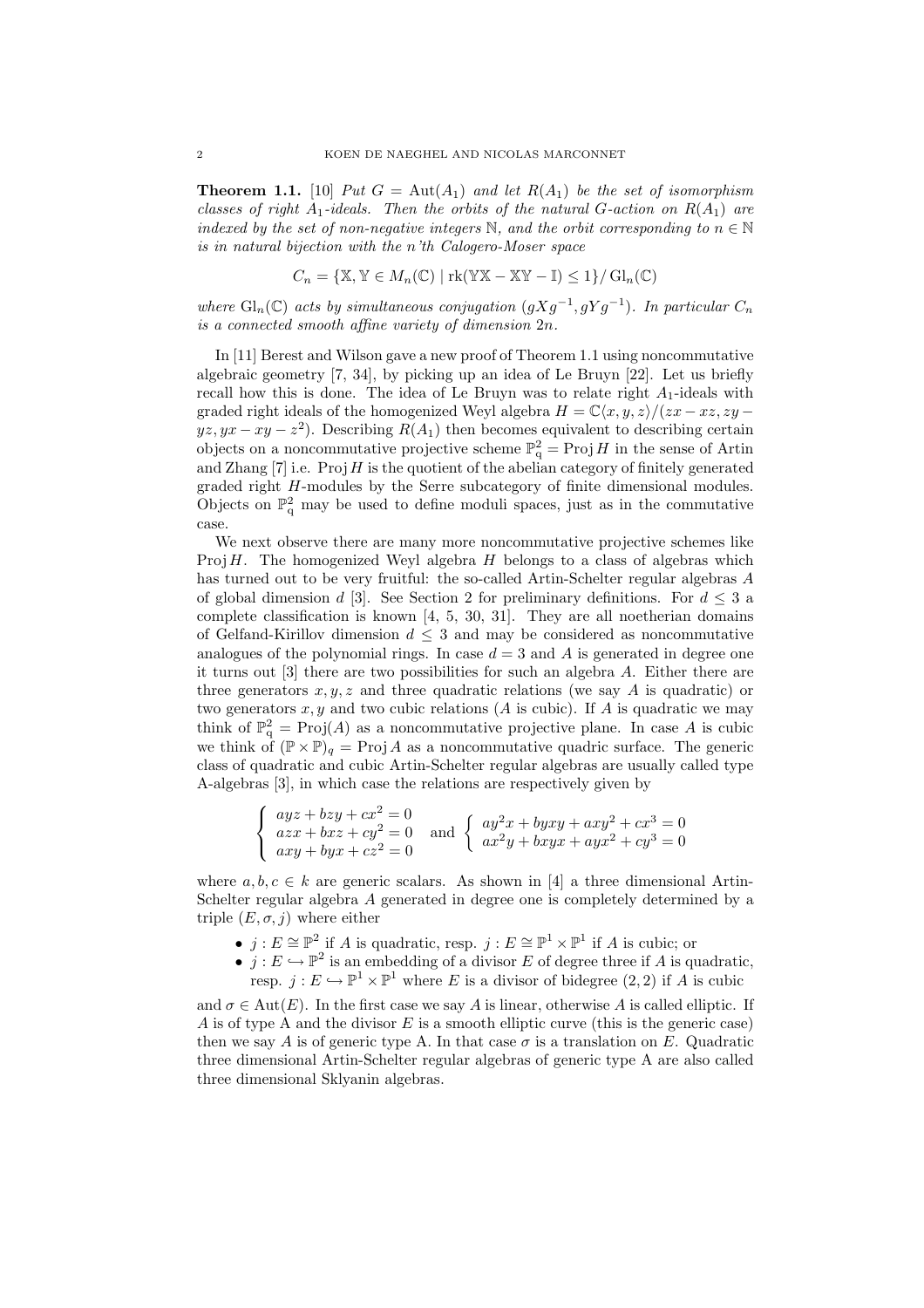**Theorem 1.1.** [10] *Put $G = \mathrm{Aut}(A_1)$ and let $R(A_1)$ be the set of isomorphism classes of right $A_1$-ideals. Then the orbits of the natural $G$-action on $R(A_1)$ are indexed by the set of non-negative integers $\mathbb{N}$, and the orbit corresponding to $n \in \mathbb{N}$ is in natural bijection with the n'th Calogero-Moser space*

$$C_n = \{\mathbb{X}, \mathbb{Y} \in M_n(\mathbb{C}) \mid \mathrm{rk}(\mathbb{Y}\mathbb{X} - \mathbb{X}\mathbb{Y} - \mathbb{I}) \leq 1\}/\,\mathrm{Gl}_n(\mathbb{C})$$

*where $\mathrm{Gl}_n(\mathbb{C})$ acts by simultaneous conjugation $(gXg^{-1}, gYg^{-1})$. In particular $C_n$ is a connected smooth affine variety of dimension $2n$.*

In [11] Berest and Wilson gave a new proof of Theorem 1.1 using noncommutative algebraic geometry [7, 34], by picking up an idea of Le Bruyn [22]. Let us briefly recall how this is done. The idea of Le Bruyn was to relate right $A_1$-ideals with graded right ideals of the homogenized Weyl algebra $H = \mathbb{C}\langle x, y, z\rangle/(zx - xz, zy - yz, yx - xy - z^2)$. Describing $R(A_1)$ then becomes equivalent to describing certain objects on a noncommutative projective scheme $\mathbb{P}^2_q = \mathrm{Proj}\,H$ in the sense of Artin and Zhang [7] i.e. $\mathrm{Proj}\,H$ is the quotient of the abelian category of finitely generated graded right $H$-modules by the Serre subcategory of finite dimensional modules. Objects on $\mathbb{P}^2_q$ may be used to define moduli spaces, just as in the commutative case.

We next observe there are many more noncommutative projective schemes like $\mathrm{Proj}\,H$. The homogenized Weyl algebra $H$ belongs to a class of algebras which has turned out to be very fruitful: the so-called Artin-Schelter regular algebras $A$ of global dimension $d$ [3]. See Section 2 for preliminary definitions. For $d \leq 3$ a complete classification is known [4, 5, 30, 31]. They are all noetherian domains of Gelfand-Kirillov dimension $d \leq 3$ and may be considered as noncommutative analogues of the polynomial rings. In case $d = 3$ and $A$ is generated in degree one it turns out [3] there are two possibilities for such an algebra $A$. Either there are three generators $x, y, z$ and three quadratic relations (we say $A$ is quadratic) or two generators $x, y$ and two cubic relations ($A$ is cubic). If $A$ is quadratic we may think of $\mathbb{P}^2_q = \mathrm{Proj}(A)$ as a noncommutative projective plane. In case $A$ is cubic we think of $(\mathbb{P} \times \mathbb{P})_q = \mathrm{Proj}\,A$ as a noncommutative quadric surface. The generic class of quadratic and cubic Artin-Schelter regular algebras are usually called type A-algebras [3], in which case the relations are respectively given by

$$\begin{cases} ayz + bzy + cx^2 = 0 \\ azx + bxz + cy^2 = 0 \\ axy + byx + cz^2 = 0 \end{cases} \quad \text{and} \quad \begin{cases} ay^2x + byxy + axy^2 + cx^3 = 0 \\ ax^2y + bxyx + ayx^2 + cy^3 = 0 \end{cases}$$

where $a, b, c \in k$ are generic scalars. As shown in [4] a three dimensional Artin-Schelter regular algebra $A$ generated in degree one is completely determined by a triple $(E, \sigma, j)$ where either

- $j : E \cong \mathbb{P}^2$ if $A$ is quadratic, resp. $j : E \cong \mathbb{P}^1 \times \mathbb{P}^1$ if $A$ is cubic; or
- $j : E \hookrightarrow \mathbb{P}^2$ is an embedding of a divisor $E$ of degree three if $A$ is quadratic, resp. $j : E \hookrightarrow \mathbb{P}^1 \times \mathbb{P}^1$ where $E$ is a divisor of bidegree $(2, 2)$ if $A$ is cubic

and $\sigma \in \mathrm{Aut}(E)$. In the first case we say $A$ is linear, otherwise $A$ is called elliptic. If $A$ is of type A and the divisor $E$ is a smooth elliptic curve (this is the generic case) then we say $A$ is of generic type A. In that case $\sigma$ is a translation on $E$. Quadratic three dimensional Artin-Schelter regular algebras of generic type A are also called three dimensional Sklyanin algebras.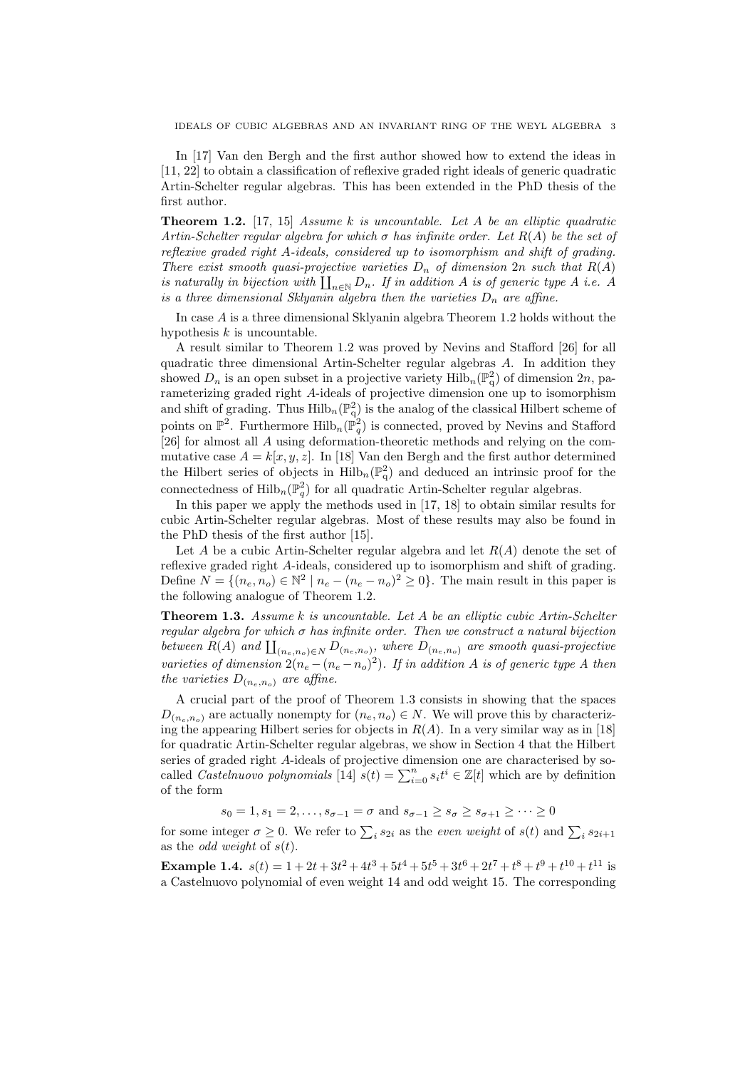In [17] Van den Bergh and the first author showed how to extend the ideas in [11, 22] to obtain a classification of reflexive graded right ideals of generic quadratic Artin-Schelter regular algebras. This has been extended in the PhD thesis of the first author.

**Theorem 1.2.** [17, 15] *Assume $k$ is uncountable. Let $A$ be an elliptic quadratic Artin-Schelter regular algebra for which $\sigma$ has infinite order. Let $R(A)$ be the set of reflexive graded right $A$-ideals, considered up to isomorphism and shift of grading. There exist smooth quasi-projective varieties $D_n$ of dimension $2n$ such that $R(A)$ is naturally in bijection with $\coprod_{n\in\mathbb{N}} D_n$. If in addition $A$ is of generic type $A$ i.e. $A$ is a three dimensional Sklyanin algebra then the varieties $D_n$ are affine.*

In case $A$ is a three dimensional Sklyanin algebra Theorem 1.2 holds without the hypothesis $k$ is uncountable.

A result similar to Theorem 1.2 was proved by Nevins and Stafford [26] for all quadratic three dimensional Artin-Schelter regular algebras $A$. In addition they showed $D_n$ is an open subset in a projective variety $\mathrm{Hilb}_n(\mathbb{P}^2_q)$ of dimension $2n$, parameterizing graded right $A$-ideals of projective dimension one up to isomorphism and shift of grading. Thus $\mathrm{Hilb}_n(\mathbb{P}^2_q)$ is the analog of the classical Hilbert scheme of points on $\mathbb{P}^2$. Furthermore $\mathrm{Hilb}_n(\mathbb{P}^2_q)$ is connected, proved by Nevins and Stafford [26] for almost all $A$ using deformation-theoretic methods and relying on the commutative case $A = k[x, y, z]$. In [18] Van den Bergh and the first author determined the Hilbert series of objects in $\mathrm{Hilb}_n(\mathbb{P}^2_q)$ and deduced an intrinsic proof for the connectedness of $\mathrm{Hilb}_n(\mathbb{P}^2_q)$ for all quadratic Artin-Schelter regular algebras.

In this paper we apply the methods used in [17, 18] to obtain similar results for cubic Artin-Schelter regular algebras. Most of these results may also be found in the PhD thesis of the first author [15].

Let $A$ be a cubic Artin-Schelter regular algebra and let $R(A)$ denote the set of reflexive graded right $A$-ideals, considered up to isomorphism and shift of grading. Define $N = \{(n_e, n_o) \in \mathbb{N}^2 \mid n_e - (n_e - n_o)^2 \geq 0\}$. The main result in this paper is the following analogue of Theorem 1.2.

**Theorem 1.3.** *Assume $k$ is uncountable. Let $A$ be an elliptic cubic Artin-Schelter regular algebra for which $\sigma$ has infinite order. Then we construct a natural bijection between $R(A)$ and $\coprod_{(n_e,n_o)\in N} D_{(n_e,n_o)}$, where $D_{(n_e,n_o)}$ are smooth quasi-projective varieties of dimension $2(n_e - (n_e - n_o)^2)$. If in addition $A$ is of generic type $A$ then the varieties $D_{(n_e,n_o)}$ are affine.*

A crucial part of the proof of Theorem 1.3 consists in showing that the spaces $D_{(n_e,n_o)}$ are actually nonempty for $(n_e, n_o) \in N$. We will prove this by characterizing the appearing Hilbert series for objects in $R(A)$. In a very similar way as in [18] for quadratic Artin-Schelter regular algebras, we show in Section 4 that the Hilbert series of graded right $A$-ideals of projective dimension one are characterised by so-called *Castelnuovo polynomials* [14] $s(t) = \sum_{i=0}^{n} s_i t^i \in \mathbb{Z}[t]$ which are by definition of the form

$$s_0 = 1, s_1 = 2, \dots, s_{\sigma-1} = \sigma \text{ and } s_{\sigma-1} \geq s_\sigma \geq s_{\sigma+1} \geq \cdots \geq 0$$

for some integer $\sigma \geq 0$. We refer to $\sum_i s_{2i}$ as the *even weight* of $s(t)$ and $\sum_i s_{2i+1}$ as the *odd weight* of $s(t)$.

**Example 1.4.** $s(t) = 1 + 2t + 3t^2 + 4t^3 + 5t^4 + 5t^5 + 3t^6 + 2t^7 + t^8 + t^9 + t^{10} + t^{11}$ is a Castelnuovo polynomial of even weight 14 and odd weight 15. The corresponding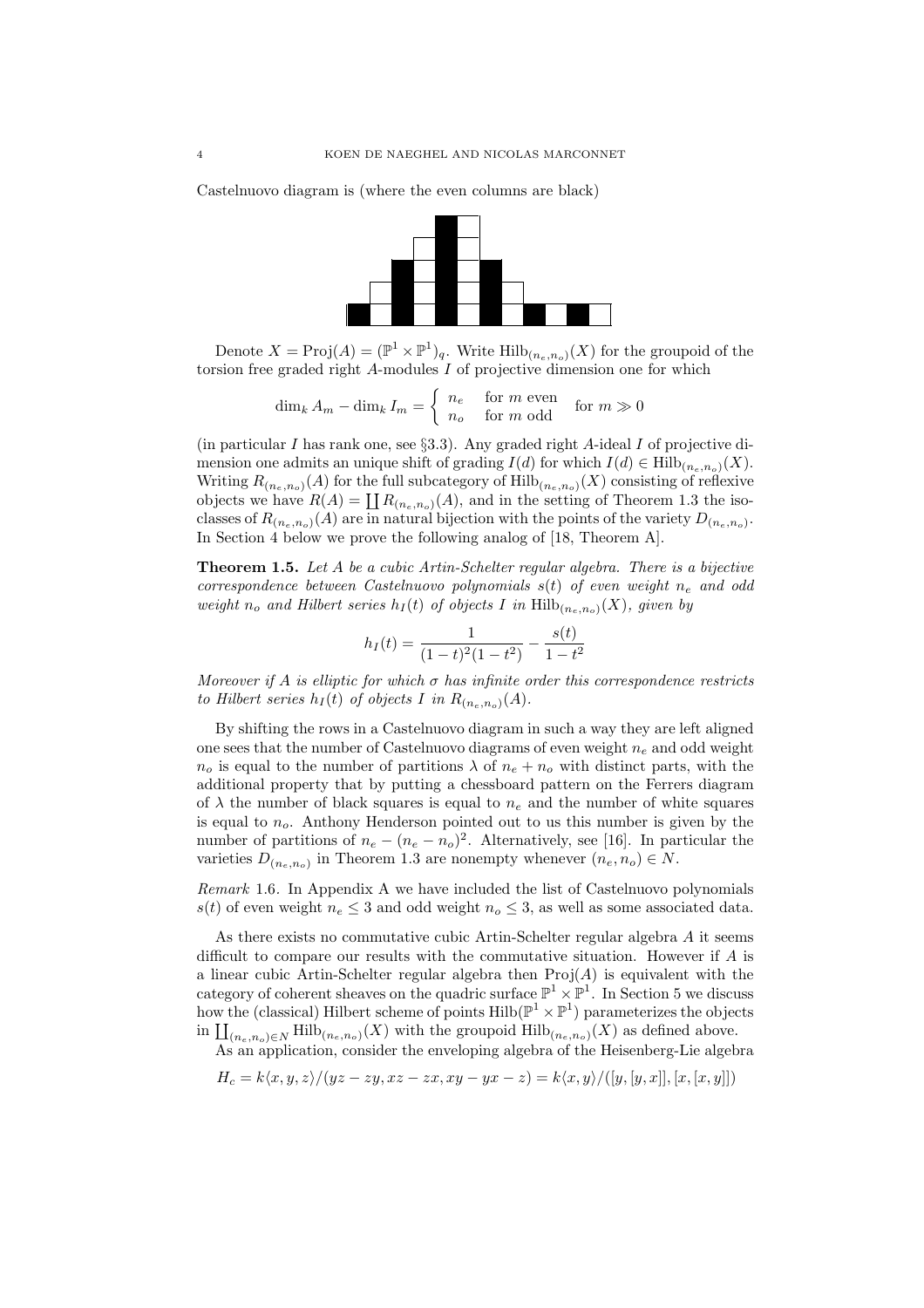Castelnuovo diagram is (where the even columns are black)

Denote $X = \operatorname{Proj}(A) = (\mathbb{P}^1 \times \mathbb{P}^1)_q$. Write $\operatorname{Hilb}_{(n_e,n_o)}(X)$ for the groupoid of the torsion free graded right $A$-modules $I$ of projective dimension one for which

$$\dim_k A_m - \dim_k I_m = \begin{cases} n_e & \text{for } m \text{ even} \\ n_o & \text{for } m \text{ odd} \end{cases} \quad \text{for } m \gg 0$$

(in particular $I$ has rank one, see §3.3). Any graded right $A$-ideal $I$ of projective dimension one admits an unique shift of grading $I(d)$ for which $I(d) \in \operatorname{Hilb}_{(n_e,n_o)}(X)$. Writing $R_{(n_e,n_o)}(A)$ for the full subcategory of $\operatorname{Hilb}_{(n_e,n_o)}(X)$ consisting of reflexive objects we have $R(A) = \coprod R_{(n_e,n_o)}(A)$, and in the setting of Theorem 1.3 the isoclasses of $R_{(n_e,n_o)}(A)$ are in natural bijection with the points of the variety $D_{(n_e,n_o)}$. In Section 4 below we prove the following analog of [18, Theorem A].

**Theorem 1.5.** *Let $A$ be a cubic Artin-Schelter regular algebra. There is a bijective correspondence between Castelnuovo polynomials $s(t)$ of even weight $n_e$ and odd weight $n_o$ and Hilbert series $h_I(t)$ of objects $I$ in $\operatorname{Hilb}_{(n_e,n_o)}(X)$, given by*

$$h_I(t) = \frac{1}{(1-t)^2(1-t^2)} - \frac{s(t)}{1-t^2}$$

*Moreover if $A$ is elliptic for which $\sigma$ has infinite order this correspondence restricts to Hilbert series $h_I(t)$ of objects $I$ in $R_{(n_e,n_o)}(A)$.*

By shifting the rows in a Castelnuovo diagram in such a way they are left aligned one sees that the number of Castelnuovo diagrams of even weight $n_e$ and odd weight $n_o$ is equal to the number of partitions $\lambda$ of $n_e + n_o$ with distinct parts, with the additional property that by putting a chessboard pattern on the Ferrers diagram of $\lambda$ the number of black squares is equal to $n_e$ and the number of white squares is equal to $n_o$. Anthony Henderson pointed out to us this number is given by the number of partitions of $n_e - (n_e - n_o)^2$. Alternatively, see [16]. In particular the varieties $D_{(n_e,n_o)}$ in Theorem 1.3 are nonempty whenever $(n_e, n_o) \in N$.

*Remark* 1.6. In Appendix A we have included the list of Castelnuovo polynomials $s(t)$ of even weight $n_e \leq 3$ and odd weight $n_o \leq 3$, as well as some associated data.

As there exists no commutative cubic Artin-Schelter regular algebra $A$ it seems difficult to compare our results with the commutative situation. However if $A$ is a linear cubic Artin-Schelter regular algebra then $\operatorname{Proj}(A)$ is equivalent with the category of coherent sheaves on the quadric surface $\mathbb{P}^1 \times \mathbb{P}^1$. In Section 5 we discuss how the (classical) Hilbert scheme of points $\operatorname{Hilb}(\mathbb{P}^1 \times \mathbb{P}^1)$ parameterizes the objects in $\coprod_{(n_e,n_o)\in N} \operatorname{Hilb}_{(n_e,n_o)}(X)$ with the groupoid $\operatorname{Hilb}_{(n_e,n_o)}(X)$ as defined above.

As an application, consider the enveloping algebra of the Heisenberg-Lie algebra

$$H_c = k\langle x, y, z\rangle/(yz - zy, xz - zx, xy - yx - z) = k\langle x, y\rangle/([y,[y,x]],[x,[x,y]])$$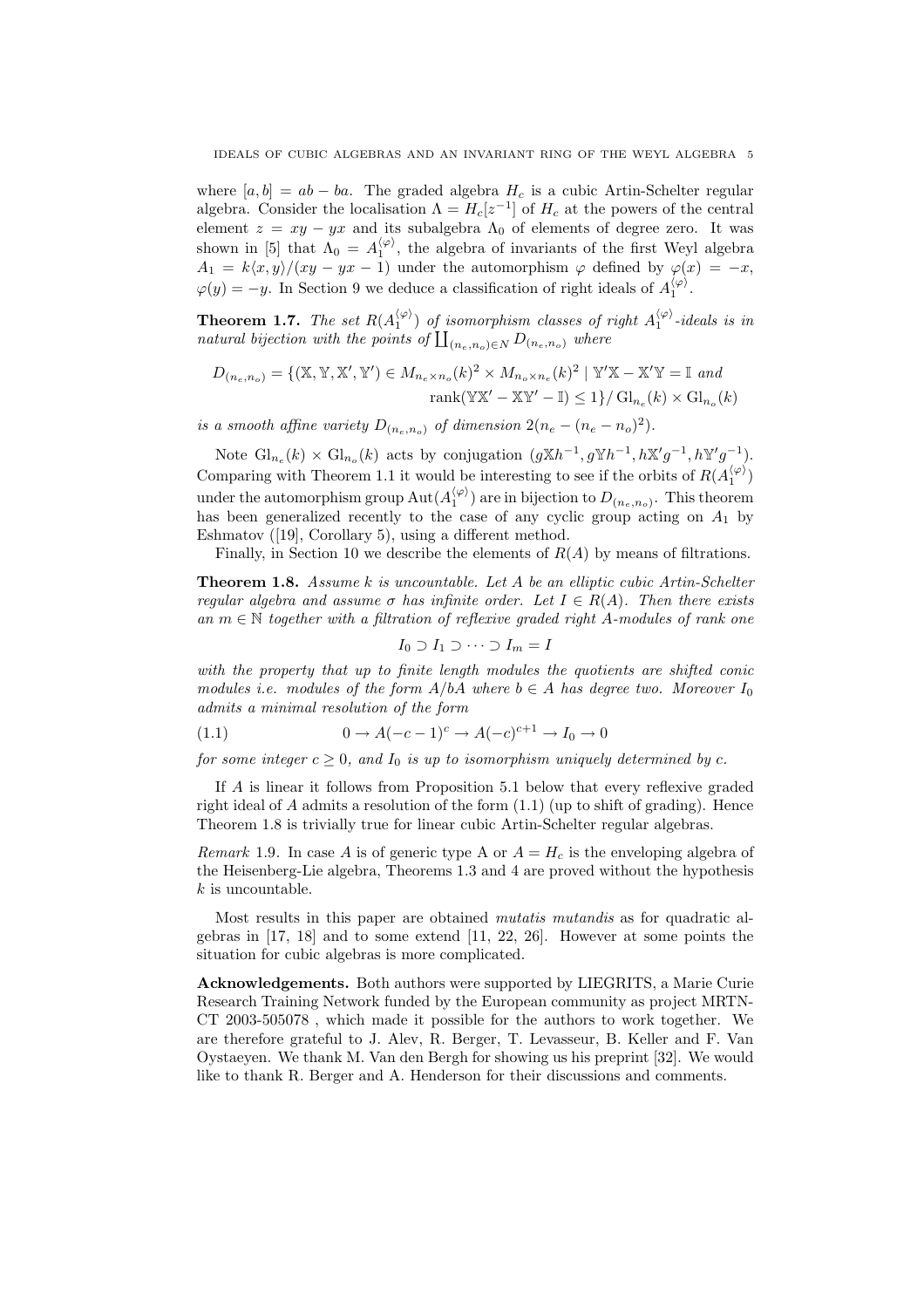where $[a, b] = ab - ba$. The graded algebra $H_c$ is a cubic Artin-Schelter regular algebra. Consider the localisation $\Lambda = H_c[z^{-1}]$ of $H_c$ at the powers of the central element $z = xy - yx$ and its subalgebra $\Lambda_0$ of elements of degree zero. It was shown in [5] that $\Lambda_0 = A_1^{\langle\varphi\rangle}$, the algebra of invariants of the first Weyl algebra $A_1 = k\langle x, y\rangle/(xy - yx - 1)$ under the automorphism $\varphi$ defined by $\varphi(x) = -x$, $\varphi(y) = -y$. In Section 9 we deduce a classification of right ideals of $A_1^{\langle\varphi\rangle}$.

**Theorem 1.7.** *The set $R(A_1^{\langle\varphi\rangle})$ of isomorphism classes of right $A_1^{\langle\varphi\rangle}$-ideals is in natural bijection with the points of $\coprod_{(n_e,n_o)\in N} D_{(n_e,n_o)}$ where*

$$D_{(n_e,n_o)} = \{(\mathbb{X}, \mathbb{Y}, \mathbb{X}', \mathbb{Y}') \in M_{n_e\times n_o}(k)^2 \times M_{n_o\times n_e}(k)^2 \mid \mathbb{Y}'\mathbb{X} - \mathbb{X}'\mathbb{Y} = \mathbb{I} \text{ and } \operatorname{rank}(\mathbb{Y}\mathbb{X}' - \mathbb{X}\mathbb{Y}' - \mathbb{I}) \leq 1\}/\operatorname{Gl}_{n_e}(k) \times \operatorname{Gl}_{n_o}(k)$$

*is a smooth affine variety $D_{(n_e,n_o)}$ of dimension $2(n_e - (n_e - n_o)^2)$.*

Note $\operatorname{Gl}_{n_e}(k) \times \operatorname{Gl}_{n_o}(k)$ acts by conjugation $(g\mathbb{X}h^{-1}, g\mathbb{Y}h^{-1}, h\mathbb{X}'g^{-1}, h\mathbb{Y}'g^{-1})$. Comparing with Theorem 1.1 it would be interesting to see if the orbits of $R(A_1^{\langle\varphi\rangle})$ under the automorphism group $\operatorname{Aut}(A_1^{\langle\varphi\rangle})$ are in bijection to $D_{(n_e,n_o)}$. This theorem has been generalized recently to the case of any cyclic group acting on $A_1$ by Eshmatov ([19], Corollary 5), using a different method.

Finally, in Section 10 we describe the elements of $R(A)$ by means of filtrations.

**Theorem 1.8.** *Assume $k$ is uncountable. Let $A$ be an elliptic cubic Artin-Schelter regular algebra and assume $\sigma$ has infinite order. Let $I \in R(A)$. Then there exists an $m \in \mathbb{N}$ together with a filtration of reflexive graded right $A$-modules of rank one*

$$I_0 \supset I_1 \supset \cdots \supset I_m = I$$

*with the property that up to finite length modules the quotients are shifted conic modules i.e. modules of the form $A/bA$ where $b \in A$ has degree two. Moreover $I_0$ admits a minimal resolution of the form*

$$0 \to A(-c-1)^c \to A(-c)^{c+1} \to I_0 \to 0 \tag{1.1}$$

*for some integer $c \geq 0$, and $I_0$ is up to isomorphism uniquely determined by $c$.*

If $A$ is linear it follows from Proposition 5.1 below that every reflexive graded right ideal of $A$ admits a resolution of the form (1.1) (up to shift of grading). Hence Theorem 1.8 is trivially true for linear cubic Artin-Schelter regular algebras.

*Remark* 1.9. In case $A$ is of generic type A or $A = H_c$ is the enveloping algebra of the Heisenberg-Lie algebra, Theorems 1.3 and 4 are proved without the hypothesis $k$ is uncountable.

Most results in this paper are obtained *mutatis mutandis* as for quadratic algebras in [17, 18] and to some extend [11, 22, 26]. However at some points the situation for cubic algebras is more complicated.

**Acknowledgements.** Both authors were supported by LIEGRITS, a Marie Curie Research Training Network funded by the European community as project MRTN-CT 2003-505078 , which made it possible for the authors to work together. We are therefore grateful to J. Alev, R. Berger, T. Levasseur, B. Keller and F. Van Oystaeyen. We thank M. Van den Bergh for showing us his preprint [32]. We would like to thank R. Berger and A. Henderson for their discussions and comments.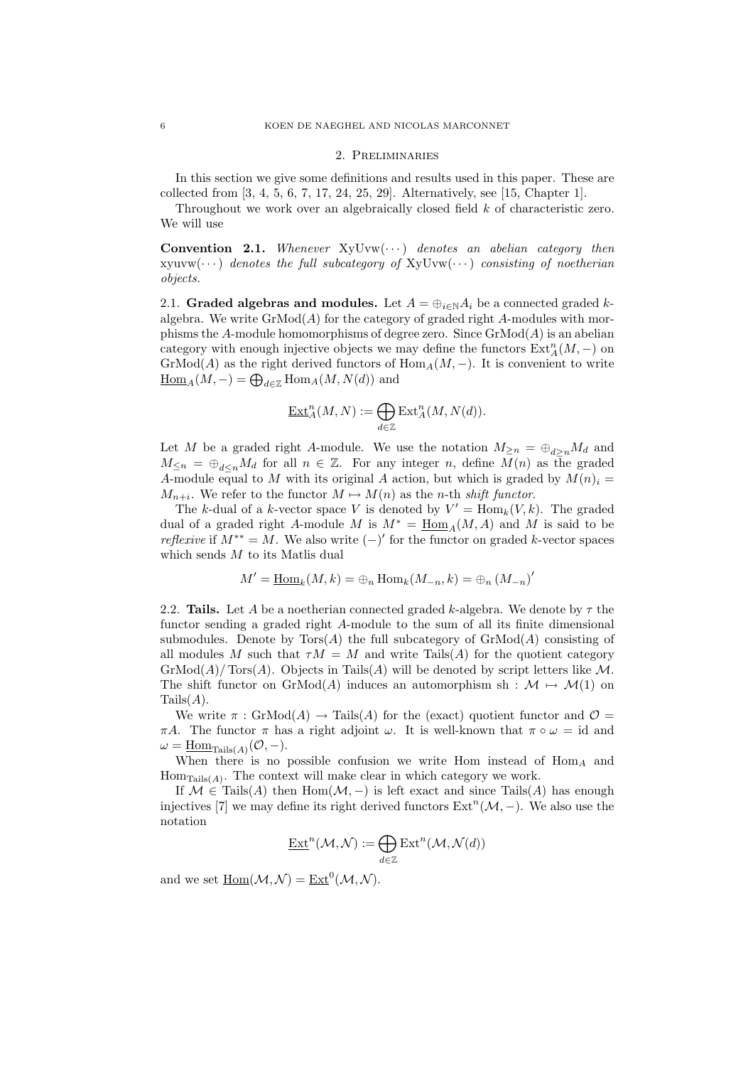## 2. Preliminaries

In this section we give some definitions and results used in this paper. These are collected from [3, 4, 5, 6, 7, 17, 24, 25, 29]. Alternatively, see [15, Chapter 1].

Throughout we work over an algebraically closed field $k$ of characteristic zero. We will use

**Convention 2.1.** *Whenever* $\mathrm{XyUvw}(\cdots)$ *denotes an abelian category then* $\mathrm{xyuvw}(\cdots)$ *denotes the full subcategory of* $\mathrm{XyUvw}(\cdots)$ *consisting of noetherian objects.*

2.1. **Graded algebras and modules.** Let $A = \oplus_{i \in \mathbb{N}} A_i$ be a connected graded $k$-algebra. We write $\mathrm{GrMod}(A)$ for the category of graded right $A$-modules with morphisms the $A$-module homomorphisms of degree zero. Since $\mathrm{GrMod}(A)$ is an abelian category with enough injective objects we may define the functors $\mathrm{Ext}^n_A(M, -)$ on $\mathrm{GrMod}(A)$ as the right derived functors of $\mathrm{Hom}_A(M, -)$. It is convenient to write $\underline{\mathrm{Hom}}_A(M, -) = \bigoplus_{d \in \mathbb{Z}} \mathrm{Hom}_A(M, N(d))$ and

$$\underline{\mathrm{Ext}}^n_A(M, N) := \bigoplus_{d \in \mathbb{Z}} \mathrm{Ext}^n_A(M, N(d)).$$

Let $M$ be a graded right $A$-module. We use the notation $M_{\geq n} = \oplus_{d \geq n} M_d$ and $M_{\leq n} = \oplus_{d \leq n} M_d$ for all $n \in \mathbb{Z}$. For any integer $n$, define $M(n)$ as the graded $A$-module equal to $M$ with its original $A$ action, but which is graded by $M(n)_i = M_{n+i}$. We refer to the functor $M \mapsto M(n)$ as the $n$-th *shift functor*.

The $k$-dual of a $k$-vector space $V$ is denoted by $V' = \mathrm{Hom}_k(V, k)$. The graded dual of a graded right $A$-module $M$ is $M^* = \underline{\mathrm{Hom}}_A(M, A)$ and $M$ is said to be *reflexive* if $M^{**} = M$. We also write $(-)'$ for the functor on graded $k$-vector spaces which sends $M$ to its Matlis dual

$$M' = \underline{\mathrm{Hom}}_k(M, k) = \oplus_n \mathrm{Hom}_k(M_{-n}, k) = \oplus_n (M_{-n})'$$

2.2. **Tails.** Let $A$ be a noetherian connected graded $k$-algebra. We denote by $\tau$ the functor sending a graded right $A$-module to the sum of all its finite dimensional submodules. Denote by $\mathrm{Tors}(A)$ the full subcategory of $\mathrm{GrMod}(A)$ consisting of all modules $M$ such that $\tau M = M$ and write $\mathrm{Tails}(A)$ for the quotient category $\mathrm{GrMod}(A)/\mathrm{Tors}(A)$. Objects in $\mathrm{Tails}(A)$ will be denoted by script letters like $\mathcal{M}$. The shift functor on $\mathrm{GrMod}(A)$ induces an automorphism $\mathrm{sh} : \mathcal{M} \mapsto \mathcal{M}(1)$ on $\mathrm{Tails}(A)$.

We write $\pi : \mathrm{GrMod}(A) \to \mathrm{Tails}(A)$ for the (exact) quotient functor and $\mathcal{O} = \pi A$. The functor $\pi$ has a right adjoint $\omega$. It is well-known that $\pi \circ \omega = \mathrm{id}$ and $\omega = \underline{\mathrm{Hom}}_{\mathrm{Tails}(A)}(\mathcal{O}, -)$.

When there is no possible confusion we write Hom instead of $\mathrm{Hom}_A$ and $\mathrm{Hom}_{\mathrm{Tails}(A)}$. The context will make clear in which category we work.

If $\mathcal{M} \in \mathrm{Tails}(A)$ then $\mathrm{Hom}(\mathcal{M}, -)$ is left exact and since $\mathrm{Tails}(A)$ has enough injectives [7] we may define its right derived functors $\mathrm{Ext}^n(\mathcal{M}, -)$. We also use the notation

$$\underline{\mathrm{Ext}}^n(\mathcal{M}, \mathcal{N}) := \bigoplus_{d \in \mathbb{Z}} \mathrm{Ext}^n(\mathcal{M}, \mathcal{N}(d))$$

and we set $\underline{\mathrm{Hom}}(\mathcal{M}, \mathcal{N}) = \underline{\mathrm{Ext}}^0(\mathcal{M}, \mathcal{N})$.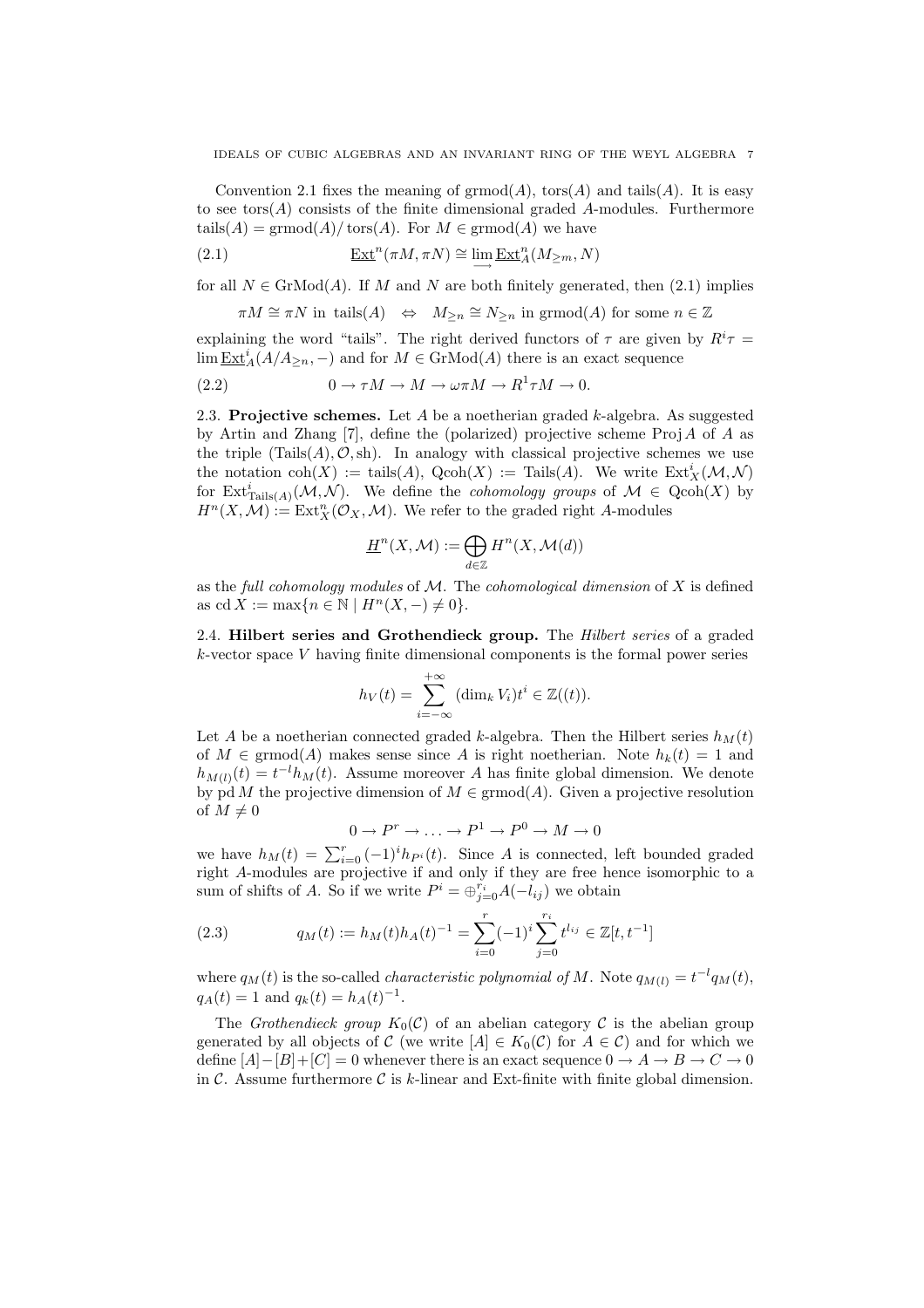Convention 2.1 fixes the meaning of $\operatorname{grmod}(A)$, $\operatorname{tors}(A)$ and $\operatorname{tails}(A)$. It is easy to see $\operatorname{tors}(A)$ consists of the finite dimensional graded $A$-modules. Furthermore $\operatorname{tails}(A) = \operatorname{grmod}(A)/\operatorname{tors}(A)$. For $M \in \operatorname{grmod}(A)$ we have

$$\underline{\operatorname{Ext}}^n(\pi M, \pi N) \cong \varinjlim \underline{\operatorname{Ext}}^n_A(M_{\geq m}, N) \tag{2.1}$$

for all $N \in \operatorname{GrMod}(A)$. If $M$ and $N$ are both finitely generated, then (2.1) implies

$$\pi M \cong \pi N \text{ in } \operatorname{tails}(A) \quad \Leftrightarrow \quad M_{\geq n} \cong N_{\geq n} \text{ in } \operatorname{grmod}(A) \text{ for some } n \in \mathbb{Z}$$

explaining the word "tails". The right derived functors of $\tau$ are given by $R^i\tau = \lim \underline{\operatorname{Ext}}^i_A(A/A_{\geq n}, -)$ and for $M \in \operatorname{GrMod}(A)$ there is an exact sequence

$$0 \to \tau M \to M \to \omega\pi M \to R^1\tau M \to 0. \tag{2.2}$$

**2.3. Projective schemes.** Let $A$ be a noetherian graded $k$-algebra. As suggested by Artin and Zhang [7], define the (polarized) projective scheme $\operatorname{Proj} A$ of $A$ as the triple $(\operatorname{Tails}(A), \mathcal{O}, \operatorname{sh})$. In analogy with classical projective schemes we use the notation $\operatorname{coh}(X) := \operatorname{tails}(A)$, $\operatorname{Qcoh}(X) := \operatorname{Tails}(A)$. We write $\operatorname{Ext}^i_X(\mathcal{M}, \mathcal{N})$ for $\operatorname{Ext}^i_{\operatorname{Tails}(A)}(\mathcal{M}, \mathcal{N})$. We define the *cohomology groups* of $\mathcal{M} \in \operatorname{Qcoh}(X)$ by $H^n(X, \mathcal{M}) := \operatorname{Ext}^n_X(\mathcal{O}_X, \mathcal{M})$. We refer to the graded right $A$-modules

$$\underline{H}^n(X, \mathcal{M}) := \bigoplus_{d \in \mathbb{Z}} H^n(X, \mathcal{M}(d))$$

as the *full cohomology modules* of $\mathcal{M}$. The *cohomological dimension* of $X$ is defined as $\operatorname{cd} X := \max\{n \in \mathbb{N} \mid H^n(X, -) \neq 0\}$.

**2.4. Hilbert series and Grothendieck group.** The *Hilbert series* of a graded $k$-vector space $V$ having finite dimensional components is the formal power series

$$h_V(t) = \sum_{i=-\infty}^{+\infty} (\dim_k V_i) t^i \in \mathbb{Z}((t)).$$

Let $A$ be a noetherian connected graded $k$-algebra. Then the Hilbert series $h_M(t)$ of $M \in \operatorname{grmod}(A)$ makes sense since $A$ is right noetherian. Note $h_k(t) = 1$ and $h_{M(l)}(t) = t^{-l} h_M(t)$. Assume moreover $A$ has finite global dimension. We denote by $\operatorname{pd} M$ the projective dimension of $M \in \operatorname{grmod}(A)$. Given a projective resolution of $M \neq 0$

$$0 \to P^r \to \ldots \to P^1 \to P^0 \to M \to 0$$

we have $h_M(t) = \sum_{i=0}^r (-1)^i h_{P^i}(t)$. Since $A$ is connected, left bounded graded right $A$-modules are projective if and only if they are free hence isomorphic to a sum of shifts of $A$. So if we write $P^i = \oplus_{j=0}^{r_i} A(-l_{ij})$ we obtain

$$q_M(t) := h_M(t) h_A(t)^{-1} = \sum_{i=0}^r (-1)^i \sum_{j=0}^{r_i} t^{l_{ij}} \in \mathbb{Z}[t, t^{-1}] \tag{2.3}$$

where $q_M(t)$ is the so-called *characteristic polynomial of* $M$. Note $q_{M(l)} = t^{-l} q_M(t)$, $q_A(t) = 1$ and $q_k(t) = h_A(t)^{-1}$.

The *Grothendieck group* $K_0(\mathcal{C})$ of an abelian category $\mathcal{C}$ is the abelian group generated by all objects of $\mathcal{C}$ (we write $[A] \in K_0(\mathcal{C})$ for $A \in \mathcal{C}$) and for which we define $[A] - [B] + [C] = 0$ whenever there is an exact sequence $0 \to A \to B \to C \to 0$ in $\mathcal{C}$. Assume furthermore $\mathcal{C}$ is $k$-linear and Ext-finite with finite global dimension.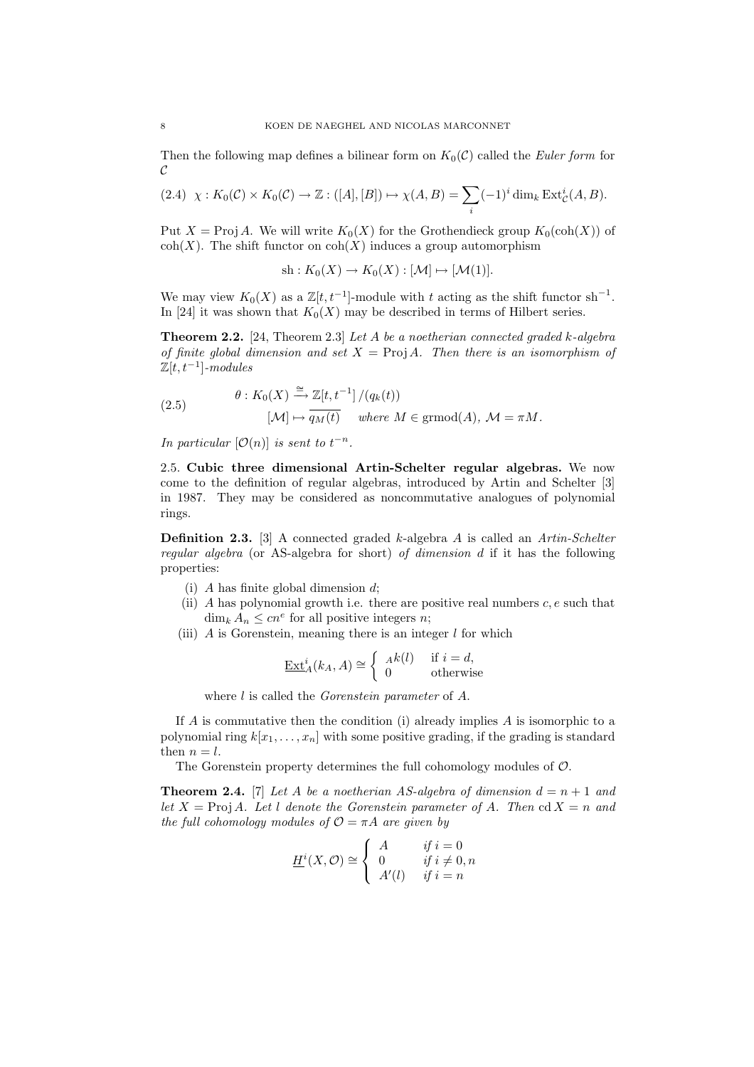Then the following map defines a bilinear form on $K_0(\mathcal{C})$ called the *Euler form* for $\mathcal{C}$

$$\chi : K_0(\mathcal{C}) \times K_0(\mathcal{C}) \to \mathbb{Z} : ([A],[B]) \mapsto \chi(A,B) = \sum_i (-1)^i \dim_k \operatorname{Ext}^i_{\mathcal{C}}(A,B). \tag{2.4}$$

Put $X = \operatorname{Proj} A$. We will write $K_0(X)$ for the Grothendieck group $K_0(\operatorname{coh}(X))$ of $\operatorname{coh}(X)$. The shift functor on $\operatorname{coh}(X)$ induces a group automorphism

$$\operatorname{sh} : K_0(X) \to K_0(X) : [\mathcal{M}] \mapsto [\mathcal{M}(1)].$$

We may view $K_0(X)$ as a $\mathbb{Z}[t,t^{-1}]$-module with $t$ acting as the shift functor $\operatorname{sh}^{-1}$. In [24] it was shown that $K_0(X)$ may be described in terms of Hilbert series.

**Theorem 2.2.** [24, Theorem 2.3] *Let $A$ be a noetherian connected graded $k$-algebra of finite global dimension and set $X = \operatorname{Proj} A$. Then there is an isomorphism of $\mathbb{Z}[t,t^{-1}]$-modules*

$$\begin{aligned} \theta : K_0(X) &\xrightarrow{\cong} \mathbb{Z}[t,t^{-1}]\,/(q_k(t)) \\ [\mathcal{M}] &\mapsto \overline{q_M(t)} \quad \text{where } M \in \operatorname{grmod}(A),\ \mathcal{M} = \pi M. \end{aligned} \tag{2.5}$$

*In particular $[\mathcal{O}(n)]$ is sent to $t^{-n}$.*

## 2.5. Cubic three dimensional Artin-Schelter regular algebras.

We now come to the definition of regular algebras, introduced by Artin and Schelter [3] in 1987. They may be considered as noncommutative analogues of polynomial rings.

**Definition 2.3.** [3] A connected graded $k$-algebra $A$ is called an *Artin-Schelter regular algebra* (or AS-algebra for short) *of dimension $d$* if it has the following properties:

(i) $A$ has finite global dimension $d$;
(ii) $A$ has polynomial growth i.e. there are positive real numbers $c, e$ such that $\dim_k A_n \leq cn^e$ for all positive integers $n$;
(iii) $A$ is Gorenstein, meaning there is an integer $l$ for which

$$\underline{\operatorname{Ext}}^i_A(k_A, A) \cong \begin{cases} {}_A k(l) & \text{if } i = d, \\ 0 & \text{otherwise} \end{cases}$$

where $l$ is called the *Gorenstein parameter* of $A$.

If $A$ is commutative then the condition (i) already implies $A$ is isomorphic to a polynomial ring $k[x_1,\ldots,x_n]$ with some positive grading, if the grading is standard then $n = l$.

The Gorenstein property determines the full cohomology modules of $\mathcal{O}$.

**Theorem 2.4.** [7] *Let $A$ be a noetherian AS-algebra of dimension $d = n+1$ and let $X = \operatorname{Proj} A$. Let $l$ denote the Gorenstein parameter of $A$. Then $\operatorname{cd} X = n$ and the full cohomology modules of $\mathcal{O} = \pi A$ are given by*

$$\underline{H}^i(X,\mathcal{O}) \cong \begin{cases} A & \text{if } i = 0 \\ 0 & \text{if } i \neq 0, n \\ A'(l) & \text{if } i = n \end{cases}$$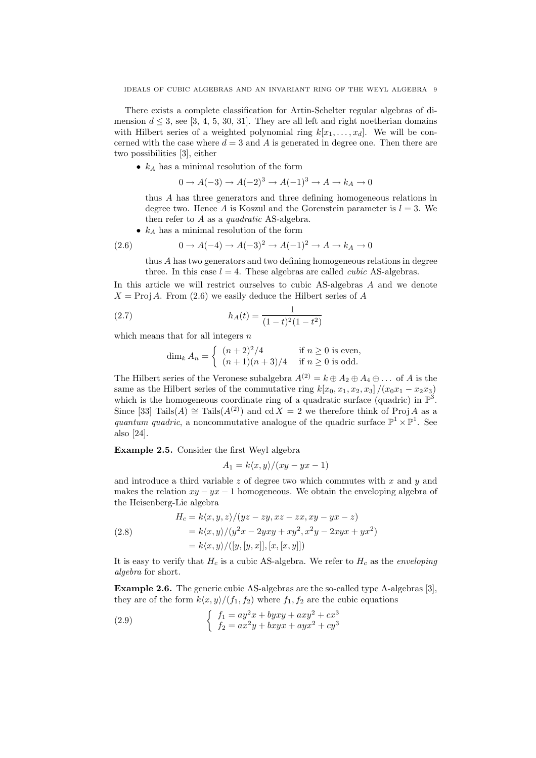There exists a complete classification for Artin-Schelter regular algebras of dimension $d \leq 3$, see [3, 4, 5, 30, 31]. They are all left and right noetherian domains with Hilbert series of a weighted polynomial ring $k[x_1, \ldots, x_d]$. We will be concerned with the case where $d = 3$ and $A$ is generated in degree one. Then there are two possibilities [3], either

- $k_A$ has a minimal resolution of the form

$$0 \to A(-3) \to A(-2)^3 \to A(-1)^3 \to A \to k_A \to 0$$

  thus $A$ has three generators and three defining homogeneous relations in degree two. Hence $A$ is Koszul and the Gorenstein parameter is $l = 3$. We then refer to $A$ as a *quadratic* AS-algebra.

- $k_A$ has a minimal resolution of the form

$$0 \to A(-4) \to A(-3)^2 \to A(-1)^2 \to A \to k_A \to 0 \tag{2.6}$$

  thus $A$ has two generators and two defining homogeneous relations in degree three. In this case $l = 4$. These algebras are called *cubic* AS-algebras.

In this article we will restrict ourselves to cubic AS-algebras $A$ and we denote $X = \operatorname{Proj} A$. From (2.6) we easily deduce the Hilbert series of $A$

$$h_A(t) = \frac{1}{(1-t)^2(1-t^2)} \tag{2.7}$$

which means that for all integers $n$

$$\dim_k A_n = \begin{cases} (n+2)^2/4 & \text{if } n \geq 0 \text{ is even,} \\ (n+1)(n+3)/4 & \text{if } n \geq 0 \text{ is odd.} \end{cases}$$

The Hilbert series of the Veronese subalgebra $A^{(2)} = k \oplus A_2 \oplus A_4 \oplus \ldots$ of $A$ is the same as the Hilbert series of the commutative ring $k[x_0, x_1, x_2, x_3]/(x_0 x_1 - x_2 x_3)$ which is the homogeneous coordinate ring of a quadratic surface (quadric) in $\mathbb{P}^3$. Since [33] $\operatorname{Tails}(A) \cong \operatorname{Tails}(A^{(2)})$ and $\operatorname{cd} X = 2$ we therefore think of $\operatorname{Proj} A$ as a *quantum quadric*, a noncommutative analogue of the quadric surface $\mathbb{P}^1 \times \mathbb{P}^1$. See also [24].

**Example 2.5.** Consider the first Weyl algebra

$$A_1 = k\langle x, y\rangle/(xy - yx - 1)$$

and introduce a third variable $z$ of degree two which commutes with $x$ and $y$ and makes the relation $xy - yx - 1$ homogeneous. We obtain the enveloping algebra of the Heisenberg-Lie algebra

$$\begin{aligned} H_c &= k\langle x, y, z\rangle/(yz - zy, xz - zx, xy - yx - z) \\ &= k\langle x, y\rangle/(y^2x - 2yxy + xy^2, x^2y - 2xyx + yx^2) \\ &= k\langle x, y\rangle/([y,[y,x]],[x,[x,y]]) \end{aligned} \tag{2.8}$$

It is easy to verify that $H_c$ is a cubic AS-algebra. We refer to $H_c$ as the *enveloping algebra* for short.

**Example 2.6.** The generic cubic AS-algebras are the so-called type A-algebras [3], they are of the form $k\langle x, y\rangle/(f_1, f_2)$ where $f_1, f_2$ are the cubic equations

$$\begin{cases} f_1 = ay^2x + byxy + axy^2 + cx^3 \\ f_2 = ax^2y + bxyx + ayx^2 + cy^3 \end{cases} \tag{2.9}$$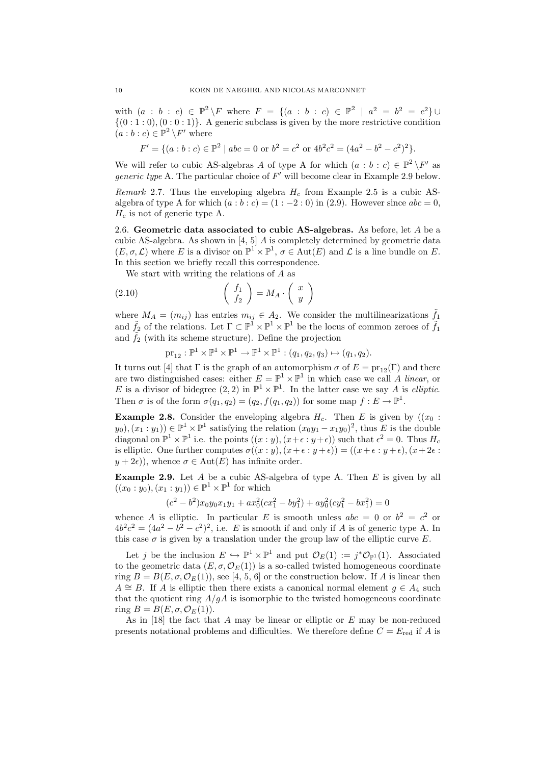with $(a : b : c) \in \mathbb{P}^2 \setminus F$ where $F = \{(a : b : c) \in \mathbb{P}^2 \mid a^2 = b^2 = c^2\} \cup \{(0 : 1 : 0), (0 : 0 : 1)\}$. A generic subclass is given by the more restrictive condition $(a : b : c) \in \mathbb{P}^2 \setminus F'$ where

$$F' = \{(a : b : c) \in \mathbb{P}^2 \mid abc = 0 \text{ or } b^2 = c^2 \text{ or } 4b^2c^2 = (4a^2 - b^2 - c^2)^2\}.$$

We will refer to cubic AS-algebras $A$ of type A for which $(a : b : c) \in \mathbb{P}^2 \setminus F'$ as *generic type* A. The particular choice of $F'$ will become clear in Example 2.9 below.

*Remark* 2.7. Thus the enveloping algebra $H_c$ from Example 2.5 is a cubic AS-algebra of type A for which $(a : b : c) = (1 : -2 : 0)$ in (2.9). However since $abc = 0$, $H_c$ is not of generic type A.

**2.6. Geometric data associated to cubic AS-algebras.** As before, let $A$ be a cubic AS-algebra. As shown in [4, 5] $A$ is completely determined by geometric data $(E, \sigma, \mathcal{L})$ where $E$ is a divisor on $\mathbb{P}^1 \times \mathbb{P}^1$, $\sigma \in \mathrm{Aut}(E)$ and $\mathcal{L}$ is a line bundle on $E$. In this section we briefly recall this correspondence.

We start with writing the relations of $A$ as

$$\begin{pmatrix} f_1 \\ f_2 \end{pmatrix} = M_A \cdot \begin{pmatrix} x \\ y \end{pmatrix} \tag{2.10}$$

where $M_A = (m_{ij})$ has entries $m_{ij} \in A_2$. We consider the multilinearizations $\tilde{f}_1$ and $\tilde{f}_2$ of the relations. Let $\Gamma \subset \mathbb{P}^1 \times \mathbb{P}^1 \times \mathbb{P}^1$ be the locus of common zeroes of $\tilde{f}_1$ and $\tilde{f}_2$ (with its scheme structure). Define the projection

$$\mathrm{pr}_{12} : \mathbb{P}^1 \times \mathbb{P}^1 \times \mathbb{P}^1 \to \mathbb{P}^1 \times \mathbb{P}^1 : (q_1, q_2, q_3) \mapsto (q_1, q_2).$$

It turns out [4] that $\Gamma$ is the graph of an automorphism $\sigma$ of $E = \mathrm{pr}_{12}(\Gamma)$ and there are two distinguished cases: either $E = \mathbb{P}^1 \times \mathbb{P}^1$ in which case we call $A$ *linear*, or $E$ is a divisor of bidegree $(2, 2)$ in $\mathbb{P}^1 \times \mathbb{P}^1$. In the latter case we say $A$ is *elliptic*. Then $\sigma$ is of the form $\sigma(q_1, q_2) = (q_2, f(q_1, q_2))$ for some map $f : E \to \mathbb{P}^1$.

**Example 2.8.** Consider the enveloping algebra $H_c$. Then $E$ is given by $((x_0 : y_0), (x_1 : y_1)) \in \mathbb{P}^1 \times \mathbb{P}^1$ satisfying the relation $(x_0y_1 - x_1y_0)^2$, thus $E$ is the double diagonal on $\mathbb{P}^1 \times \mathbb{P}^1$ i.e. the points $((x : y), (x + \epsilon : y + \epsilon))$ such that $\epsilon^2 = 0$. Thus $H_c$ is elliptic. One further computes $\sigma((x : y), (x + \epsilon : y + \epsilon)) = ((x + \epsilon : y + \epsilon), (x + 2\epsilon : y + 2\epsilon))$, whence $\sigma \in \mathrm{Aut}(E)$ has infinite order.

**Example 2.9.** Let $A$ be a cubic AS-algebra of type A. Then $E$ is given by all $((x_0 : y_0), (x_1 : y_1)) \in \mathbb{P}^1 \times \mathbb{P}^1$ for which

$$(c^2 - b^2)x_0y_0x_1y_1 + ax_0^2(cx_1^2 - by_1^2) + ay_0^2(cy_1^2 - bx_1^2) = 0$$

whence $A$ is elliptic. In particular $E$ is smooth unless $abc = 0$ or $b^2 = c^2$ or $4b^2c^2 = (4a^2 - b^2 - c^2)^2$, i.e. $E$ is smooth if and only if $A$ is of generic type A. In this case $\sigma$ is given by a translation under the group law of the elliptic curve $E$.

Let $j$ be the inclusion $E \hookrightarrow \mathbb{P}^1 \times \mathbb{P}^1$ and put $\mathcal{O}_E(1) := j^*\mathcal{O}_{\mathbb{P}^1}(1)$. Associated to the geometric data $(E, \sigma, \mathcal{O}_E(1))$ is a so-called twisted homogeneous coordinate ring $B = B(E, \sigma, \mathcal{O}_E(1))$, see [4, 5, 6] or the construction below. If $A$ is linear then $A \cong B$. If $A$ is elliptic then there exists a canonical normal element $g \in A_4$ such that the quotient ring $A/gA$ is isomorphic to the twisted homogeneous coordinate ring $B = B(E, \sigma, \mathcal{O}_E(1))$.

As in [18] the fact that $A$ may be linear or elliptic or $E$ may be non-reduced presents notational problems and difficulties. We therefore define $C = E_{\mathrm{red}}$ if $A$ is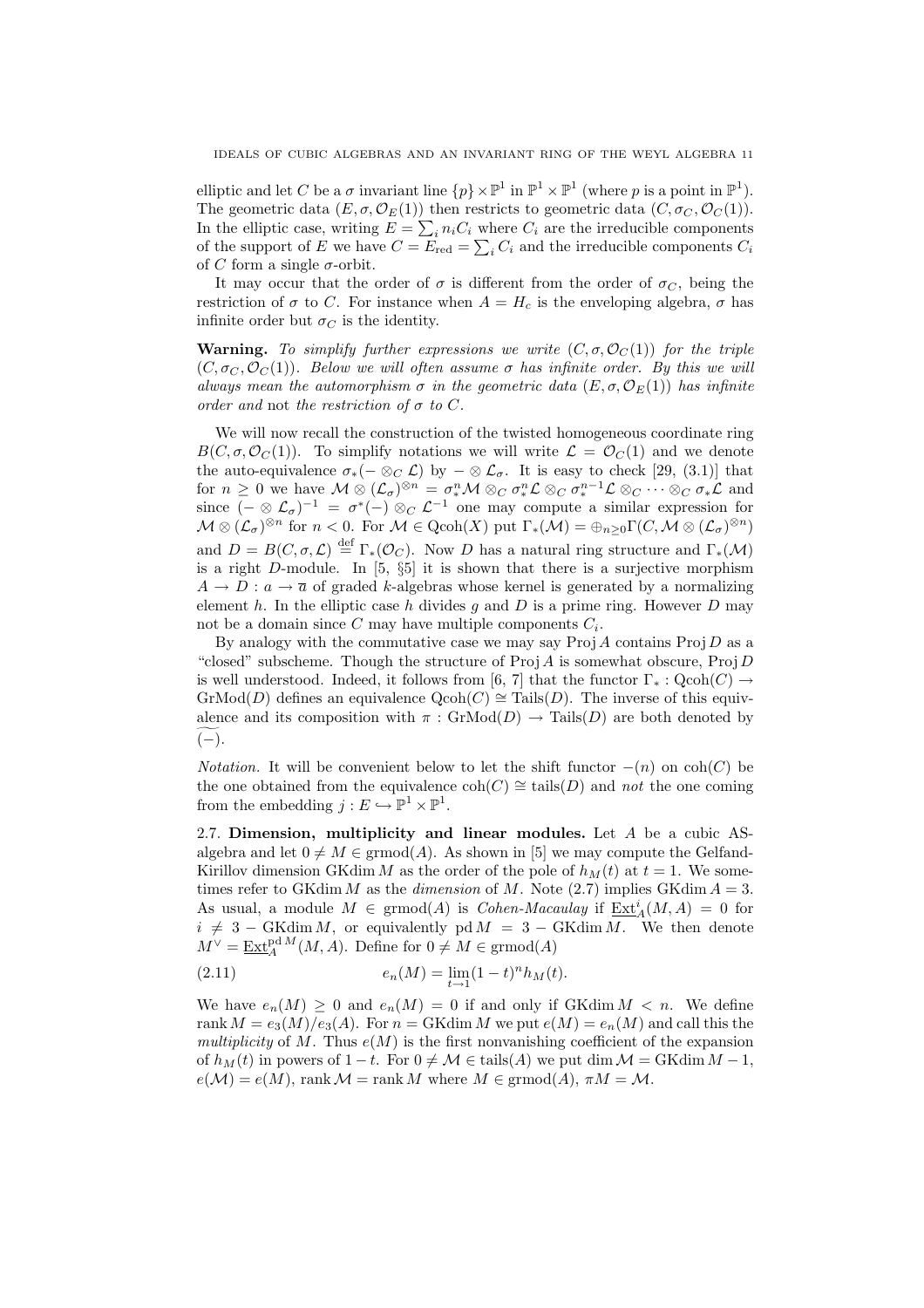elliptic and let $C$ be a $\sigma$ invariant line $\{p\} \times \mathbb{P}^1$ in $\mathbb{P}^1 \times \mathbb{P}^1$ (where $p$ is a point in $\mathbb{P}^1$). The geometric data $(E, \sigma, \mathcal{O}_E(1))$ then restricts to geometric data $(C, \sigma_C, \mathcal{O}_C(1))$. In the elliptic case, writing $E = \sum_i n_i C_i$ where $C_i$ are the irreducible components of the support of $E$ we have $C = E_{\text{red}} = \sum_i C_i$ and the irreducible components $C_i$ of $C$ form a single $\sigma$-orbit.

It may occur that the order of $\sigma$ is different from the order of $\sigma_C$, being the restriction of $\sigma$ to $C$. For instance when $A = H_c$ is the enveloping algebra, $\sigma$ has infinite order but $\sigma_C$ is the identity.

**Warning.** *To simplify further expressions we write $(C, \sigma, \mathcal{O}_C(1))$ for the triple $(C, \sigma_C, \mathcal{O}_C(1))$. Below we will often assume $\sigma$ has infinite order. By this we will always mean the automorphism $\sigma$ in the geometric data $(E, \sigma, \mathcal{O}_E(1))$ has infinite order and* not *the restriction of $\sigma$ to $C$.*

We will now recall the construction of the twisted homogeneous coordinate ring $B(C, \sigma, \mathcal{O}_C(1))$. To simplify notations we will write $\mathcal{L} = \mathcal{O}_C(1)$ and we denote the auto-equivalence $\sigma_*(- \otimes_C \mathcal{L})$ by $- \otimes \mathcal{L}_\sigma$. It is easy to check [29, (3.1)] that for $n \geq 0$ we have $\mathcal{M} \otimes (\mathcal{L}_\sigma)^{\otimes n} = \sigma_*^n \mathcal{M} \otimes_C \sigma_*^n \mathcal{L} \otimes_C \sigma_*^{n-1} \mathcal{L} \otimes_C \cdots \otimes_C \sigma_* \mathcal{L}$ and since $(- \otimes \mathcal{L}_\sigma)^{-1} = \sigma^*(-) \otimes_C \mathcal{L}^{-1}$ one may compute a similar expression for $\mathcal{M} \otimes (\mathcal{L}_\sigma)^{\otimes n}$ for $n < 0$. For $\mathcal{M} \in \operatorname{Qcoh}(X)$ put $\Gamma_*(\mathcal{M}) = \oplus_{n \geq 0} \Gamma(C, \mathcal{M} \otimes (\mathcal{L}_\sigma)^{\otimes n})$ and $D = B(C, \sigma, \mathcal{L}) \overset{\text{def}}{=} \Gamma_*(\mathcal{O}_C)$. Now $D$ has a natural ring structure and $\Gamma_*(\mathcal{M})$ is a right $D$-module. In [5, §5] it is shown that there is a surjective morphism $A \to D : a \to \overline{a}$ of graded $k$-algebras whose kernel is generated by a normalizing element $h$. In the elliptic case $h$ divides $g$ and $D$ is a prime ring. However $D$ may not be a domain since $C$ may have multiple components $C_i$.

By analogy with the commutative case we may say $\operatorname{Proj} A$ contains $\operatorname{Proj} D$ as a "closed" subscheme. Though the structure of $\operatorname{Proj} A$ is somewhat obscure, $\operatorname{Proj} D$ is well understood. Indeed, it follows from [6, 7] that the functor $\Gamma_* : \operatorname{Qcoh}(C) \to \operatorname{GrMod}(D)$ defines an equivalence $\operatorname{Qcoh}(C) \cong \operatorname{Tails}(D)$. The inverse of this equivalence and its composition with $\pi : \operatorname{GrMod}(D) \to \operatorname{Tails}(D)$ are both denoted by $\widetilde{(-)}$.

*Notation.* It will be convenient below to let the shift functor $-(n)$ on $\operatorname{coh}(C)$ be the one obtained from the equivalence $\operatorname{coh}(C) \cong \operatorname{tails}(D)$ and *not* the one coming from the embedding $j : E \hookrightarrow \mathbb{P}^1 \times \mathbb{P}^1$.

**2.7. Dimension, multiplicity and linear modules.** Let $A$ be a cubic AS-algebra and let $0 \neq M \in \operatorname{grmod}(A)$. As shown in [5] we may compute the Gelfand-Kirillov dimension $\operatorname{GKdim} M$ as the order of the pole of $h_M(t)$ at $t = 1$. We sometimes refer to $\operatorname{GKdim} M$ as the *dimension* of $M$. Note (2.7) implies $\operatorname{GKdim} A = 3$. As usual, a module $M \in \operatorname{grmod}(A)$ is *Cohen-Macaulay* if $\underline{\operatorname{Ext}}_A^i(M, A) = 0$ for $i \neq 3 - \operatorname{GKdim} M$, or equivalently $\operatorname{pd} M = 3 - \operatorname{GKdim} M$. We then denote $M^\vee = \underline{\operatorname{Ext}}_A^{\operatorname{pd} M}(M, A)$. Define for $0 \neq M \in \operatorname{grmod}(A)$

$$e_n(M) = \lim_{t \to 1} (1 - t)^n h_M(t). \tag{2.11}$$

We have $e_n(M) \geq 0$ and $e_n(M) = 0$ if and only if $\operatorname{GKdim} M < n$. We define $\operatorname{rank} M = e_3(M)/e_3(A)$. For $n = \operatorname{GKdim} M$ we put $e(M) = e_n(M)$ and call this the *multiplicity* of $M$. Thus $e(M)$ is the first nonvanishing coefficient of the expansion of $h_M(t)$ in powers of $1 - t$. For $0 \neq \mathcal{M} \in \operatorname{tails}(A)$ we put $\dim \mathcal{M} = \operatorname{GKdim} M - 1$, $e(\mathcal{M}) = e(M)$, $\operatorname{rank} \mathcal{M} = \operatorname{rank} M$ where $M \in \operatorname{grmod}(A)$, $\pi M = \mathcal{M}$.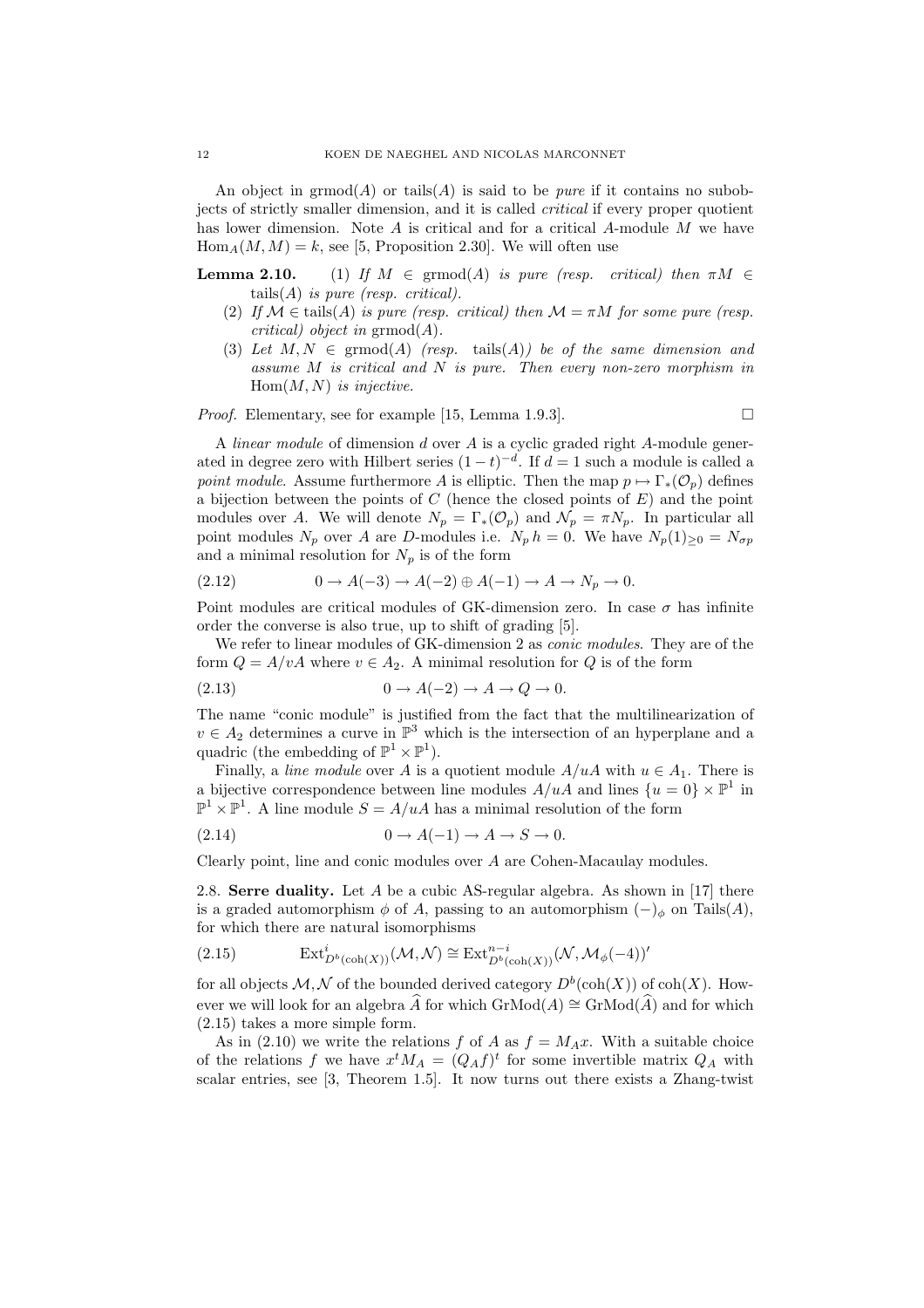An object in $\operatorname{grmod}(A)$ or $\operatorname{tails}(A)$ is said to be *pure* if it contains no subobjects of strictly smaller dimension, and it is called *critical* if every proper quotient has lower dimension. Note $A$ is critical and for a critical $A$-module $M$ we have $\operatorname{Hom}_A(M,M) = k$, see [5, Proposition 2.30]. We will often use

**Lemma 2.10.** *(1) If $M \in \operatorname{grmod}(A)$ is pure (resp. critical) then $\pi M \in \operatorname{tails}(A)$ is pure (resp. critical).*

*(2) If $\mathcal{M} \in \operatorname{tails}(A)$ is pure (resp. critical) then $\mathcal{M} = \pi M$ for some pure (resp. critical) object in $\operatorname{grmod}(A)$.*

*(3) Let $M, N \in \operatorname{grmod}(A)$ (resp. $\operatorname{tails}(A)$) be of the same dimension and assume $M$ is critical and $N$ is pure. Then every non-zero morphism in $\operatorname{Hom}(M,N)$ is injective.*

*Proof.* Elementary, see for example [15, Lemma 1.9.3]. □

A *linear module* of dimension $d$ over $A$ is a cyclic graded right $A$-module generated in degree zero with Hilbert series $(1-t)^{-d}$. If $d = 1$ such a module is called a *point module*. Assume furthermore $A$ is elliptic. Then the map $p \mapsto \Gamma_*(\mathcal{O}_p)$ defines a bijection between the points of $C$ (hence the closed points of $E$) and the point modules over $A$. We will denote $N_p = \Gamma_*(\mathcal{O}_p)$ and $\mathcal{N}_p = \pi N_p$. In particular all point modules $N_p$ over $A$ are $D$-modules i.e. $N_p\, h = 0$. We have $N_p(1)_{\geq 0} = N_{\sigma p}$ and a minimal resolution for $N_p$ is of the form

$$0 \to A(-3) \to A(-2) \oplus A(-1) \to A \to N_p \to 0. \tag{2.12}$$

Point modules are critical modules of GK-dimension zero. In case $\sigma$ has infinite order the converse is also true, up to shift of grading [5].

We refer to linear modules of GK-dimension 2 as *conic modules*. They are of the form $Q = A/vA$ where $v \in A_2$. A minimal resolution for $Q$ is of the form

$$0 \to A(-2) \to A \to Q \to 0. \tag{2.13}$$

The name "conic module" is justified from the fact that the multilinearization of $v \in A_2$ determines a curve in $\mathbb{P}^3$ which is the intersection of an hyperplane and a quadric (the embedding of $\mathbb{P}^1 \times \mathbb{P}^1$).

Finally, a *line module* over $A$ is a quotient module $A/uA$ with $u \in A_1$. There is a bijective correspondence between line modules $A/uA$ and lines $\{u = 0\} \times \mathbb{P}^1$ in $\mathbb{P}^1 \times \mathbb{P}^1$. A line module $S = A/uA$ has a minimal resolution of the form

$$0 \to A(-1) \to A \to S \to 0. \tag{2.14}$$

Clearly point, line and conic modules over $A$ are Cohen-Macaulay modules.

2.8. **Serre duality.** Let $A$ be a cubic AS-regular algebra. As shown in [17] there is a graded automorphism $\phi$ of $A$, passing to an automorphism $(-)_\phi$ on $\operatorname{Tails}(A)$, for which there are natural isomorphisms

$$\operatorname{Ext}^i_{D^b(\operatorname{coh}(X))}(\mathcal{M}, \mathcal{N}) \cong \operatorname{Ext}^{n-i}_{D^b(\operatorname{coh}(X))}(\mathcal{N}, \mathcal{M}_\phi(-4))' \tag{2.15}$$

for all objects $\mathcal{M}, \mathcal{N}$ of the bounded derived category $D^b(\operatorname{coh}(X))$ of $\operatorname{coh}(X)$. However we will look for an algebra $\widehat{A}$ for which $\operatorname{GrMod}(A) \cong \operatorname{GrMod}(\widehat{A})$ and for which (2.15) takes a more simple form.

As in (2.10) we write the relations $f$ of $A$ as $f = M_A x$. With a suitable choice of the relations $f$ we have $x^t M_A = (Q_A f)^t$ for some invertible matrix $Q_A$ with scalar entries, see [3, Theorem 1.5]. It now turns out there exists a Zhang-twist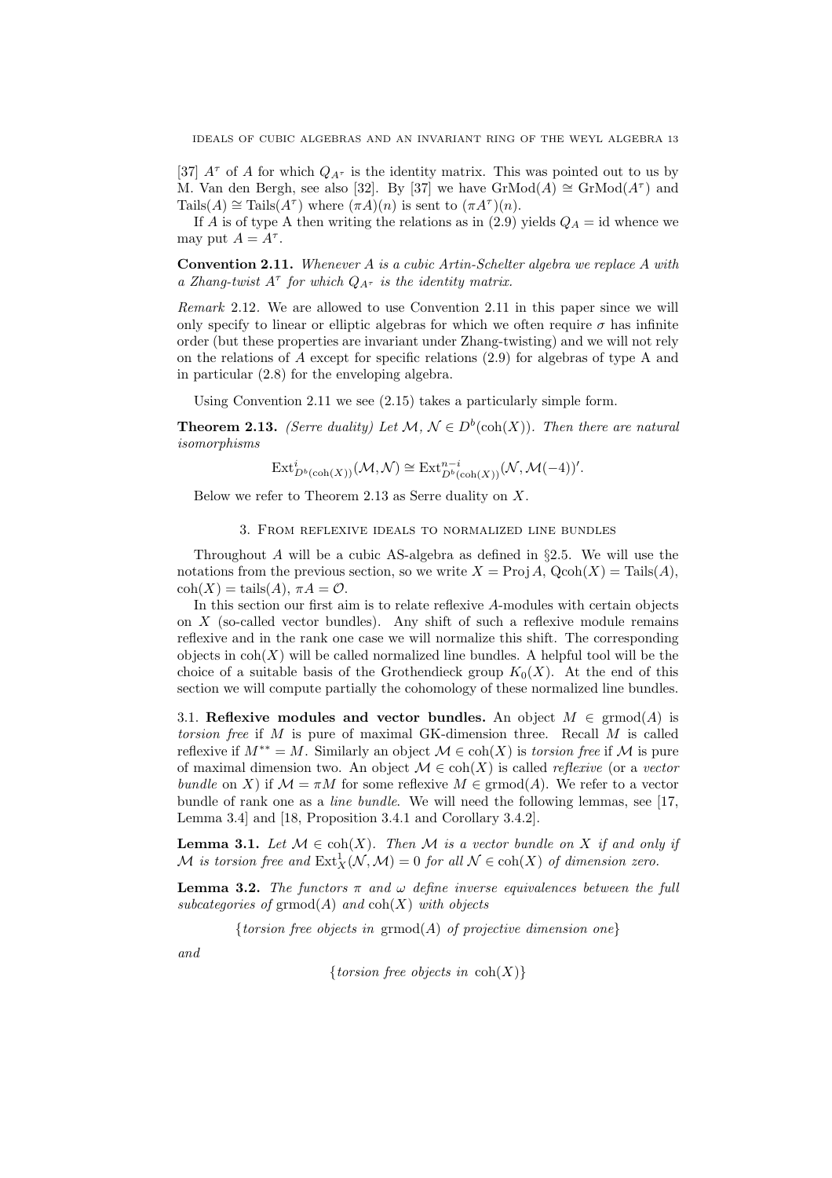[37] $A^\tau$ of $A$ for which $Q_{A^\tau}$ is the identity matrix. This was pointed out to us by M. Van den Bergh, see also [32]. By [37] we have $\operatorname{GrMod}(A) \cong \operatorname{GrMod}(A^\tau)$ and $\operatorname{Tails}(A) \cong \operatorname{Tails}(A^\tau)$ where $(\pi A)(n)$ is sent to $(\pi A^\tau)(n)$.

If $A$ is of type A then writing the relations as in (2.9) yields $Q_A = \mathrm{id}$ whence we may put $A = A^\tau$.

**Convention 2.11.** *Whenever $A$ is a cubic Artin-Schelter algebra we replace $A$ with a Zhang-twist $A^\tau$ for which $Q_{A^\tau}$ is the identity matrix.*

*Remark* 2.12. We are allowed to use Convention 2.11 in this paper since we will only specify to linear or elliptic algebras for which we often require $\sigma$ has infinite order (but these properties are invariant under Zhang-twisting) and we will not rely on the relations of $A$ except for specific relations (2.9) for algebras of type A and in particular (2.8) for the enveloping algebra.

Using Convention 2.11 we see (2.15) takes a particularly simple form.

**Theorem 2.13.** *(Serre duality) Let $\mathcal{M}$, $\mathcal{N} \in D^b(\operatorname{coh}(X))$. Then there are natural isomorphisms*

$$\operatorname{Ext}^i_{D^b(\operatorname{coh}(X))}(\mathcal{M}, \mathcal{N}) \cong \operatorname{Ext}^{n-i}_{D^b(\operatorname{coh}(X))}(\mathcal{N}, \mathcal{M}(-4))'.$$

Below we refer to Theorem 2.13 as Serre duality on $X$.

## 3. From reflexive ideals to normalized line bundles

Throughout $A$ will be a cubic AS-algebra as defined in §2.5. We will use the notations from the previous section, so we write $X = \operatorname{Proj} A$, $\operatorname{Qcoh}(X) = \operatorname{Tails}(A)$, $\operatorname{coh}(X) = \operatorname{tails}(A)$, $\pi A = \mathcal{O}$.

In this section our first aim is to relate reflexive $A$-modules with certain objects on $X$ (so-called vector bundles). Any shift of such a reflexive module remains reflexive and in the rank one case we will normalize this shift. The corresponding objects in $\operatorname{coh}(X)$ will be called normalized line bundles. A helpful tool will be the choice of a suitable basis of the Grothendieck group $K_0(X)$. At the end of this section we will compute partially the cohomology of these normalized line bundles.

### 3.1. Reflexive modules and vector bundles.

An object $M \in \operatorname{grmod}(A)$ is *torsion free* if $M$ is pure of maximal GK-dimension three. Recall $M$ is called reflexive if $M^{**} = M$. Similarly an object $\mathcal{M} \in \operatorname{coh}(X)$ is *torsion free* if $\mathcal{M}$ is pure of maximal dimension two. An object $\mathcal{M} \in \operatorname{coh}(X)$ is called *reflexive* (or a *vector bundle* on $X$) if $\mathcal{M} = \pi M$ for some reflexive $M \in \operatorname{grmod}(A)$. We refer to a vector bundle of rank one as a *line bundle*. We will need the following lemmas, see [17, Lemma 3.4] and [18, Proposition 3.4.1 and Corollary 3.4.2].

**Lemma 3.1.** *Let $\mathcal{M} \in \operatorname{coh}(X)$. Then $\mathcal{M}$ is a vector bundle on $X$ if and only if $\mathcal{M}$ is torsion free and $\operatorname{Ext}^1_X(\mathcal{N}, \mathcal{M}) = 0$ for all $\mathcal{N} \in \operatorname{coh}(X)$ of dimension zero.*

**Lemma 3.2.** *The functors $\pi$ and $\omega$ define inverse equivalences between the full subcategories of $\operatorname{grmod}(A)$ and $\operatorname{coh}(X)$ with objects*

$$\{\textit{torsion free objects in } \operatorname{grmod}(A) \textit{ of projective dimension one}\}$$

*and*

$$\{\textit{torsion free objects in } \operatorname{coh}(X)\}$$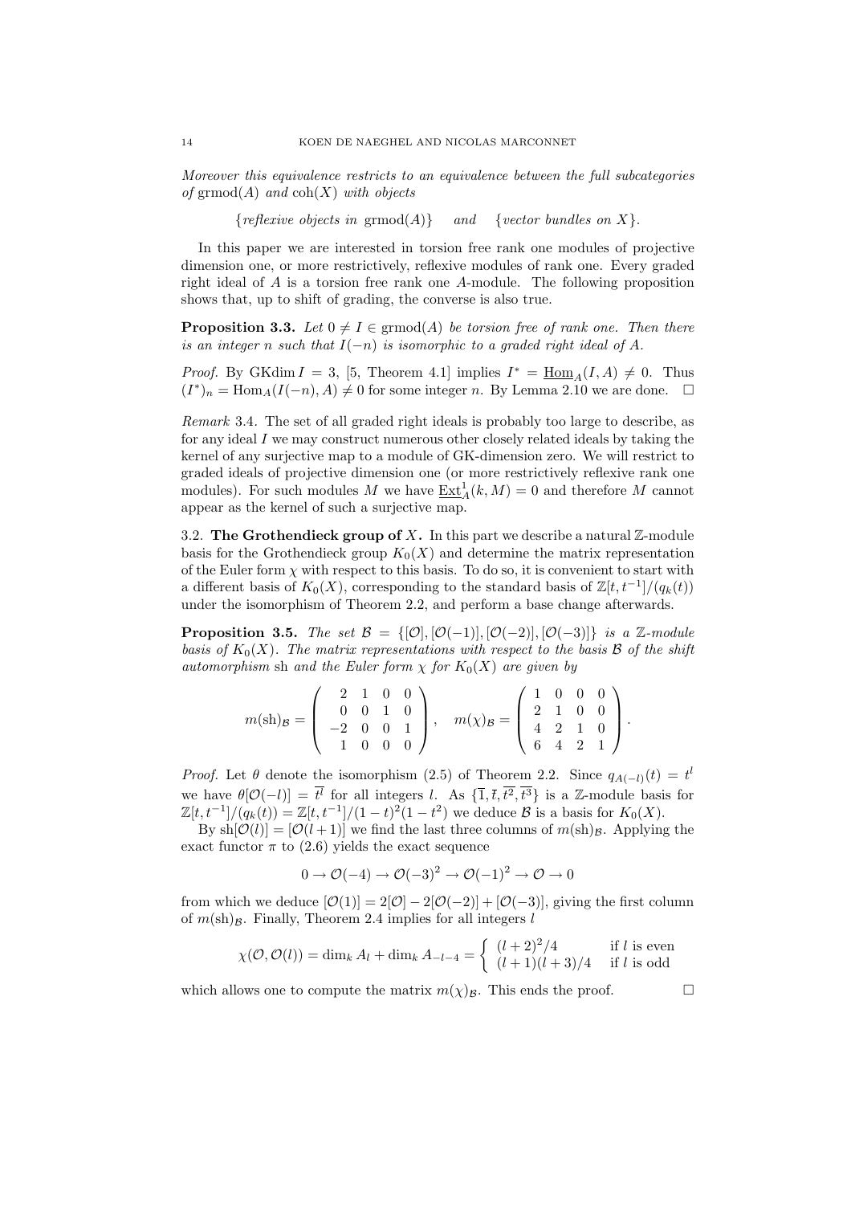*Moreover this equivalence restricts to an equivalence between the full subcategories of* $\operatorname{grmod}(A)$ *and* $\operatorname{coh}(X)$ *with objects*

$$\{\textit{reflexive objects in } \operatorname{grmod}(A)\} \quad \textit{and} \quad \{\textit{vector bundles on } X\}.$$

In this paper we are interested in torsion free rank one modules of projective dimension one, or more restrictively, reflexive modules of rank one. Every graded right ideal of $A$ is a torsion free rank one $A$-module. The following proposition shows that, up to shift of grading, the converse is also true.

**Proposition 3.3.** *Let* $0 \neq I \in \operatorname{grmod}(A)$ *be torsion free of rank one. Then there is an integer* $n$ *such that* $I(-n)$ *is isomorphic to a graded right ideal of* $A$*.*

*Proof.* By $\operatorname{GKdim} I = 3$, [5, Theorem 4.1] implies $I^* = \underline{\operatorname{Hom}}_A(I, A) \neq 0$. Thus $(I^*)_n = \operatorname{Hom}_A(I(-n), A) \neq 0$ for some integer $n$. By Lemma 2.10 we are done. $\square$

*Remark* 3.4. The set of all graded right ideals is probably too large to describe, as for any ideal $I$ we may construct numerous other closely related ideals by taking the kernel of any surjective map to a module of GK-dimension zero. We will restrict to graded ideals of projective dimension one (or more restrictively reflexive rank one modules). For such modules $M$ we have $\underline{\operatorname{Ext}}^1_A(k, M) = 0$ and therefore $M$ cannot appear as the kernel of such a surjective map.

3.2. **The Grothendieck group of** $X$**.** In this part we describe a natural $\mathbb{Z}$-module basis for the Grothendieck group $K_0(X)$ and determine the matrix representation of the Euler form $\chi$ with respect to this basis. To do so, it is convenient to start with a different basis of $K_0(X)$, corresponding to the standard basis of $\mathbb{Z}[t, t^{-1}]/(q_k(t))$ under the isomorphism of Theorem 2.2, and perform a base change afterwards.

**Proposition 3.5.** *The set* $\mathcal{B} = \{[\mathcal{O}], [\mathcal{O}(-1)], [\mathcal{O}(-2)], [\mathcal{O}(-3)]\}$ *is a* $\mathbb{Z}$*-module basis of* $K_0(X)$*. The matrix representations with respect to the basis* $\mathcal{B}$ *of the shift automorphism* $\operatorname{sh}$ *and the Euler form* $\chi$ *for* $K_0(X)$ *are given by*

$$m(\operatorname{sh})_{\mathcal{B}} = \begin{pmatrix} 2 & 1 & 0 & 0 \\ 0 & 0 & 1 & 0 \\ -2 & 0 & 0 & 1 \\ 1 & 0 & 0 & 0 \end{pmatrix}, \quad m(\chi)_{\mathcal{B}} = \begin{pmatrix} 1 & 0 & 0 & 0 \\ 2 & 1 & 0 & 0 \\ 4 & 2 & 1 & 0 \\ 6 & 4 & 2 & 1 \end{pmatrix}.$$

*Proof.* Let $\theta$ denote the isomorphism (2.5) of Theorem 2.2. Since $q_{A(-l)}(t) = t^l$ we have $\theta[\mathcal{O}(-l)] = \overline{t^l}$ for all integers $l$. As $\{\overline{1}, \overline{t}, \overline{t^2}, \overline{t^3}\}$ is a $\mathbb{Z}$-module basis for $\mathbb{Z}[t, t^{-1}]/(q_k(t)) = \mathbb{Z}[t, t^{-1}]/(1-t)^2(1-t^2)$ we deduce $\mathcal{B}$ is a basis for $K_0(X)$.

By $\operatorname{sh}[\mathcal{O}(l)] = [\mathcal{O}(l+1)]$ we find the last three columns of $m(\operatorname{sh})_{\mathcal{B}}$. Applying the exact functor $\pi$ to (2.6) yields the exact sequence

$$0 \to \mathcal{O}(-4) \to \mathcal{O}(-3)^2 \to \mathcal{O}(-1)^2 \to \mathcal{O} \to 0$$

from which we deduce $[\mathcal{O}(1)] = 2[\mathcal{O}] - 2[\mathcal{O}(-2)] + [\mathcal{O}(-3)]$, giving the first column of $m(\operatorname{sh})_{\mathcal{B}}$. Finally, Theorem 2.4 implies for all integers $l$

$$\chi(\mathcal{O}, \mathcal{O}(l)) = \dim_k A_l + \dim_k A_{-l-4} = \begin{cases} (l+2)^2/4 & \text{if } l \text{ is even} \\ (l+1)(l+3)/4 & \text{if } l \text{ is odd} \end{cases}$$

which allows one to compute the matrix $m(\chi)_{\mathcal{B}}$. This ends the proof. $\square$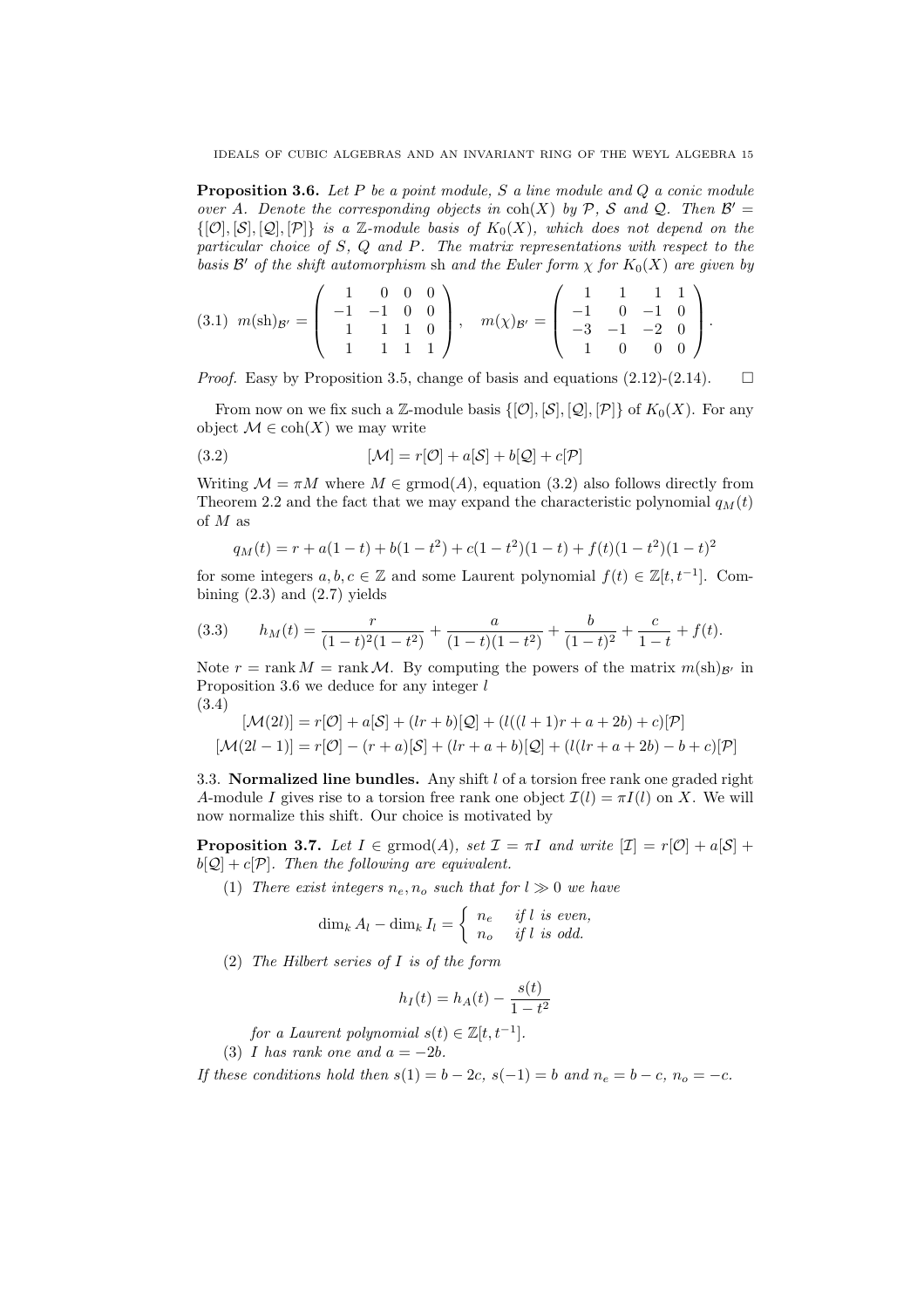**Proposition 3.6.** *Let $P$ be a point module, $S$ a line module and $Q$ a conic module over $A$. Denote the corresponding objects in $\operatorname{coh}(X)$ by $\mathcal{P}$, $\mathcal{S}$ and $\mathcal{Q}$. Then $\mathcal{B}' = \{[\mathcal{O}], [\mathcal{S}], [\mathcal{Q}], [\mathcal{P}]\}$ is a $\mathbb{Z}$-module basis of $K_0(X)$, which does not depend on the particular choice of $S$, $Q$ and $P$. The matrix representations with respect to the basis $\mathcal{B}'$ of the shift automorphism $\operatorname{sh}$ and the Euler form $\chi$ for $K_0(X)$ are given by*

$$
(3.1)\quad m(\operatorname{sh})_{\mathcal{B}'} = \begin{pmatrix} 1 & 0 & 0 & 0 \\ -1 & -1 & 0 & 0 \\ 1 & 1 & 1 & 0 \\ 1 & 1 & 1 & 1 \end{pmatrix}, \quad m(\chi)_{\mathcal{B}'} = \begin{pmatrix} 1 & 1 & 1 & 1 \\ -1 & 0 & -1 & 0 \\ -3 & -1 & -2 & 0 \\ 1 & 0 & 0 & 0 \end{pmatrix}.
$$

*Proof.* Easy by Proposition 3.5, change of basis and equations (2.12)-(2.14). $\square$

From now on we fix such a $\mathbb{Z}$-module basis $\{[\mathcal{O}], [\mathcal{S}], [\mathcal{Q}], [\mathcal{P}]\}$ of $K_0(X)$. For any object $\mathcal{M} \in \operatorname{coh}(X)$ we may write

$$
(3.2)\qquad [\mathcal{M}] = r[\mathcal{O}] + a[\mathcal{S}] + b[\mathcal{Q}] + c[\mathcal{P}]
$$

Writing $\mathcal{M} = \pi M$ where $M \in \operatorname{grmod}(A)$, equation (3.2) also follows directly from Theorem 2.2 and the fact that we may expand the characteristic polynomial $q_M(t)$ of $M$ as

$$
q_M(t) = r + a(1-t) + b(1-t^2) + c(1-t^2)(1-t) + f(t)(1-t^2)(1-t)^2
$$

for some integers $a, b, c \in \mathbb{Z}$ and some Laurent polynomial $f(t) \in \mathbb{Z}[t, t^{-1}]$. Combining (2.3) and (2.7) yields

$$
(3.3)\qquad h_M(t) = \frac{r}{(1-t)^2(1-t^2)} + \frac{a}{(1-t)(1-t^2)} + \frac{b}{(1-t)^2} + \frac{c}{1-t} + f(t).
$$

Note $r = \operatorname{rank} M = \operatorname{rank} \mathcal{M}$. By computing the powers of the matrix $m(\operatorname{sh})_{\mathcal{B}'}$ in Proposition 3.6 we deduce for any integer $l$

(3.4)
$$
\begin{aligned}
[\mathcal{M}(2l)] &= r[\mathcal{O}] + a[\mathcal{S}] + (lr + b)[\mathcal{Q}] + (l((l+1)r + a + 2b) + c)[\mathcal{P}] \\
[\mathcal{M}(2l-1)] &= r[\mathcal{O}] - (r + a)[\mathcal{S}] + (lr + a + b)[\mathcal{Q}] + (l(lr + a + 2b) - b + c)[\mathcal{P}]
\end{aligned}
$$

## 3.3. Normalized line bundles.

Any shift $l$ of a torsion free rank one graded right $A$-module $I$ gives rise to a torsion free rank one object $\mathcal{I}(l) = \pi I(l)$ on $X$. We will now normalize this shift. Our choice is motivated by

**Proposition 3.7.** *Let $I \in \operatorname{grmod}(A)$, set $\mathcal{I} = \pi I$ and write $[\mathcal{I}] = r[\mathcal{O}] + a[\mathcal{S}] + b[\mathcal{Q}] + c[\mathcal{P}]$. Then the following are equivalent.*

1. *There exist integers $n_e, n_o$ such that for $l \gg 0$ we have*
$$
\dim_k A_l - \dim_k I_l = \begin{cases} n_e & \text{if } l \text{ is even,} \\ n_o & \text{if } l \text{ is odd.} \end{cases}
$$
2. *The Hilbert series of $I$ is of the form*
$$
h_I(t) = h_A(t) - \frac{s(t)}{1-t^2}
$$
*for a Laurent polynomial $s(t) \in \mathbb{Z}[t, t^{-1}]$.*
3. *$I$ has rank one and $a = -2b$.*

*If these conditions hold then $s(1) = b - 2c$, $s(-1) = b$ and $n_e = b - c$, $n_o = -c$.*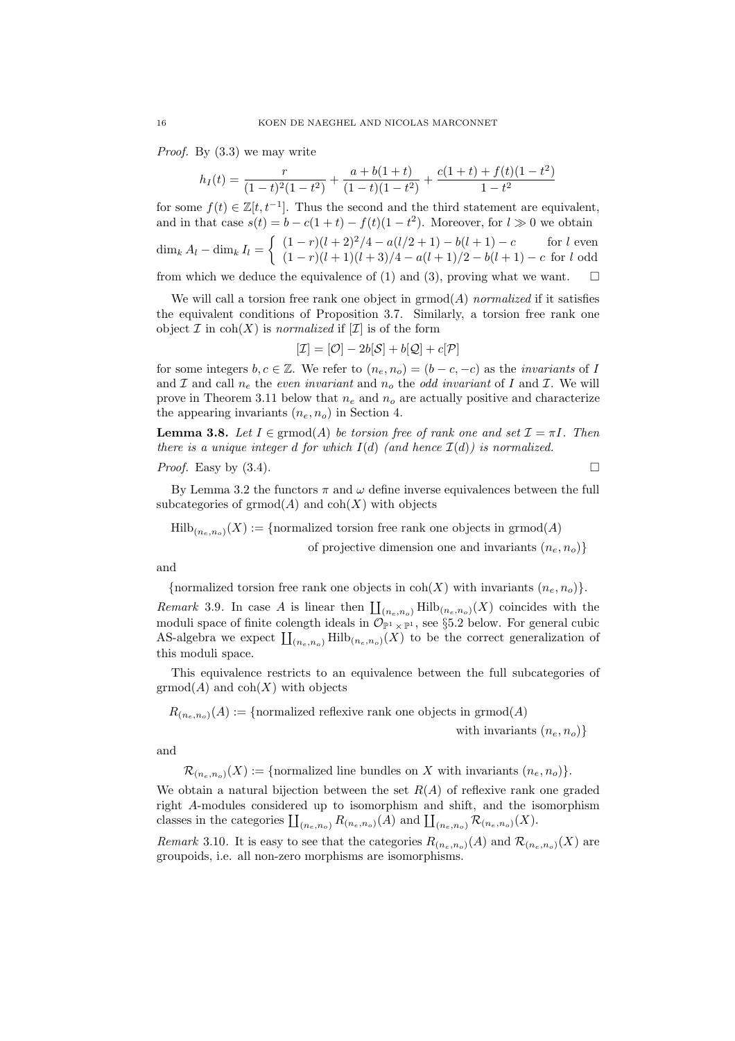*Proof.* By (3.3) we may write

$$h_I(t) = \frac{r}{(1-t)^2(1-t^2)} + \frac{a+b(1+t)}{(1-t)(1-t^2)} + \frac{c(1+t)+f(t)(1-t^2)}{1-t^2}$$

for some $f(t) \in \mathbb{Z}[t,t^{-1}]$. Thus the second and the third statement are equivalent, and in that case $s(t) = b - c(1+t) - f(t)(1-t^2)$. Moreover, for $l \gg 0$ we obtain

$$\dim_k A_l - \dim_k I_l = \begin{cases} (1-r)(l+2)^2/4 - a(l/2+1) - b(l+1) - c & \text{for } l \text{ even} \\ (1-r)(l+1)(l+3)/4 - a(l+1)/2 - b(l+1) - c & \text{for } l \text{ odd} \end{cases}$$

from which we deduce the equivalence of (1) and (3), proving what we want. $\square$

We will call a torsion free rank one object in $\operatorname{grmod}(A)$ *normalized* if it satisfies the equivalent conditions of Proposition 3.7. Similarly, a torsion free rank one object $\mathcal{I}$ in $\operatorname{coh}(X)$ is *normalized* if $[\mathcal{I}]$ is of the form

$$[\mathcal{I}] = [\mathcal{O}] - 2b[\mathcal{S}] + b[\mathcal{Q}] + c[\mathcal{P}]$$

for some integers $b, c \in \mathbb{Z}$. We refer to $(n_e, n_o) = (b-c, -c)$ as the *invariants* of $I$ and $\mathcal{I}$ and call $n_e$ the *even invariant* and $n_o$ the *odd invariant* of $I$ and $\mathcal{I}$. We will prove in Theorem 3.11 below that $n_e$ and $n_o$ are actually positive and characterize the appearing invariants $(n_e, n_o)$ in Section 4.

**Lemma 3.8.** *Let $I \in \operatorname{grmod}(A)$ be torsion free of rank one and set $\mathcal{I} = \pi I$. Then there is a unique integer $d$ for which $I(d)$ (and hence $\mathcal{I}(d)$) is normalized.*

*Proof.* Easy by (3.4). $\square$

By Lemma 3.2 the functors $\pi$ and $\omega$ define inverse equivalences between the full subcategories of $\operatorname{grmod}(A)$ and $\operatorname{coh}(X)$ with objects

$$\operatorname{Hilb}_{(n_e,n_o)}(X) := \{\text{normalized torsion free rank one objects in } \operatorname{grmod}(A) \text{ of projective dimension one and invariants } (n_e,n_o)\}$$

and

$$\{\text{normalized torsion free rank one objects in } \operatorname{coh}(X) \text{ with invariants } (n_e,n_o)\}.$$

*Remark* 3.9. In case $A$ is linear then $\coprod_{(n_e,n_o)} \operatorname{Hilb}_{(n_e,n_o)}(X)$ coincides with the moduli space of finite colength ideals in $\mathcal{O}_{\mathbb{P}^1\times\mathbb{P}^1}$, see §5.2 below. For general cubic AS-algebra we expect $\coprod_{(n_e,n_o)} \operatorname{Hilb}_{(n_e,n_o)}(X)$ to be the correct generalization of this moduli space.

This equivalence restricts to an equivalence between the full subcategories of $\operatorname{grmod}(A)$ and $\operatorname{coh}(X)$ with objects

$$R_{(n_e,n_o)}(A) := \{\text{normalized reflexive rank one objects in } \operatorname{grmod}(A) \text{ with invariants } (n_e,n_o)\}$$

and

$$\mathcal{R}_{(n_e,n_o)}(X) := \{\text{normalized line bundles on } X \text{ with invariants } (n_e,n_o)\}.$$

We obtain a natural bijection between the set $R(A)$ of reflexive rank one graded right $A$-modules considered up to isomorphism and shift, and the isomorphism classes in the categories $\coprod_{(n_e,n_o)} R_{(n_e,n_o)}(A)$ and $\coprod_{(n_e,n_o)} \mathcal{R}_{(n_e,n_o)}(X)$.

*Remark* 3.10. It is easy to see that the categories $R_{(n_e,n_o)}(A)$ and $\mathcal{R}_{(n_e,n_o)}(X)$ are groupoids, i.e. all non-zero morphisms are isomorphisms.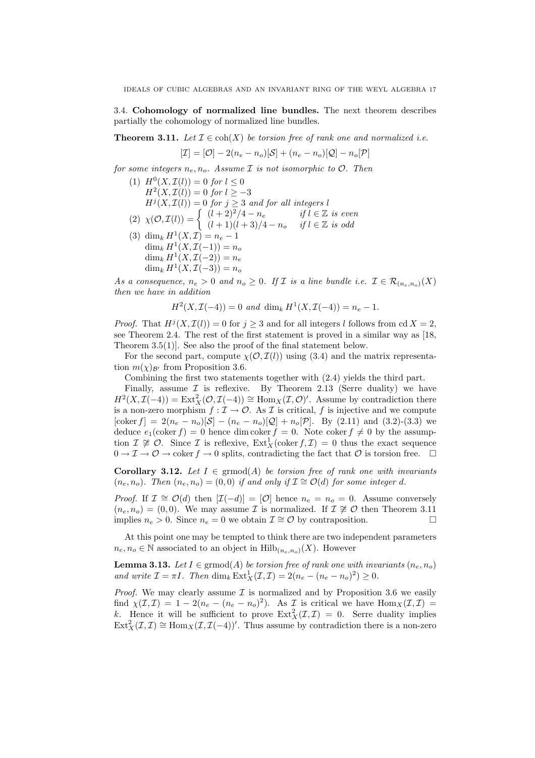### 3.4. Cohomology of normalized line bundles.

The next theorem describes partially the cohomology of normalized line bundles.

**Theorem 3.11.** *Let $\mathcal{I} \in \operatorname{coh}(X)$ be torsion free of rank one and normalized i.e.*

$$[\mathcal{I}] = [\mathcal{O}] - 2(n_e - n_o)[\mathcal{S}] + (n_e - n_o)[\mathcal{Q}] - n_o[\mathcal{P}]$$

*for some integers $n_e, n_o$. Assume $\mathcal{I}$ is not isomorphic to $\mathcal{O}$. Then*

1. $H^0(X, \mathcal{I}(l)) = 0$ *for* $l \leq 0$
   $H^2(X, \mathcal{I}(l)) = 0$ *for* $l \geq -3$
   $H^j(X, \mathcal{I}(l)) = 0$ *for* $j \geq 3$ *and for all integers* $l$
2. $\chi(\mathcal{O}, \mathcal{I}(l)) = \begin{cases} (l+2)^2/4 - n_e & \text{if } l \in \mathbb{Z} \text{ is even} \\ (l+1)(l+3)/4 - n_o & \text{if } l \in \mathbb{Z} \text{ is odd} \end{cases}$
3. $\dim_k H^1(X, \mathcal{I}) = n_e - 1$
   $\dim_k H^1(X, \mathcal{I}(-1)) = n_o$
   $\dim_k H^1(X, \mathcal{I}(-2)) = n_e$
   $\dim_k H^1(X, \mathcal{I}(-3)) = n_o$

*As a consequence, $n_e > 0$ and $n_o \geq 0$. If $\mathcal{I}$ is a line bundle i.e. $\mathcal{I} \in \mathcal{R}_{(n_e,n_o)}(X)$ then we have in addition*

$$H^2(X, \mathcal{I}(-4)) = 0 \text{ and } \dim_k H^1(X, \mathcal{I}(-4)) = n_e - 1.$$

*Proof.* That $H^j(X, \mathcal{I}(l)) = 0$ for $j \geq 3$ and for all integers $l$ follows from $\operatorname{cd} X = 2$, see Theorem 2.4. The rest of the first statement is proved in a similar way as [18, Theorem 3.5(1)]. See also the proof of the final statement below.

For the second part, compute $\chi(\mathcal{O}, \mathcal{I}(l))$ using (3.4) and the matrix representation $m(\chi)_{\mathcal{B}'}$ from Proposition 3.6.

Combining the first two statements together with (2.4) yields the third part.

Finally, assume $\mathcal{I}$ is reflexive. By Theorem 2.13 (Serre duality) we have $H^2(X, \mathcal{I}(-4)) = \operatorname{Ext}^2_X(\mathcal{O}, \mathcal{I}(-4)) \cong \operatorname{Hom}_X(\mathcal{I}, \mathcal{O})'$. Assume by contradiction there is a non-zero morphism $f : \mathcal{I} \to \mathcal{O}$. As $\mathcal{I}$ is critical, $f$ is injective and we compute $[\operatorname{coker} f] = 2(n_e - n_o)[\mathcal{S}] - (n_e - n_o)[\mathcal{Q}] + n_o[\mathcal{P}]$. By (2.11) and (3.2)-(3.3) we deduce $e_1(\operatorname{coker} f) = 0$ hence $\dim \operatorname{coker} f = 0$. Note $\operatorname{coker} f \neq 0$ by the assumption $\mathcal{I} \not\cong \mathcal{O}$. Since $\mathcal{I}$ is reflexive, $\operatorname{Ext}^1_X(\operatorname{coker} f, \mathcal{I}) = 0$ thus the exact sequence $0 \to \mathcal{I} \to \mathcal{O} \to \operatorname{coker} f \to 0$ splits, contradicting the fact that $\mathcal{O}$ is torsion free. $\square$

**Corollary 3.12.** *Let $I \in \operatorname{grmod}(A)$ be torsion free of rank one with invariants $(n_e, n_o)$. Then $(n_e, n_o) = (0, 0)$ if and only if $\mathcal{I} \cong \mathcal{O}(d)$ for some integer $d$.*

*Proof.* If $\mathcal{I} \cong \mathcal{O}(d)$ then $[\mathcal{I}(-d)] = [\mathcal{O}]$ hence $n_e = n_o = 0$. Assume conversely $(n_e, n_o) = (0, 0)$. We may assume $\mathcal{I}$ is normalized. If $\mathcal{I} \not\cong \mathcal{O}$ then Theorem 3.11 implies $n_e > 0$. Since $n_e = 0$ we obtain $\mathcal{I} \cong \mathcal{O}$ by contraposition. $\square$

At this point one may be tempted to think there are two independent parameters $n_e, n_o \in \mathbb{N}$ associated to an object in $\operatorname{Hilb}_{(n_e,n_o)}(X)$. However

**Lemma 3.13.** *Let $I \in \operatorname{grmod}(A)$ be torsion free of rank one with invariants $(n_e, n_o)$ and write $\mathcal{I} = \pi I$. Then $\dim_k \operatorname{Ext}^1_X(\mathcal{I}, \mathcal{I}) = 2(n_e - (n_e - n_o)^2) \geq 0$.*

*Proof.* We may clearly assume $\mathcal{I}$ is normalized and by Proposition 3.6 we easily find $\chi(\mathcal{I}, \mathcal{I}) = 1 - 2(n_e - (n_e - n_o)^2)$. As $\mathcal{I}$ is critical we have $\operatorname{Hom}_X(\mathcal{I}, \mathcal{I}) = k$. Hence it will be sufficient to prove $\operatorname{Ext}^2_X(\mathcal{I}, \mathcal{I}) = 0$. Serre duality implies $\operatorname{Ext}^2_X(\mathcal{I}, \mathcal{I}) \cong \operatorname{Hom}_X(\mathcal{I}, \mathcal{I}(-4))'$. Thus assume by contradiction there is a non-zero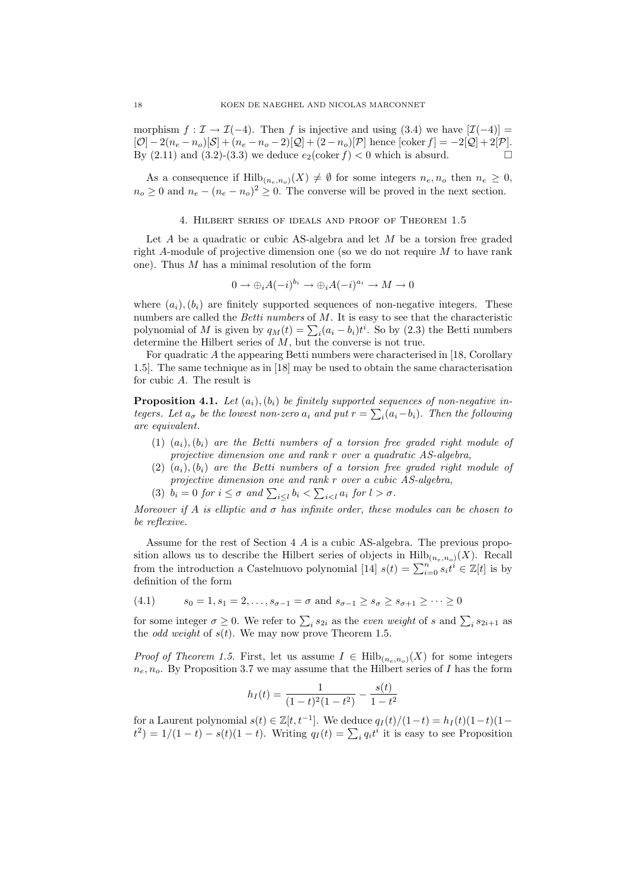morphism $f : \mathcal{I} \to \mathcal{I}(-4)$. Then $f$ is injective and using (3.4) we have $[\mathcal{I}(-4)] = [\mathcal{O}] - 2(n_e - n_o)[\mathcal{S}] + (n_e - n_o - 2)[\mathcal{Q}] + (2 - n_o)[\mathcal{P}]$ hence $[\operatorname{coker} f] = -2[\mathcal{Q}] + 2[\mathcal{P}]$. By (2.11) and (3.2)-(3.3) we deduce $e_2(\operatorname{coker} f) < 0$ which is absurd. $\square$

As a consequence if $\operatorname{Hilb}_{(n_e,n_o)}(X) \neq \emptyset$ for some integers $n_e, n_o$ then $n_e \geq 0$, $n_o \geq 0$ and $n_e - (n_e - n_o)^2 \geq 0$. The converse will be proved in the next section.

## 4. Hilbert series of ideals and proof of Theorem 1.5

Let $A$ be a quadratic or cubic AS-algebra and let $M$ be a torsion free graded right $A$-module of projective dimension one (so we do not require $M$ to have rank one). Thus $M$ has a minimal resolution of the form

$$0 \to \oplus_i A(-i)^{b_i} \to \oplus_i A(-i)^{a_i} \to M \to 0$$

where $(a_i), (b_i)$ are finitely supported sequences of non-negative integers. These numbers are called the *Betti numbers* of $M$. It is easy to see that the characteristic polynomial of $M$ is given by $q_M(t) = \sum_i (a_i - b_i)t^i$. So by (2.3) the Betti numbers determine the Hilbert series of $M$, but the converse is not true.

For quadratic $A$ the appearing Betti numbers were characterised in [18, Corollary 1.5]. The same technique as in [18] may be used to obtain the same characterisation for cubic $A$. The result is

**Proposition 4.1.** *Let $(a_i), (b_i)$ be finitely supported sequences of non-negative integers. Let $a_\sigma$ be the lowest non-zero $a_i$ and put $r = \sum_i (a_i - b_i)$. Then the following are equivalent.*

1. *$(a_i), (b_i)$ are the Betti numbers of a torsion free graded right module of projective dimension one and rank $r$ over a quadratic AS-algebra,*
2. *$(a_i), (b_i)$ are the Betti numbers of a torsion free graded right module of projective dimension one and rank $r$ over a cubic AS-algebra,*
3. *$b_i = 0$ for $i \leq \sigma$ and $\sum_{i \leq l} b_i < \sum_{i<l} a_i$ for $l > \sigma$.*

*Moreover if $A$ is elliptic and $\sigma$ has infinite order, these modules can be chosen to be reflexive.*

Assume for the rest of Section 4 $A$ is a cubic AS-algebra. The previous proposition allows us to describe the Hilbert series of objects in $\operatorname{Hilb}_{(n_e,n_o)}(X)$. Recall from the introduction a Castelnuovo polynomial [14] $s(t) = \sum_{i=0}^n s_i t^i \in \mathbb{Z}[t]$ is by definition of the form

$$s_0 = 1, s_1 = 2, \ldots, s_{\sigma-1} = \sigma \text{ and } s_{\sigma-1} \geq s_\sigma \geq s_{\sigma+1} \geq \cdots \geq 0 \tag{4.1}$$

for some integer $\sigma \geq 0$. We refer to $\sum_i s_{2i}$ as the *even weight* of $s$ and $\sum_i s_{2i+1}$ as the *odd weight* of $s(t)$. We may now prove Theorem 1.5.

*Proof of Theorem 1.5.* First, let us assume $I \in \operatorname{Hilb}_{(n_e,n_o)}(X)$ for some integers $n_e, n_o$. By Proposition 3.7 we may assume that the Hilbert series of $I$ has the form

$$h_I(t) = \frac{1}{(1-t)^2(1-t^2)} - \frac{s(t)}{1-t^2}$$

for a Laurent polynomial $s(t) \in \mathbb{Z}[t, t^{-1}]$. We deduce $q_I(t)/(1-t) = h_I(t)(1-t)(1-t^2) = 1/(1-t) - s(t)(1-t)$. Writing $q_I(t) = \sum_i q_i t^i$ it is easy to see Proposition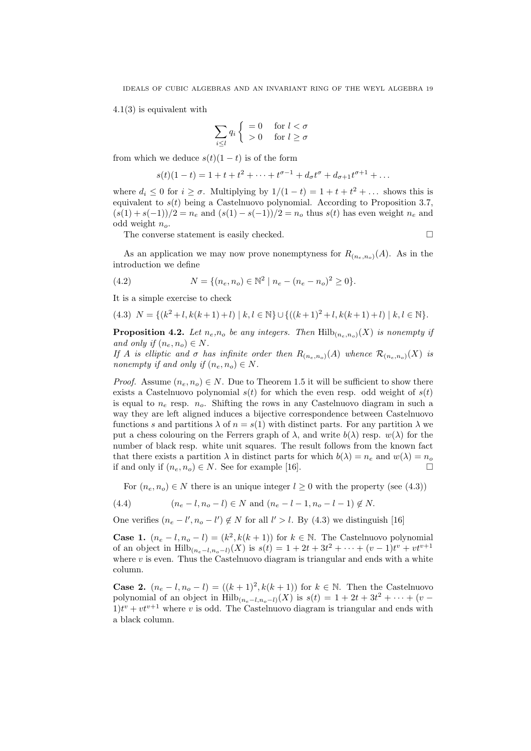4.1(3) is equivalent with

$$\sum_{i\le l} q_i \left\{ \begin{array}{ll} = 0 & \text{for } l < \sigma \\ > 0 & \text{for } l \geq \sigma \end{array} \right.$$

from which we deduce $s(t)(1-t)$ is of the form

$$s(t)(1-t) = 1 + t + t^2 + \cdots + t^{\sigma-1} + d_\sigma t^\sigma + d_{\sigma+1} t^{\sigma+1} + \ldots$$

where $d_i \leq 0$ for $i \geq \sigma$. Multiplying by $1/(1-t) = 1 + t + t^2 + \ldots$ shows this is equivalent to $s(t)$ being a Castelnuovo polynomial. According to Proposition 3.7, $(s(1)+s(-1))/2 = n_e$ and $(s(1)-s(-1))/2 = n_o$ thus $s(t)$ has even weight $n_e$ and odd weight $n_o$.

The converse statement is easily checked. $\square$

As an application we may now prove nonemptyness for $R_{(n_e,n_o)}(A)$. As in the introduction we define

$$N = \{(n_e, n_o) \in \mathbb{N}^2 \mid n_e - (n_e - n_o)^2 \geq 0\}. \tag{4.2}$$

It is a simple exercise to check

$$N = \{(k^2 + l, k(k+1) + l) \mid k, l \in \mathbb{N}\} \cup \{((k+1)^2 + l, k(k+1) + l) \mid k, l \in \mathbb{N}\}. \tag{4.3}$$

**Proposition 4.2.** *Let $n_e, n_o$ be any integers. Then $\mathrm{Hilb}_{(n_e,n_o)}(X)$ is nonempty if and only if $(n_e, n_o) \in N$.*
*If $A$ is elliptic and $\sigma$ has infinite order then $R_{(n_e,n_o)}(A)$ whence $\mathcal{R}_{(n_e,n_o)}(X)$ is nonempty if and only if $(n_e, n_o) \in N$.*

*Proof.* Assume $(n_e, n_o) \in N$. Due to Theorem 1.5 it will be sufficient to show there exists a Castelnuovo polynomial $s(t)$ for which the even resp. odd weight of $s(t)$ is equal to $n_e$ resp. $n_o$. Shifting the rows in any Castelnuovo diagram in such a way they are left aligned induces a bijective correspondence between Castelnuovo functions $s$ and partitions $\lambda$ of $n = s(1)$ with distinct parts. For any partition $\lambda$ we put a chess colouring on the Ferrers graph of $\lambda$, and write $b(\lambda)$ resp. $w(\lambda)$ for the number of black resp. white unit squares. The result follows from the known fact that there exists a partition $\lambda$ in distinct parts for which $b(\lambda) = n_e$ and $w(\lambda) = n_o$ if and only if $(n_e, n_o) \in N$. See for example [16]. $\square$

For $(n_e, n_o) \in N$ there is an unique integer $l \geq 0$ with the property (see (4.3))

$$(n_e - l, n_o - l) \in N \text{ and } (n_e - l - 1, n_o - l - 1) \notin N. \tag{4.4}$$

One verifies $(n_e - l', n_o - l') \notin N$ for all $l' > l$. By (4.3) we distinguish [16]

**Case 1.** $(n_e - l, n_o - l) = (k^2, k(k+1))$ for $k \in \mathbb{N}$. The Castelnuovo polynomial of an object in $\mathrm{Hilb}_{(n_e-l,n_o-l)}(X)$ is $s(t) = 1 + 2t + 3t^2 + \cdots + (v-1)t^v + vt^{v+1}$ where $v$ is even. Thus the Castelnuovo diagram is triangular and ends with a white column.

**Case 2.** $(n_e - l, n_o - l) = ((k+1)^2, k(k+1))$ for $k \in \mathbb{N}$. Then the Castelnuovo polynomial of an object in $\mathrm{Hilb}_{(n_e-l,n_o-l)}(X)$ is $s(t) = 1 + 2t + 3t^2 + \cdots + (v-1)t^v + vt^{v+1}$ where $v$ is odd. The Castelnuovo diagram is triangular and ends with a black column.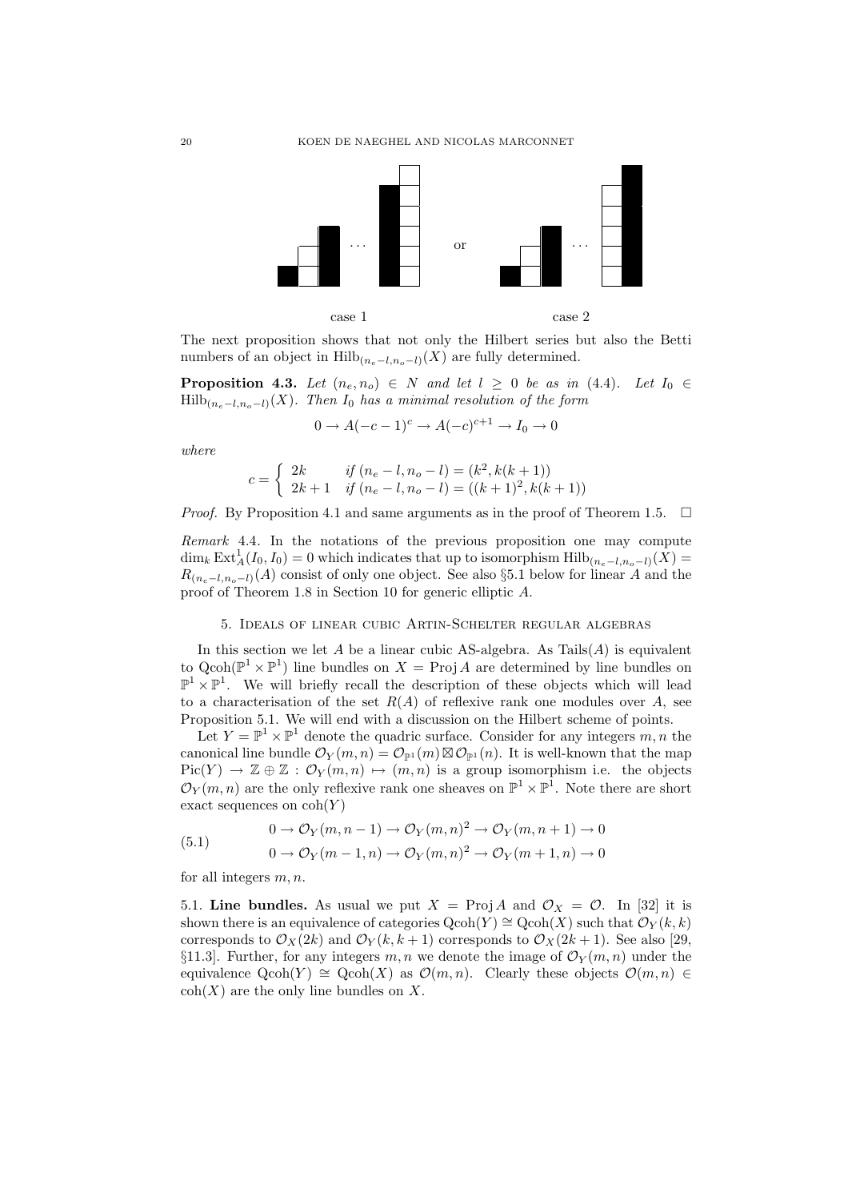case 1 or case 2

The next proposition shows that not only the Hilbert series but also the Betti numbers of an object in $\mathrm{Hilb}_{(n_e-l,n_o-l)}(X)$ are fully determined.

**Proposition 4.3.** *Let $(n_e,n_o) \in N$ and let $l \geq 0$ be as in (4.4). Let $I_0 \in \mathrm{Hilb}_{(n_e-l,n_o-l)}(X)$. Then $I_0$ has a minimal resolution of the form*

$$0 \to A(-c-1)^c \to A(-c)^{c+1} \to I_0 \to 0$$

*where*

$$c = \begin{cases} 2k & \text{if } (n_e-l,n_o-l) = (k^2, k(k+1)) \\ 2k+1 & \text{if } (n_e-l,n_o-l) = ((k+1)^2, k(k+1)) \end{cases}$$

*Proof.* By Proposition 4.1 and same arguments as in the proof of Theorem 1.5. $\square$

*Remark* 4.4. In the notations of the previous proposition one may compute $\dim_k \mathrm{Ext}^1_A(I_0,I_0) = 0$ which indicates that up to isomorphism $\mathrm{Hilb}_{(n_e-l,n_o-l)}(X) = R_{(n_e-l,n_o-l)}(A)$ consist of only one object. See also §5.1 below for linear $A$ and the proof of Theorem 1.8 in Section 10 for generic elliptic $A$.

## 5. Ideals of linear cubic Artin-Schelter regular algebras

In this section we let $A$ be a linear cubic AS-algebra. As $\mathrm{Tails}(A)$ is equivalent to $\mathrm{Qcoh}(\mathbb{P}^1 \times \mathbb{P}^1)$ line bundles on $X = \mathrm{Proj}\, A$ are determined by line bundles on $\mathbb{P}^1 \times \mathbb{P}^1$. We will briefly recall the description of these objects which will lead to a characterisation of the set $R(A)$ of reflexive rank one modules over $A$, see Proposition 5.1. We will end with a discussion on the Hilbert scheme of points.

Let $Y = \mathbb{P}^1 \times \mathbb{P}^1$ denote the quadric surface. Consider for any integers $m,n$ the canonical line bundle $\mathcal{O}_Y(m,n) = \mathcal{O}_{\mathbb{P}^1}(m) \boxtimes \mathcal{O}_{\mathbb{P}^1}(n)$. It is well-known that the map $\mathrm{Pic}(Y) \to \mathbb{Z} \oplus \mathbb{Z} : \mathcal{O}_Y(m,n) \mapsto (m,n)$ is a group isomorphism i.e. the objects $\mathcal{O}_Y(m,n)$ are the only reflexive rank one sheaves on $\mathbb{P}^1 \times \mathbb{P}^1$. Note there are short exact sequences on $\mathrm{coh}(Y)$

$$\begin{aligned} &0 \to \mathcal{O}_Y(m,n-1) \to \mathcal{O}_Y(m,n)^2 \to \mathcal{O}_Y(m,n+1) \to 0 \\ &0 \to \mathcal{O}_Y(m-1,n) \to \mathcal{O}_Y(m,n)^2 \to \mathcal{O}_Y(m+1,n) \to 0 \end{aligned} \tag{5.1}$$

for all integers $m,n$.

5.1. **Line bundles.** As usual we put $X = \mathrm{Proj}\, A$ and $\mathcal{O}_X = \mathcal{O}$. In [32] it is shown there is an equivalence of categories $\mathrm{Qcoh}(Y) \cong \mathrm{Qcoh}(X)$ such that $\mathcal{O}_Y(k,k)$ corresponds to $\mathcal{O}_X(2k)$ and $\mathcal{O}_Y(k,k+1)$ corresponds to $\mathcal{O}_X(2k+1)$. See also [29, §11.3]. Further, for any integers $m,n$ we denote the image of $\mathcal{O}_Y(m,n)$ under the equivalence $\mathrm{Qcoh}(Y) \cong \mathrm{Qcoh}(X)$ as $\mathcal{O}(m,n)$. Clearly these objects $\mathcal{O}(m,n) \in \mathrm{coh}(X)$ are the only line bundles on $X$.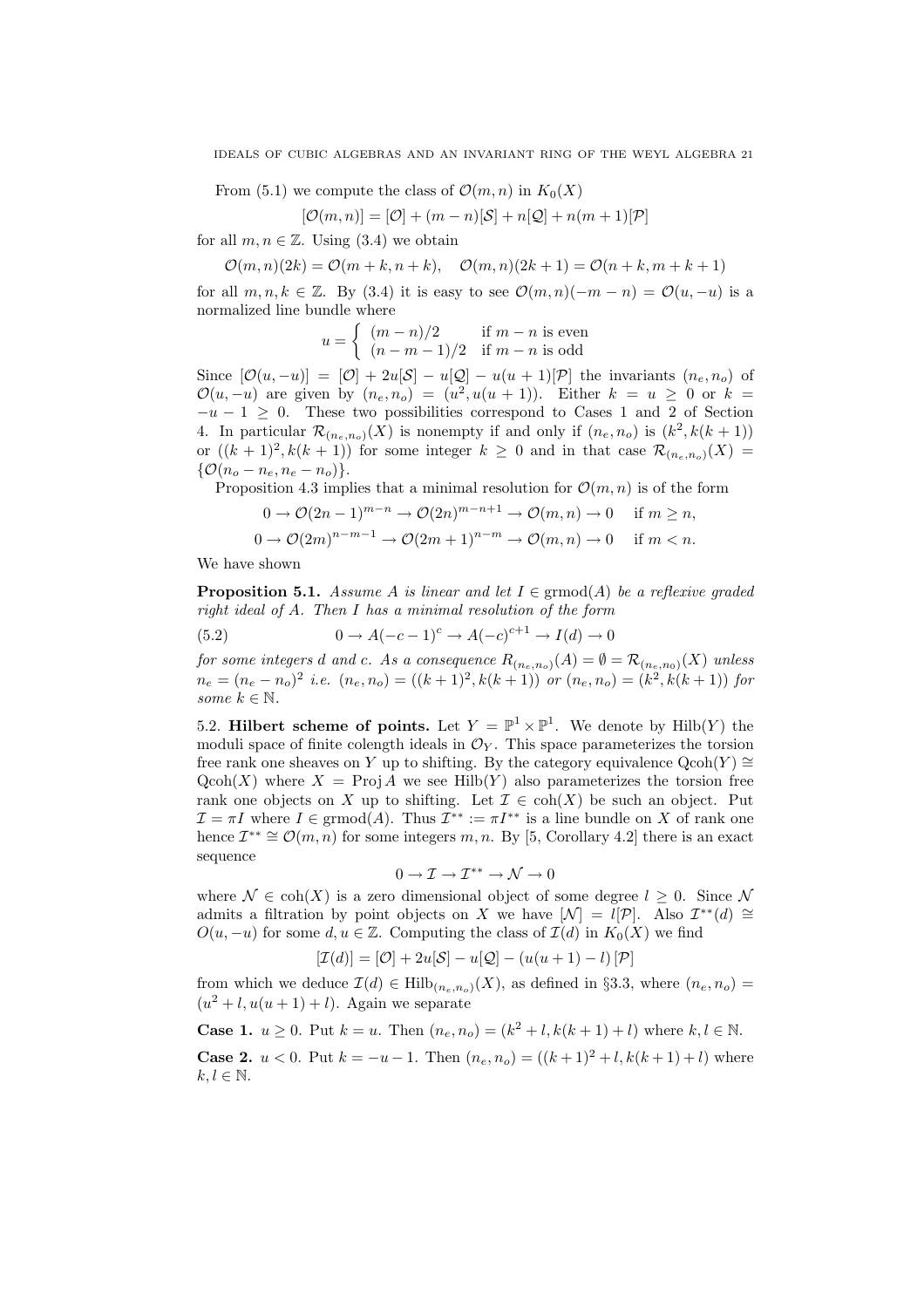From (5.1) we compute the class of $\mathcal{O}(m,n)$ in $K_0(X)$

$$[\mathcal{O}(m,n)] = [\mathcal{O}] + (m-n)[\mathcal{S}] + n[\mathcal{Q}] + n(m+1)[\mathcal{P}]$$

for all $m, n \in \mathbb{Z}$. Using (3.4) we obtain

$$\mathcal{O}(m,n)(2k) = \mathcal{O}(m+k, n+k), \quad \mathcal{O}(m,n)(2k+1) = \mathcal{O}(n+k, m+k+1)$$

for all $m, n, k \in \mathbb{Z}$. By (3.4) it is easy to see $\mathcal{O}(m,n)(-m-n) = \mathcal{O}(u,-u)$ is a normalized line bundle where

$$u = \begin{cases} (m-n)/2 & \text{if } m-n \text{ is even} \\ (n-m-1)/2 & \text{if } m-n \text{ is odd} \end{cases}$$

Since $[\mathcal{O}(u,-u)] = [\mathcal{O}] + 2u[\mathcal{S}] - u[\mathcal{Q}] - u(u+1)[\mathcal{P}]$ the invariants $(n_e, n_o)$ of $\mathcal{O}(u,-u)$ are given by $(n_e, n_o) = (u^2, u(u+1))$. Either $k = u \geq 0$ or $k = -u-1 \geq 0$. These two possibilities correspond to Cases 1 and 2 of Section 4. In particular $\mathcal{R}_{(n_e,n_o)}(X)$ is nonempty if and only if $(n_e, n_o)$ is $(k^2, k(k+1))$ or $((k+1)^2, k(k+1))$ for some integer $k \geq 0$ and in that case $\mathcal{R}_{(n_e,n_o)}(X) = \{\mathcal{O}(n_o - n_e, n_e - n_o)\}$.

Proposition 4.3 implies that a minimal resolution for $\mathcal{O}(m,n)$ is of the form

$$0 \to \mathcal{O}(2n-1)^{m-n} \to \mathcal{O}(2n)^{m-n+1} \to \mathcal{O}(m,n) \to 0 \quad \text{if } m \geq n,$$

$$0 \to \mathcal{O}(2m)^{n-m-1} \to \mathcal{O}(2m+1)^{n-m} \to \mathcal{O}(m,n) \to 0 \quad \text{if } m < n.$$

We have shown

**Proposition 5.1.** *Assume $A$ is linear and let $I \in \operatorname{grmod}(A)$ be a reflexive graded right ideal of $A$. Then $I$ has a minimal resolution of the form*

$$0 \to A(-c-1)^c \to A(-c)^{c+1} \to I(d) \to 0 \tag{5.2}$$

*for some integers $d$ and $c$. As a consequence $R_{(n_e,n_o)}(A) = \emptyset = \mathcal{R}_{(n_e,n_0)}(X)$ unless $n_e = (n_e - n_o)^2$ i.e. $(n_e, n_o) = ((k+1)^2, k(k+1))$ or $(n_e, n_o) = (k^2, k(k+1))$ for some $k \in \mathbb{N}$.*

5.2. **Hilbert scheme of points.** Let $Y = \mathbb{P}^1 \times \mathbb{P}^1$. We denote by $\operatorname{Hilb}(Y)$ the moduli space of finite colength ideals in $\mathcal{O}_Y$. This space parameterizes the torsion free rank one sheaves on $Y$ up to shifting. By the category equivalence $\operatorname{Qcoh}(Y) \cong \operatorname{Qcoh}(X)$ where $X = \operatorname{Proj} A$ we see $\operatorname{Hilb}(Y)$ also parameterizes the torsion free rank one objects on $X$ up to shifting. Let $\mathcal{I} \in \operatorname{coh}(X)$ be such an object. Put $\mathcal{I} = \pi I$ where $I \in \operatorname{grmod}(A)$. Thus $\mathcal{I}^{**} := \pi I^{**}$ is a line bundle on $X$ of rank one hence $\mathcal{I}^{**} \cong \mathcal{O}(m,n)$ for some integers $m, n$. By [5, Corollary 4.2] there is an exact sequence

$$0 \to \mathcal{I} \to \mathcal{I}^{**} \to \mathcal{N} \to 0$$

where $\mathcal{N} \in \operatorname{coh}(X)$ is a zero dimensional object of some degree $l \geq 0$. Since $\mathcal{N}$ admits a filtration by point objects on $X$ we have $[\mathcal{N}] = l[\mathcal{P}]$. Also $\mathcal{I}^{**}(d) \cong O(u,-u)$ for some $d, u \in \mathbb{Z}$. Computing the class of $\mathcal{I}(d)$ in $K_0(X)$ we find

$$[\mathcal{I}(d)] = [\mathcal{O}] + 2u[\mathcal{S}] - u[\mathcal{Q}] - (u(u+1) - l)\,[\mathcal{P}]$$

from which we deduce $\mathcal{I}(d) \in \operatorname{Hilb}_{(n_e,n_o)}(X)$, as defined in §3.3, where $(n_e, n_o) = (u^2 + l, u(u+1) + l)$. Again we separate

**Case 1.** $u \geq 0$. Put $k = u$. Then $(n_e, n_o) = (k^2 + l, k(k+1) + l)$ where $k, l \in \mathbb{N}$.

**Case 2.** $u < 0$. Put $k = -u-1$. Then $(n_e, n_o) = ((k+1)^2 + l, k(k+1) + l)$ where $k, l \in \mathbb{N}$.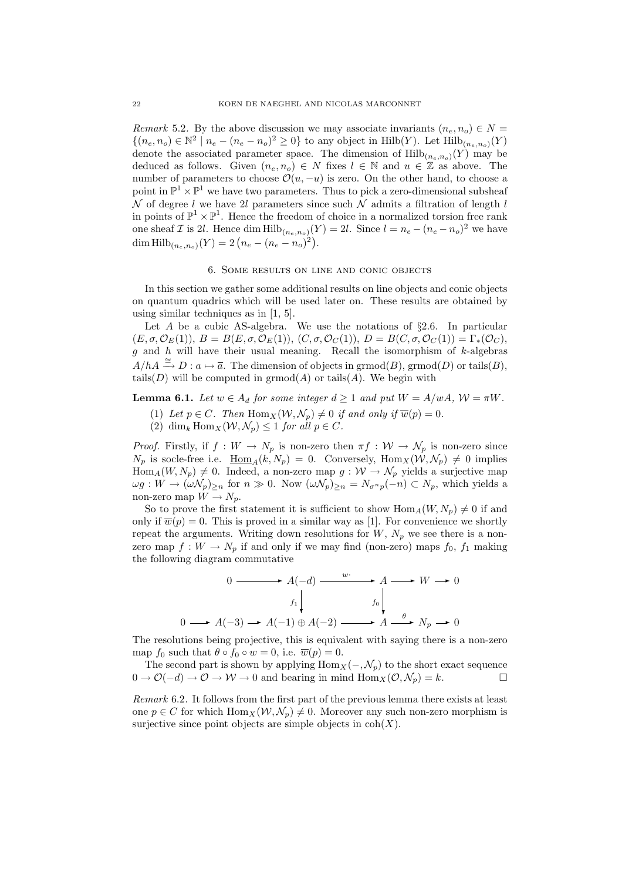*Remark* 5.2. By the above discussion we may associate invariants $(n_e, n_o) \in N = \{(n_e, n_o) \in \mathbb{N}^2 \mid n_e - (n_e - n_o)^2 \geq 0\}$ to any object in $\mathrm{Hilb}(Y)$. Let $\mathrm{Hilb}_{(n_e,n_o)}(Y)$ denote the associated parameter space. The dimension of $\mathrm{Hilb}_{(n_e,n_o)}(Y)$ may be deduced as follows. Given $(n_e, n_o) \in N$ fixes $l \in \mathbb{N}$ and $u \in \mathbb{Z}$ as above. The number of parameters to choose $\mathcal{O}(u, -u)$ is zero. On the other hand, to choose a point in $\mathbb{P}^1 \times \mathbb{P}^1$ we have two parameters. Thus to pick a zero-dimensional subsheaf $\mathcal{N}$ of degree $l$ we have $2l$ parameters since such $\mathcal{N}$ admits a filtration of length $l$ in points of $\mathbb{P}^1 \times \mathbb{P}^1$. Hence the freedom of choice in a normalized torsion free rank one sheaf $\mathcal{I}$ is $2l$. Hence $\dim \mathrm{Hilb}_{(n_e,n_o)}(Y) = 2l$. Since $l = n_e - (n_e - n_o)^2$ we have $\dim \mathrm{Hilb}_{(n_e,n_o)}(Y) = 2\left(n_e - (n_e - n_o)^2\right)$.

## 6. Some results on line and conic objects

In this section we gather some additional results on line objects and conic objects on quantum quadrics which will be used later on. These results are obtained by using similar techniques as in [1, 5].

Let $A$ be a cubic AS-algebra. We use the notations of §2.6. In particular $(E, \sigma, \mathcal{O}_E(1))$, $B = B(E, \sigma, \mathcal{O}_E(1))$, $(C, \sigma, \mathcal{O}_C(1))$, $D = B(C, \sigma, \mathcal{O}_C(1)) = \Gamma_*(\mathcal{O}_C)$, $g$ and $h$ will have their usual meaning. Recall the isomorphism of $k$-algebras $A/hA \xrightarrow{\cong} D : a \mapsto \overline{a}$. The dimension of objects in $\mathrm{grmod}(B)$, $\mathrm{grmod}(D)$ or $\mathrm{tails}(B)$, $\mathrm{tails}(D)$ will be computed in $\mathrm{grmod}(A)$ or $\mathrm{tails}(A)$. We begin with

**Lemma 6.1.** *Let $w \in A_d$ for some integer $d \geq 1$ and put $W = A/wA$, $\mathcal{W} = \pi W$.*

1. *Let $p \in C$. Then $\mathrm{Hom}_X(\mathcal{W}, \mathcal{N}_p) \neq 0$ if and only if $\overline{w}(p) = 0$.*
2. *$\dim_k \mathrm{Hom}_X(\mathcal{W}, \mathcal{N}_p) \leq 1$ for all $p \in C$.*

*Proof.* Firstly, if $f : W \to N_p$ is non-zero then $\pi f : \mathcal{W} \to \mathcal{N}_p$ is non-zero since $N_p$ is socle-free i.e. $\underline{\mathrm{Hom}}_A(k, N_p) = 0$. Conversely, $\mathrm{Hom}_X(\mathcal{W}, \mathcal{N}_p) \neq 0$ implies $\mathrm{Hom}_A(W, N_p) \neq 0$. Indeed, a non-zero map $g : \mathcal{W} \to \mathcal{N}_p$ yields a surjective map $\omega g : W \to (\omega \mathcal{N}_p)_{\geq n}$ for $n \gg 0$. Now $(\omega \mathcal{N}_p)_{\geq n} = N_{\sigma^n p}(-n) \subset N_p$, which yields a non-zero map $W \to N_p$.

So to prove the first statement it is sufficient to show $\mathrm{Hom}_A(W, N_p) \neq 0$ if and only if $\overline{w}(p) = 0$. This is proved in a similar way as [1]. For convenience we shortly repeat the arguments. Writing down resolutions for $W$, $N_p$ we see there is a non-zero map $f : W \to N_p$ if and only if we may find (non-zero) maps $f_0$, $f_1$ making the following diagram commutative

$$\begin{array}{ccccccccc} & & 0 & \longrightarrow & A(-d) & \xrightarrow{w\cdot} & A & \longrightarrow & W \longrightarrow 0 \\ & & & & \downarrow{\scriptstyle f_1} & & \downarrow{\scriptstyle f_0} & & \\ 0 & \longrightarrow & A(-3) & \longrightarrow & A(-1) \oplus A(-2) & \longrightarrow & A & \xrightarrow{\theta} & N_p \longrightarrow 0 \end{array}$$

The resolutions being projective, this is equivalent with saying there is a non-zero map $f_0$ such that $\theta \circ f_0 \circ w = 0$, i.e. $\overline{w}(p) = 0$.

The second part is shown by applying $\mathrm{Hom}_X(-, \mathcal{N}_p)$ to the short exact sequence $0 \to \mathcal{O}(-d) \to \mathcal{O} \to \mathcal{W} \to 0$ and bearing in mind $\mathrm{Hom}_X(\mathcal{O}, \mathcal{N}_p) = k$. $\square$

*Remark* 6.2. It follows from the first part of the previous lemma there exists at least one $p \in C$ for which $\mathrm{Hom}_X(\mathcal{W}, \mathcal{N}_p) \neq 0$. Moreover any such non-zero morphism is surjective since point objects are simple objects in $\mathrm{coh}(X)$.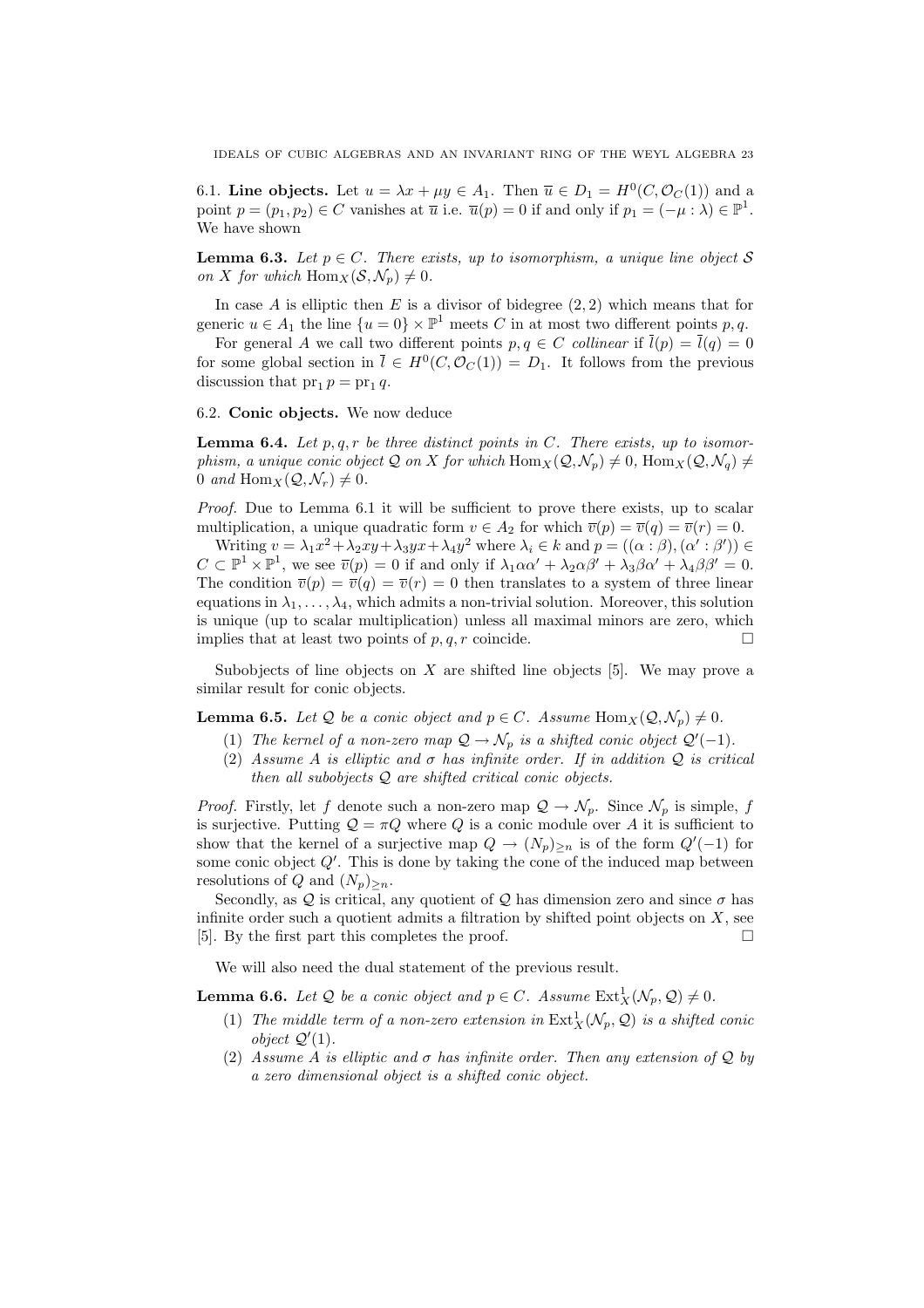### 6.1. Line objects.

Let $u = \lambda x + \mu y \in A_1$. Then $\overline{u} \in D_1 = H^0(C, \mathcal{O}_C(1))$ and a point $p = (p_1, p_2) \in C$ vanishes at $\overline{u}$ i.e. $\overline{u}(p) = 0$ if and only if $p_1 = (-\mu : \lambda) \in \mathbb{P}^1$. We have shown

**Lemma 6.3.** *Let $p \in C$. There exists, up to isomorphism, a unique line object $\mathcal{S}$ on $X$ for which $\operatorname{Hom}_X(\mathcal{S}, \mathcal{N}_p) \neq 0$.*

In case $A$ is elliptic then $E$ is a divisor of bidegree $(2,2)$ which means that for generic $u \in A_1$ the line $\{u = 0\} \times \mathbb{P}^1$ meets $C$ in at most two different points $p, q$.

For general $A$ we call two different points $p, q \in C$ *collinear* if $\overline{l}(p) = \overline{l}(q) = 0$ for some global section in $\overline{l} \in H^0(C, \mathcal{O}_C(1)) = D_1$. It follows from the previous discussion that $\operatorname{pr}_1 p = \operatorname{pr}_1 q$.

### 6.2. Conic objects.

We now deduce

**Lemma 6.4.** *Let $p, q, r$ be three distinct points in $C$. There exists, up to isomorphism, a unique conic object $\mathcal{Q}$ on $X$ for which $\operatorname{Hom}_X(\mathcal{Q}, \mathcal{N}_p) \neq 0$, $\operatorname{Hom}_X(\mathcal{Q}, \mathcal{N}_q) \neq 0$ and $\operatorname{Hom}_X(\mathcal{Q}, \mathcal{N}_r) \neq 0$.*

*Proof.* Due to Lemma 6.1 it will be sufficient to prove there exists, up to scalar multiplication, a unique quadratic form $v \in A_2$ for which $\overline{v}(p) = \overline{v}(q) = \overline{v}(r) = 0$.

Writing $v = \lambda_1 x^2 + \lambda_2 xy + \lambda_3 yx + \lambda_4 y^2$ where $\lambda_i \in k$ and $p = ((\alpha : \beta), (\alpha' : \beta')) \in C \subset \mathbb{P}^1 \times \mathbb{P}^1$, we see $\overline{v}(p) = 0$ if and only if $\lambda_1 \alpha\alpha' + \lambda_2 \alpha\beta' + \lambda_3 \beta\alpha' + \lambda_4 \beta\beta' = 0$. The condition $\overline{v}(p) = \overline{v}(q) = \overline{v}(r) = 0$ then translates to a system of three linear equations in $\lambda_1, \ldots, \lambda_4$, which admits a non-trivial solution. Moreover, this solution is unique (up to scalar multiplication) unless all maximal minors are zero, which implies that at least two points of $p, q, r$ coincide. $\square$

Subobjects of line objects on $X$ are shifted line objects [5]. We may prove a similar result for conic objects.

**Lemma 6.5.** *Let $\mathcal{Q}$ be a conic object and $p \in C$. Assume $\operatorname{Hom}_X(\mathcal{Q}, \mathcal{N}_p) \neq 0$.*

1. *The kernel of a non-zero map $\mathcal{Q} \to \mathcal{N}_p$ is a shifted conic object $\mathcal{Q}'(-1)$.*
2. *Assume $A$ is elliptic and $\sigma$ has infinite order. If in addition $\mathcal{Q}$ is critical then all subobjects $\mathcal{Q}$ are shifted critical conic objects.*

*Proof.* Firstly, let $f$ denote such a non-zero map $\mathcal{Q} \to \mathcal{N}_p$. Since $\mathcal{N}_p$ is simple, $f$ is surjective. Putting $\mathcal{Q} = \pi Q$ where $Q$ is a conic module over $A$ it is sufficient to show that the kernel of a surjective map $Q \to (N_p)_{\geq n}$ is of the form $Q'(-1)$ for some conic object $Q'$. This is done by taking the cone of the induced map between resolutions of $Q$ and $(N_p)_{\geq n}$.

Secondly, as $\mathcal{Q}$ is critical, any quotient of $\mathcal{Q}$ has dimension zero and since $\sigma$ has infinite order such a quotient admits a filtration by shifted point objects on $X$, see [5]. By the first part this completes the proof. $\square$

We will also need the dual statement of the previous result.

**Lemma 6.6.** *Let $\mathcal{Q}$ be a conic object and $p \in C$. Assume $\operatorname{Ext}^1_X(\mathcal{N}_p, \mathcal{Q}) \neq 0$.*

1. *The middle term of a non-zero extension in $\operatorname{Ext}^1_X(\mathcal{N}_p, \mathcal{Q})$ is a shifted conic object $\mathcal{Q}'(1)$.*
2. *Assume $A$ is elliptic and $\sigma$ has infinite order. Then any extension of $\mathcal{Q}$ by a zero dimensional object is a shifted conic object.*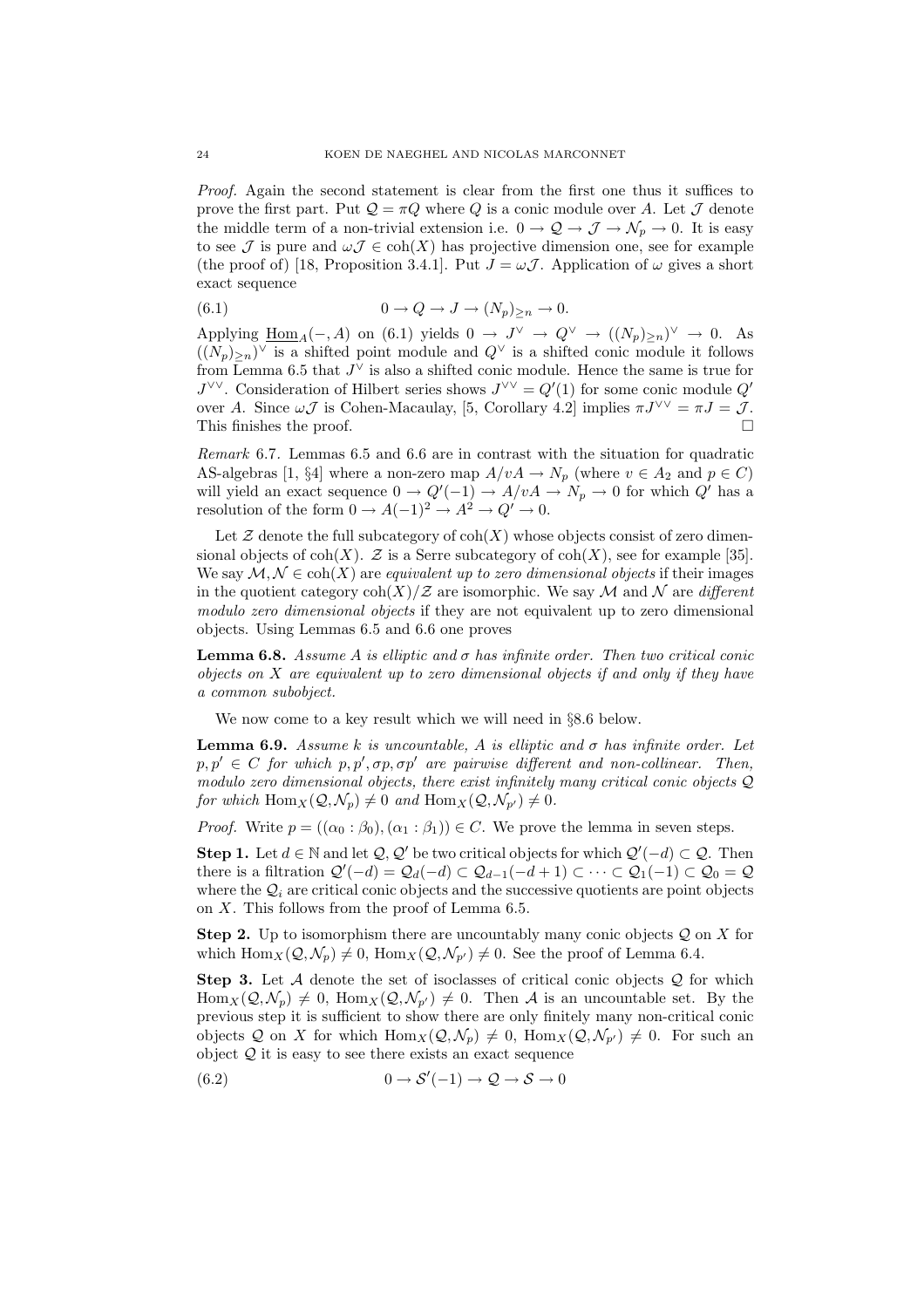*Proof.* Again the second statement is clear from the first one thus it suffices to prove the first part. Put $\mathcal{Q} = \pi Q$ where $Q$ is a conic module over $A$. Let $\mathcal{J}$ denote the middle term of a non-trivial extension i.e. $0 \to \mathcal{Q} \to \mathcal{J} \to \mathcal{N}_p \to 0$. It is easy to see $\mathcal{J}$ is pure and $\omega\mathcal{J} \in \operatorname{coh}(X)$ has projective dimension one, see for example (the proof of) [18, Proposition 3.4.1]. Put $J = \omega\mathcal{J}$. Application of $\omega$ gives a short exact sequence

$$0 \to Q \to J \to (N_p)_{\geq n} \to 0. \tag{6.1}$$

Applying $\underline{\operatorname{Hom}}_A(-, A)$ on (6.1) yields $0 \to J^\vee \to Q^\vee \to ((N_p)_{\geq n})^\vee \to 0$. As $((N_p)_{\geq n})^\vee$ is a shifted point module and $Q^\vee$ is a shifted conic module it follows from Lemma 6.5 that $J^\vee$ is also a shifted conic module. Hence the same is true for $J^{\vee\vee}$. Consideration of Hilbert series shows $J^{\vee\vee} = Q'(1)$ for some conic module $Q'$ over $A$. Since $\omega\mathcal{J}$ is Cohen-Macaulay, [5, Corollary 4.2] implies $\pi J^{\vee\vee} = \pi J = \mathcal{J}$. This finishes the proof. $\square$

*Remark* 6.7. Lemmas 6.5 and 6.6 are in contrast with the situation for quadratic AS-algebras [1, §4] where a non-zero map $A/vA \to N_p$ (where $v \in A_2$ and $p \in C$) will yield an exact sequence $0 \to Q'(-1) \to A/vA \to N_p \to 0$ for which $Q'$ has a resolution of the form $0 \to A(-1)^2 \to A^2 \to Q' \to 0$.

Let $\mathcal{Z}$ denote the full subcategory of $\operatorname{coh}(X)$ whose objects consist of zero dimensional objects of $\operatorname{coh}(X)$. $\mathcal{Z}$ is a Serre subcategory of $\operatorname{coh}(X)$, see for example [35]. We say $\mathcal{M}, \mathcal{N} \in \operatorname{coh}(X)$ are *equivalent up to zero dimensional objects* if their images in the quotient category $\operatorname{coh}(X)/\mathcal{Z}$ are isomorphic. We say $\mathcal{M}$ and $\mathcal{N}$ are *different modulo zero dimensional objects* if they are not equivalent up to zero dimensional objects. Using Lemmas 6.5 and 6.6 one proves

**Lemma 6.8.** *Assume $A$ is elliptic and $\sigma$ has infinite order. Then two critical conic objects on $X$ are equivalent up to zero dimensional objects if and only if they have a common subobject.*

We now come to a key result which we will need in §8.6 below.

**Lemma 6.9.** *Assume $k$ is uncountable, $A$ is elliptic and $\sigma$ has infinite order. Let $p, p' \in C$ for which $p, p', \sigma p, \sigma p'$ are pairwise different and non-collinear. Then, modulo zero dimensional objects, there exist infinitely many critical conic objects $\mathcal{Q}$ for which $\operatorname{Hom}_X(\mathcal{Q}, \mathcal{N}_p) \neq 0$ and $\operatorname{Hom}_X(\mathcal{Q}, \mathcal{N}_{p'}) \neq 0$.*

*Proof.* Write $p = ((\alpha_0 : \beta_0), (\alpha_1 : \beta_1)) \in C$. We prove the lemma in seven steps.

**Step 1.** Let $d \in \mathbb{N}$ and let $\mathcal{Q}, \mathcal{Q}'$ be two critical objects for which $\mathcal{Q}'(-d) \subset \mathcal{Q}$. Then there is a filtration $\mathcal{Q}'(-d) = \mathcal{Q}_d(-d) \subset \mathcal{Q}_{d-1}(-d+1) \subset \cdots \subset \mathcal{Q}_1(-1) \subset \mathcal{Q}_0 = \mathcal{Q}$ where the $\mathcal{Q}_i$ are critical conic objects and the successive quotients are point objects on $X$. This follows from the proof of Lemma 6.5.

**Step 2.** Up to isomorphism there are uncountably many conic objects $\mathcal{Q}$ on $X$ for which $\operatorname{Hom}_X(\mathcal{Q}, \mathcal{N}_p) \neq 0$, $\operatorname{Hom}_X(\mathcal{Q}, \mathcal{N}_{p'}) \neq 0$. See the proof of Lemma 6.4.

**Step 3.** Let $\mathcal{A}$ denote the set of isoclasses of critical conic objects $\mathcal{Q}$ for which $\operatorname{Hom}_X(\mathcal{Q}, \mathcal{N}_p) \neq 0$, $\operatorname{Hom}_X(\mathcal{Q}, \mathcal{N}_{p'}) \neq 0$. Then $\mathcal{A}$ is an uncountable set. By the previous step it is sufficient to show there are only finitely many non-critical conic objects $\mathcal{Q}$ on $X$ for which $\operatorname{Hom}_X(\mathcal{Q}, \mathcal{N}_p) \neq 0$, $\operatorname{Hom}_X(\mathcal{Q}, \mathcal{N}_{p'}) \neq 0$. For such an object $\mathcal{Q}$ it is easy to see there exists an exact sequence

$$0 \to \mathcal{S}'(-1) \to \mathcal{Q} \to \mathcal{S} \to 0 \tag{6.2}$$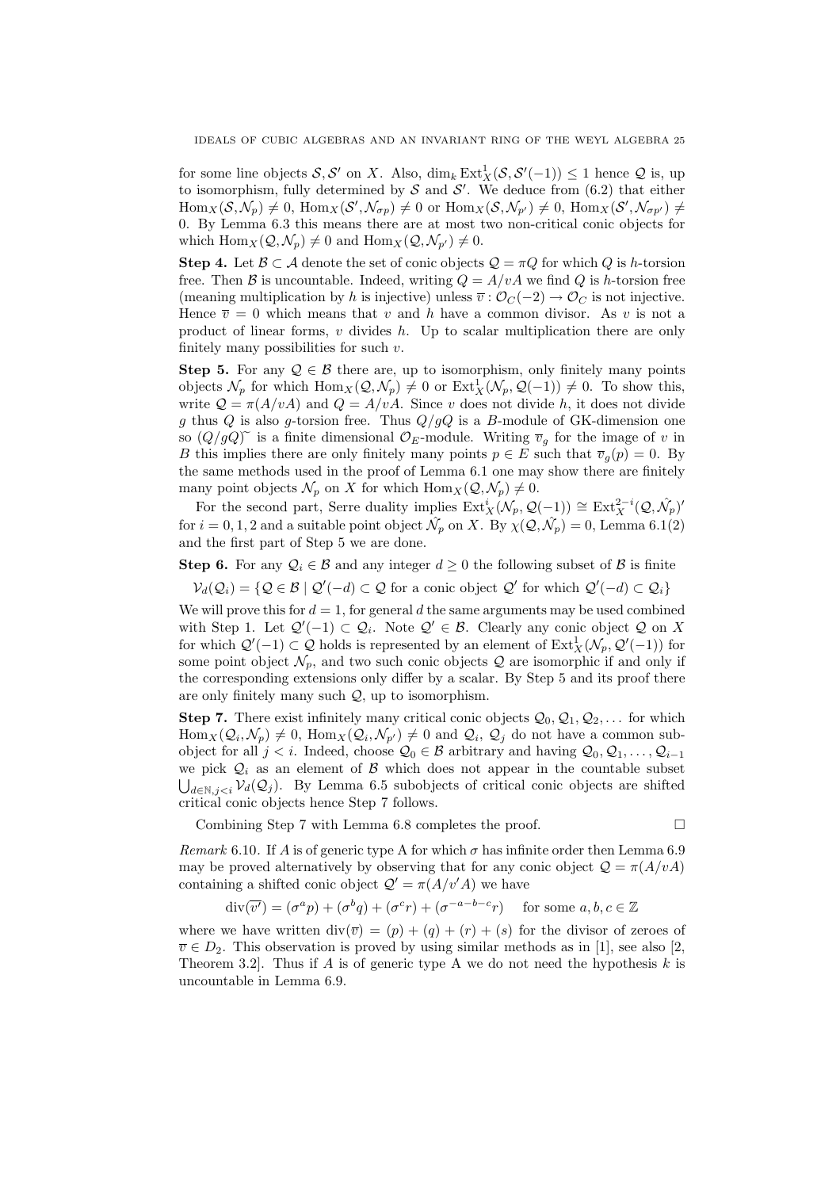for some line objects $\mathcal{S}, \mathcal{S}'$ on $X$. Also, $\dim_k \operatorname{Ext}^1_X(\mathcal{S}, \mathcal{S}'(-1)) \leq 1$ hence $\mathcal{Q}$ is, up to isomorphism, fully determined by $\mathcal{S}$ and $\mathcal{S}'$. We deduce from (6.2) that either $\operatorname{Hom}_X(\mathcal{S}, \mathcal{N}_p) \neq 0$, $\operatorname{Hom}_X(\mathcal{S}', \mathcal{N}_{\sigma p}) \neq 0$ or $\operatorname{Hom}_X(\mathcal{S}, \mathcal{N}_{p'}) \neq 0$, $\operatorname{Hom}_X(\mathcal{S}', \mathcal{N}_{\sigma p'}) \neq 0$. By Lemma 6.3 this means there are at most two non-critical conic objects for which $\operatorname{Hom}_X(\mathcal{Q}, \mathcal{N}_p) \neq 0$ and $\operatorname{Hom}_X(\mathcal{Q}, \mathcal{N}_{p'}) \neq 0$.

**Step 4.** Let $\mathcal{B} \subset \mathcal{A}$ denote the set of conic objects $\mathcal{Q} = \pi Q$ for which $Q$ is $h$-torsion free. Then $\mathcal{B}$ is uncountable. Indeed, writing $Q = A/vA$ we find $Q$ is $h$-torsion free (meaning multiplication by $h$ is injective) unless $\overline{v} : \mathcal{O}_C(-2) \to \mathcal{O}_C$ is not injective. Hence $\overline{v} = 0$ which means that $v$ and $h$ have a common divisor. As $v$ is not a product of linear forms, $v$ divides $h$. Up to scalar multiplication there are only finitely many possibilities for such $v$.

**Step 5.** For any $\mathcal{Q} \in \mathcal{B}$ there are, up to isomorphism, only finitely many points objects $\mathcal{N}_p$ for which $\operatorname{Hom}_X(\mathcal{Q}, \mathcal{N}_p) \neq 0$ or $\operatorname{Ext}^1_X(\mathcal{N}_p, \mathcal{Q}(-1)) \neq 0$. To show this, write $\mathcal{Q} = \pi(A/vA)$ and $Q = A/vA$. Since $v$ does not divide $h$, it does not divide $g$ thus $Q$ is also $g$-torsion free. Thus $Q/gQ$ is a $B$-module of GK-dimension one so $(Q/gQ)^{\sim}$ is a finite dimensional $\mathcal{O}_E$-module. Writing $\overline{v}_g$ for the image of $v$ in $B$ this implies there are only finitely many points $p \in E$ such that $\overline{v}_g(p) = 0$. By the same methods used in the proof of Lemma 6.1 one may show there are finitely many point objects $\mathcal{N}_p$ on $X$ for which $\operatorname{Hom}_X(\mathcal{Q}, \mathcal{N}_p) \neq 0$.

For the second part, Serre duality implies $\operatorname{Ext}^i_X(\mathcal{N}_p, \mathcal{Q}(-1)) \cong \operatorname{Ext}^{2-i}_X(\mathcal{Q}, \hat{\mathcal{N}_p})'$ for $i = 0, 1, 2$ and a suitable point object $\hat{\mathcal{N}_p}$ on $X$. By $\chi(\mathcal{Q}, \hat{\mathcal{N}_p}) = 0$, Lemma 6.1(2) and the first part of Step 5 we are done.

**Step 6.** For any $\mathcal{Q}_i \in \mathcal{B}$ and any integer $d \geq 0$ the following subset of $\mathcal{B}$ is finite

$$\mathcal{V}_d(\mathcal{Q}_i) = \{\mathcal{Q} \in \mathcal{B} \mid \mathcal{Q}'(-d) \subset \mathcal{Q} \text{ for a conic object } \mathcal{Q}' \text{ for which } \mathcal{Q}'(-d) \subset \mathcal{Q}_i\}$$

We will prove this for $d = 1$, for general $d$ the same arguments may be used combined with Step 1. Let $\mathcal{Q}'(-1) \subset \mathcal{Q}_i$. Note $\mathcal{Q}' \in \mathcal{B}$. Clearly any conic object $\mathcal{Q}$ on $X$ for which $\mathcal{Q}'(-1) \subset \mathcal{Q}$ holds is represented by an element of $\operatorname{Ext}^1_X(\mathcal{N}_p, \mathcal{Q}'(-1))$ for some point object $\mathcal{N}_p$, and two such conic objects $\mathcal{Q}$ are isomorphic if and only if the corresponding extensions only differ by a scalar. By Step 5 and its proof there are only finitely many such $\mathcal{Q}$, up to isomorphism.

**Step 7.** There exist infinitely many critical conic objects $\mathcal{Q}_0, \mathcal{Q}_1, \mathcal{Q}_2, \ldots$ for which $\operatorname{Hom}_X(\mathcal{Q}_i, \mathcal{N}_p) \neq 0$, $\operatorname{Hom}_X(\mathcal{Q}_i, \mathcal{N}_{p'}) \neq 0$ and $\mathcal{Q}_i$, $\mathcal{Q}_j$ do not have a common subobject for all $j < i$. Indeed, choose $\mathcal{Q}_0 \in \mathcal{B}$ arbitrary and having $\mathcal{Q}_0, \mathcal{Q}_1, \ldots, \mathcal{Q}_{i-1}$ we pick $\mathcal{Q}_i$ as an element of $\mathcal{B}$ which does not appear in the countable subset $\bigcup_{d \in \mathbb{N}, j<i} \mathcal{V}_d(\mathcal{Q}_j)$. By Lemma 6.5 subobjects of critical conic objects are shifted critical conic objects hence Step 7 follows.

Combining Step 7 with Lemma 6.8 completes the proof. $\square$

*Remark* 6.10. If $A$ is of generic type A for which $\sigma$ has infinite order then Lemma 6.9 may be proved alternatively by observing that for any conic object $\mathcal{Q} = \pi(A/vA)$ containing a shifted conic object $\mathcal{Q}' = \pi(A/v'A)$ we have

$$\operatorname{div}(\overline{v'}) = (\sigma^a p) + (\sigma^b q) + (\sigma^c r) + (\sigma^{-a-b-c} r) \quad \text{for some } a, b, c \in \mathbb{Z}$$

where we have written $\operatorname{div}(\overline{v}) = (p) + (q) + (r) + (s)$ for the divisor of zeroes of $\overline{v} \in D_2$. This observation is proved by using similar methods as in [1], see also [2, Theorem 3.2]. Thus if $A$ is of generic type A we do not need the hypothesis $k$ is uncountable in Lemma 6.9.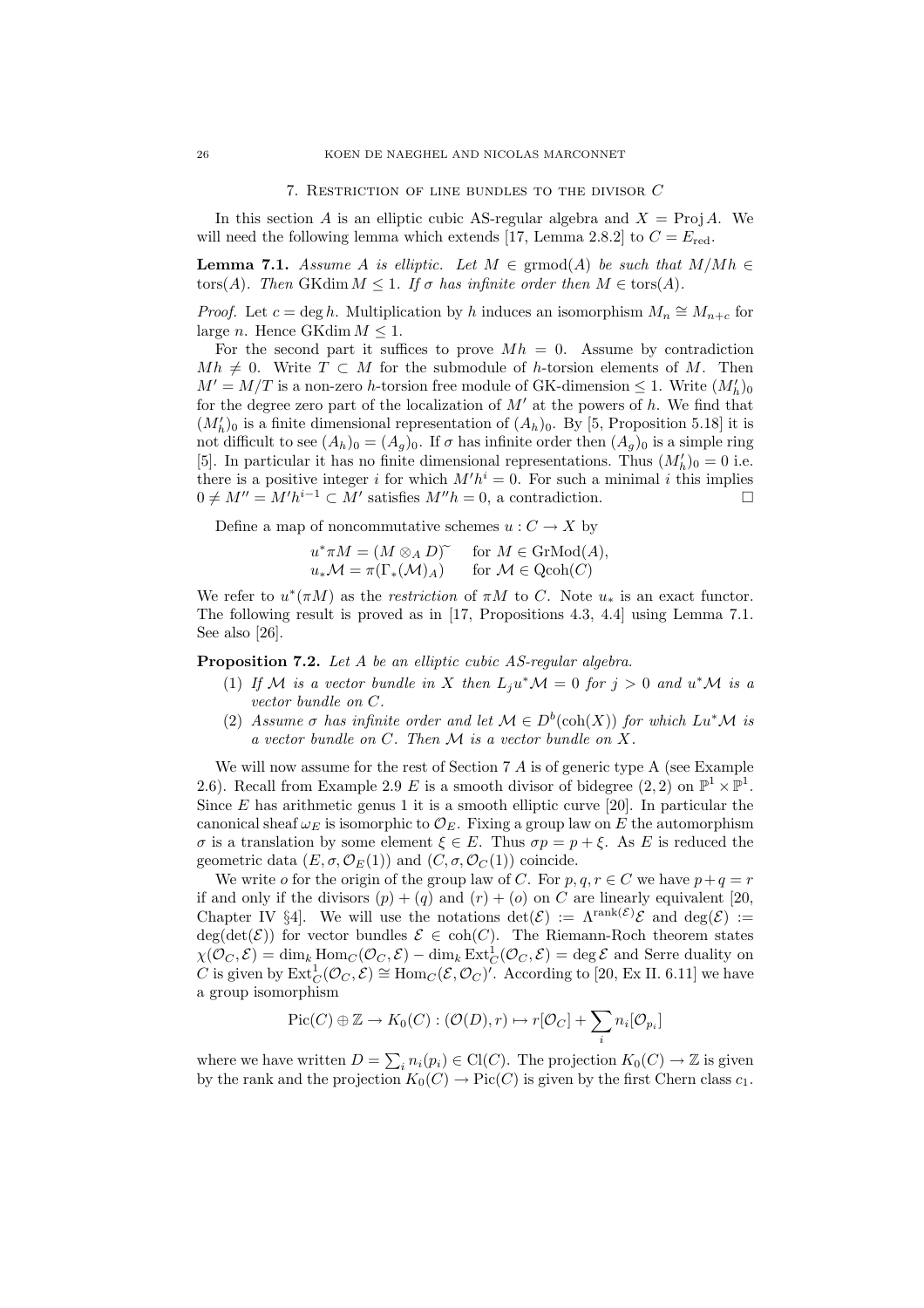## 7. Restriction of line bundles to the divisor $C$

In this section $A$ is an elliptic cubic AS-regular algebra and $X = \operatorname{Proj} A$. We will need the following lemma which extends [17, Lemma 2.8.2] to $C = E_{\text{red}}$.

**Lemma 7.1.** *Assume $A$ is elliptic. Let $M \in \operatorname{grmod}(A)$ be such that $M/Mh \in \operatorname{tors}(A)$. Then $\operatorname{GKdim} M \leq 1$. If $\sigma$ has infinite order then $M \in \operatorname{tors}(A)$.*

*Proof.* Let $c = \deg h$. Multiplication by $h$ induces an isomorphism $M_n \cong M_{n+c}$ for large $n$. Hence $\operatorname{GKdim} M \leq 1$.

For the second part it suffices to prove $Mh = 0$. Assume by contradiction $Mh \neq 0$. Write $T \subset M$ for the submodule of $h$-torsion elements of $M$. Then $M' = M/T$ is a non-zero $h$-torsion free module of GK-dimension $\leq 1$. Write $(M'_h)_0$ for the degree zero part of the localization of $M'$ at the powers of $h$. We find that $(M'_h)_0$ is a finite dimensional representation of $(A_h)_0$. By [5, Proposition 5.18] it is not difficult to see $(A_h)_0 = (A_g)_0$. If $\sigma$ has infinite order then $(A_g)_0$ is a simple ring [5]. In particular it has no finite dimensional representations. Thus $(M'_h)_0 = 0$ i.e. there is a positive integer $i$ for which $M'h^i = 0$. For such a minimal $i$ this implies $0 \neq M'' = M'h^{i-1} \subset M'$ satisfies $M''h = 0$, a contradiction. $\square$

Define a map of noncommutative schemes $u : C \to X$ by

$$u^* \pi M = (M \otimes_A D)^{\sim} \quad \text{for } M \in \operatorname{GrMod}(A),$$
$$u_* \mathcal{M} = \pi(\Gamma_*(\mathcal{M})_A) \quad \text{for } \mathcal{M} \in \operatorname{Qcoh}(C)$$

We refer to $u^*(\pi M)$ as the *restriction* of $\pi M$ to $C$. Note $u_*$ is an exact functor. The following result is proved as in [17, Propositions 4.3, 4.4] using Lemma 7.1. See also [26].

**Proposition 7.2.** *Let $A$ be an elliptic cubic AS-regular algebra.*

1. *If $\mathcal{M}$ is a vector bundle in $X$ then $L_j u^* \mathcal{M} = 0$ for $j > 0$ and $u^* \mathcal{M}$ is a vector bundle on $C$.*
2. *Assume $\sigma$ has infinite order and let $\mathcal{M} \in D^b(\operatorname{coh}(X))$ for which $Lu^*\mathcal{M}$ is a vector bundle on $C$. Then $\mathcal{M}$ is a vector bundle on $X$.*

We will now assume for the rest of Section 7 $A$ is of generic type A (see Example 2.6). Recall from Example 2.9 $E$ is a smooth divisor of bidegree $(2, 2)$ on $\mathbb{P}^1 \times \mathbb{P}^1$. Since $E$ has arithmetic genus 1 it is a smooth elliptic curve [20]. In particular the canonical sheaf $\omega_E$ is isomorphic to $\mathcal{O}_E$. Fixing a group law on $E$ the automorphism $\sigma$ is a translation by some element $\xi \in E$. Thus $\sigma p = p + \xi$. As $E$ is reduced the geometric data $(E, \sigma, \mathcal{O}_E(1))$ and $(C, \sigma, \mathcal{O}_C(1))$ coincide.

We write $o$ for the origin of the group law of $C$. For $p, q, r \in C$ we have $p + q = r$ if and only if the divisors $(p) + (q)$ and $(r) + (o)$ on $C$ are linearly equivalent [20, Chapter IV §4]. We will use the notations $\det(\mathcal{E}) := \Lambda^{\operatorname{rank}(\mathcal{E})}\mathcal{E}$ and $\deg(\mathcal{E}) := \deg(\det(\mathcal{E}))$ for vector bundles $\mathcal{E} \in \operatorname{coh}(C)$. The Riemann-Roch theorem states $\chi(\mathcal{O}_C, \mathcal{E}) = \dim_k \operatorname{Hom}_C(\mathcal{O}_C, \mathcal{E}) - \dim_k \operatorname{Ext}^1_C(\mathcal{O}_C, \mathcal{E}) = \deg \mathcal{E}$ and Serre duality on $C$ is given by $\operatorname{Ext}^1_C(\mathcal{O}_C, \mathcal{E}) \cong \operatorname{Hom}_C(\mathcal{E}, \mathcal{O}_C)'$. According to [20, Ex II. 6.11] we have a group isomorphism

$$\operatorname{Pic}(C) \oplus \mathbb{Z} \to K_0(C) : (\mathcal{O}(D), r) \mapsto r[\mathcal{O}_C] + \sum_i n_i [\mathcal{O}_{p_i}]$$

where we have written $D = \sum_i n_i(p_i) \in \operatorname{Cl}(C)$. The projection $K_0(C) \to \mathbb{Z}$ is given by the rank and the projection $K_0(C) \to \operatorname{Pic}(C)$ is given by the first Chern class $c_1$.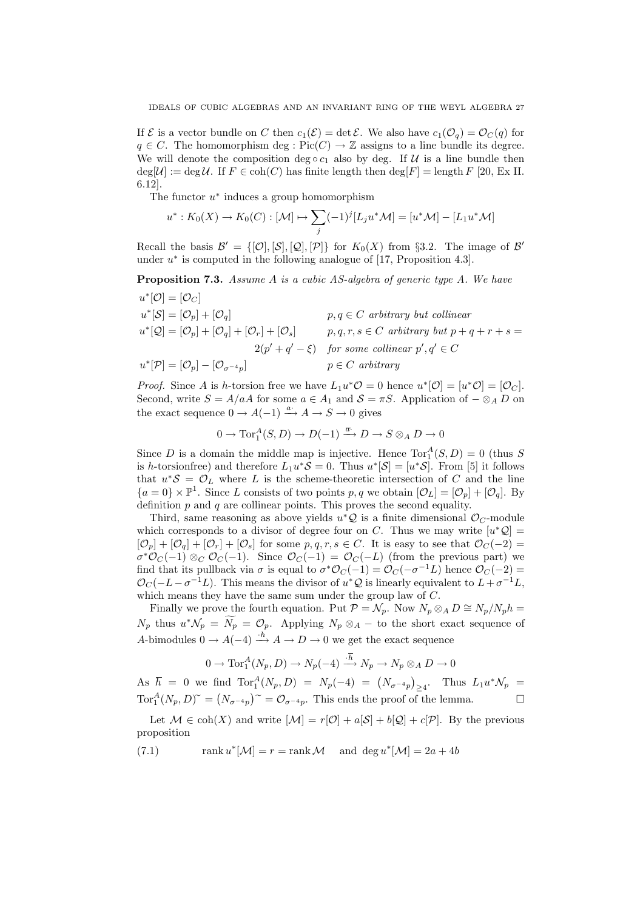If $\mathcal{E}$ is a vector bundle on $C$ then $c_1(\mathcal{E}) = \det \mathcal{E}$. We also have $c_1(\mathcal{O}_q) = \mathcal{O}_C(q)$ for $q \in C$. The homomorphism $\deg : \operatorname{Pic}(C) \to \mathbb{Z}$ assigns to a line bundle its degree. We will denote the composition $\deg \circ c_1$ also by deg. If $\mathcal{U}$ is a line bundle then $\deg[\mathcal{U}] := \deg \mathcal{U}$. If $F \in \operatorname{coh}(C)$ has finite length then $\deg[F] = \operatorname{length} F$ [20, Ex II. 6.12].

The functor $u^*$ induces a group homomorphism

$$u^* : K_0(X) \to K_0(C) : [\mathcal{M}] \mapsto \sum_j (-1)^j [L_j u^* \mathcal{M}] = [u^* \mathcal{M}] - [L_1 u^* \mathcal{M}]$$

Recall the basis $\mathcal{B}' = \{[\mathcal{O}], [\mathcal{S}], [\mathcal{Q}], [\mathcal{P}]\}$ for $K_0(X)$ from §3.2. The image of $\mathcal{B}'$ under $u^*$ is computed in the following analogue of [17, Proposition 4.3].

**Proposition 7.3.** *Assume $A$ is a cubic AS-algebra of generic type A. We have*

$u^*[\mathcal{O}] = [\mathcal{O}_C]$

$u^*[\mathcal{S}] = [\mathcal{O}_p] + [\mathcal{O}_q]$ *$p, q \in C$ arbitrary but collinear*

$u^*[\mathcal{Q}] = [\mathcal{O}_p] + [\mathcal{O}_q] + [\mathcal{O}_r] + [\mathcal{O}_s]$ *$p, q, r, s \in C$ arbitrary but $p + q + r + s = 2(p' + q' - \xi)$ for some collinear $p', q' \in C$*

$u^*[\mathcal{P}] = [\mathcal{O}_p] - [\mathcal{O}_{\sigma^{-4}p}]$ *$p \in C$ arbitrary*

*Proof.* Since $A$ is $h$-torsion free we have $L_1 u^* \mathcal{O} = 0$ hence $u^*[\mathcal{O}] = [u^* \mathcal{O}] = [\mathcal{O}_C]$. Second, write $S = A/aA$ for some $a \in A_1$ and $\mathcal{S} = \pi S$. Application of $- \otimes_A D$ on the exact sequence $0 \to A(-1) \xrightarrow{a\cdot} A \to S \to 0$ gives

$$0 \to \operatorname{Tor}_1^A(S, D) \to D(-1) \xrightarrow{\overline{a}\cdot} D \to S \otimes_A D \to 0$$

Since $D$ is a domain the middle map is injective. Hence $\operatorname{Tor}_1^A(S, D) = 0$ (thus $S$ is $h$-torsionfree) and therefore $L_1 u^* \mathcal{S} = 0$. Thus $u^*[\mathcal{S}] = [u^* \mathcal{S}]$. From [5] it follows that $u^* \mathcal{S} = \mathcal{O}_L$ where $L$ is the scheme-theoretic intersection of $C$ and the line $\{a = 0\} \times \mathbb{P}^1$. Since $L$ consists of two points $p, q$ we obtain $[\mathcal{O}_L] = [\mathcal{O}_p] + [\mathcal{O}_q]$. By definition $p$ and $q$ are collinear points. This proves the second equality.

Third, same reasoning as above yields $u^* \mathcal{Q}$ is a finite dimensional $\mathcal{O}_C$-module which corresponds to a divisor of degree four on $C$. Thus we may write $[u^* \mathcal{Q}] = [\mathcal{O}_p] + [\mathcal{O}_q] + [\mathcal{O}_r] + [\mathcal{O}_s]$ for some $p, q, r, s \in C$. It is easy to see that $\mathcal{O}_C(-2) = \sigma^* \mathcal{O}_C(-1) \otimes_C \mathcal{O}_C(-1)$. Since $\mathcal{O}_C(-1) = \mathcal{O}_C(-L)$ (from the previous part) we find that its pullback via $\sigma$ is equal to $\sigma^* \mathcal{O}_C(-1) = \mathcal{O}_C(-\sigma^{-1} L)$ hence $\mathcal{O}_C(-2) = \mathcal{O}_C(-L - \sigma^{-1} L)$. This means the divisor of $u^* \mathcal{Q}$ is linearly equivalent to $L + \sigma^{-1} L$, which means they have the same sum under the group law of $C$.

Finally we prove the fourth equation. Put $\mathcal{P} = \mathcal{N}_p$. Now $N_p \otimes_A D \cong N_p / N_p h = N_p$ thus $u^* \mathcal{N}_p = \widetilde{N_p} = \mathcal{O}_p$. Applying $N_p \otimes_A -$ to the short exact sequence of $A$-bimodules $0 \to A(-4) \xrightarrow{\cdot h} A \to D \to 0$ we get the exact sequence

$$0 \to \operatorname{Tor}_1^A(N_p, D) \to N_p(-4) \xrightarrow{\cdot \overline{h}} N_p \to N_p \otimes_A D \to 0$$

As $\overline{h} = 0$ we find $\operatorname{Tor}_1^A(N_p, D) = N_p(-4) = \left(N_{\sigma^{-4}p}\right)_{\geq 4}$. Thus $L_1 u^* \mathcal{N}_p = \operatorname{Tor}_1^A(N_p, D)^{\sim} = \left(N_{\sigma^{-4}p}\right)^{\sim} = \mathcal{O}_{\sigma^{-4}p}$. This ends the proof of the lemma. $\square$

Let $\mathcal{M} \in \operatorname{coh}(X)$ and write $[\mathcal{M}] = r[\mathcal{O}] + a[\mathcal{S}] + b[\mathcal{Q}] + c[\mathcal{P}]$. By the previous proposition

$$\operatorname{rank} u^*[\mathcal{M}] = r = \operatorname{rank} \mathcal{M} \quad \text{and} \quad \deg u^*[\mathcal{M}] = 2a + 4b \tag{7.1}$$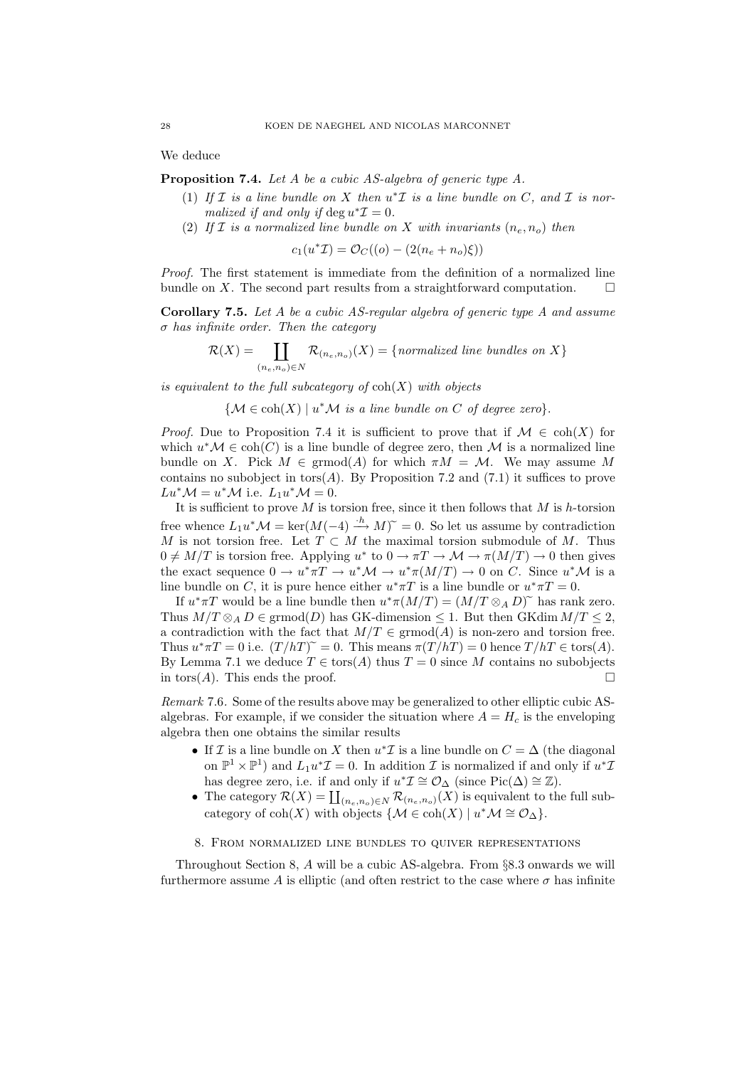We deduce

**Proposition 7.4.** *Let $A$ be a cubic AS-algebra of generic type A.*

1. *If $\mathcal{I}$ is a line bundle on $X$ then $u^*\mathcal{I}$ is a line bundle on $C$, and $\mathcal{I}$ is normalized if and only if $\deg u^*\mathcal{I} = 0$.*
2. *If $\mathcal{I}$ is a normalized line bundle on $X$ with invariants $(n_e, n_o)$ then*

$$c_1(u^*\mathcal{I}) = \mathcal{O}_C((o) - (2(n_e + n_o)\xi))$$

*Proof.* The first statement is immediate from the definition of a normalized line bundle on $X$. The second part results from a straightforward computation. $\square$

**Corollary 7.5.** *Let $A$ be a cubic AS-regular algebra of generic type A and assume $\sigma$ has infinite order. Then the category*

$$\mathcal{R}(X) = \coprod_{(n_e,n_o)\in N} \mathcal{R}_{(n_e,n_o)}(X) = \{\textit{normalized line bundles on } X\}$$

*is equivalent to the full subcategory of $\operatorname{coh}(X)$ with objects*

$$\{\mathcal{M} \in \operatorname{coh}(X) \mid u^*\mathcal{M} \textit{ is a line bundle on } C \textit{ of degree zero}\}.$$

*Proof.* Due to Proposition 7.4 it is sufficient to prove that if $\mathcal{M} \in \operatorname{coh}(X)$ for which $u^*\mathcal{M} \in \operatorname{coh}(C)$ is a line bundle of degree zero, then $\mathcal{M}$ is a normalized line bundle on $X$. Pick $M \in \operatorname{grmod}(A)$ for which $\pi M = \mathcal{M}$. We may assume $M$ contains no subobject in $\operatorname{tors}(A)$. By Proposition 7.2 and (7.1) it suffices to prove $Lu^*\mathcal{M} = u^*\mathcal{M}$ i.e. $L_1u^*\mathcal{M} = 0$.

It is sufficient to prove $M$ is torsion free, since it then follows that $M$ is $h$-torsion free whence $L_1u^*\mathcal{M} = \ker(M(-4) \xrightarrow{\cdot h} M)^\sim = 0$. So let us assume by contradiction $M$ is not torsion free. Let $T \subset M$ the maximal torsion submodule of $M$. Thus $0 \neq M/T$ is torsion free. Applying $u^*$ to $0 \to \pi T \to \mathcal{M} \to \pi(M/T) \to 0$ then gives the exact sequence $0 \to u^*\pi T \to u^*\mathcal{M} \to u^*\pi(M/T) \to 0$ on $C$. Since $u^*\mathcal{M}$ is a line bundle on $C$, it is pure hence either $u^*\pi T$ is a line bundle or $u^*\pi T = 0$.

If $u^*\pi T$ would be a line bundle then $u^*\pi(M/T) = (M/T \otimes_A D)^\sim$ has rank zero. Thus $M/T \otimes_A D \in \operatorname{grmod}(D)$ has GK-dimension $\leq 1$. But then $\operatorname{GKdim} M/T \leq 2$, a contradiction with the fact that $M/T \in \operatorname{grmod}(A)$ is non-zero and torsion free. Thus $u^*\pi T = 0$ i.e. $(T/hT)^\sim = 0$. This means $\pi(T/hT) = 0$ hence $T/hT \in \operatorname{tors}(A)$. By Lemma 7.1 we deduce $T \in \operatorname{tors}(A)$ thus $T = 0$ since $M$ contains no subobjects in $\operatorname{tors}(A)$. This ends the proof. $\square$

*Remark* 7.6. Some of the results above may be generalized to other elliptic cubic AS-algebras. For example, if we consider the situation where $A = H_c$ is the enveloping algebra then one obtains the similar results

- If $\mathcal{I}$ is a line bundle on $X$ then $u^*\mathcal{I}$ is a line bundle on $C = \Delta$ (the diagonal on $\mathbb{P}^1 \times \mathbb{P}^1$) and $L_1u^*\mathcal{I} = 0$. In addition $\mathcal{I}$ is normalized if and only if $u^*\mathcal{I}$ has degree zero, i.e. if and only if $u^*\mathcal{I} \cong \mathcal{O}_\Delta$ (since $\operatorname{Pic}(\Delta) \cong \mathbb{Z}$).
- The category $\mathcal{R}(X) = \coprod_{(n_e,n_o)\in N} \mathcal{R}_{(n_e,n_o)}(X)$ is equivalent to the full subcategory of $\operatorname{coh}(X)$ with objects $\{\mathcal{M} \in \operatorname{coh}(X) \mid u^*\mathcal{M} \cong \mathcal{O}_\Delta\}$.

## 8. From normalized line bundles to quiver representations

Throughout Section 8, $A$ will be a cubic AS-algebra. From §8.3 onwards we will furthermore assume $A$ is elliptic (and often restrict to the case where $\sigma$ has infinite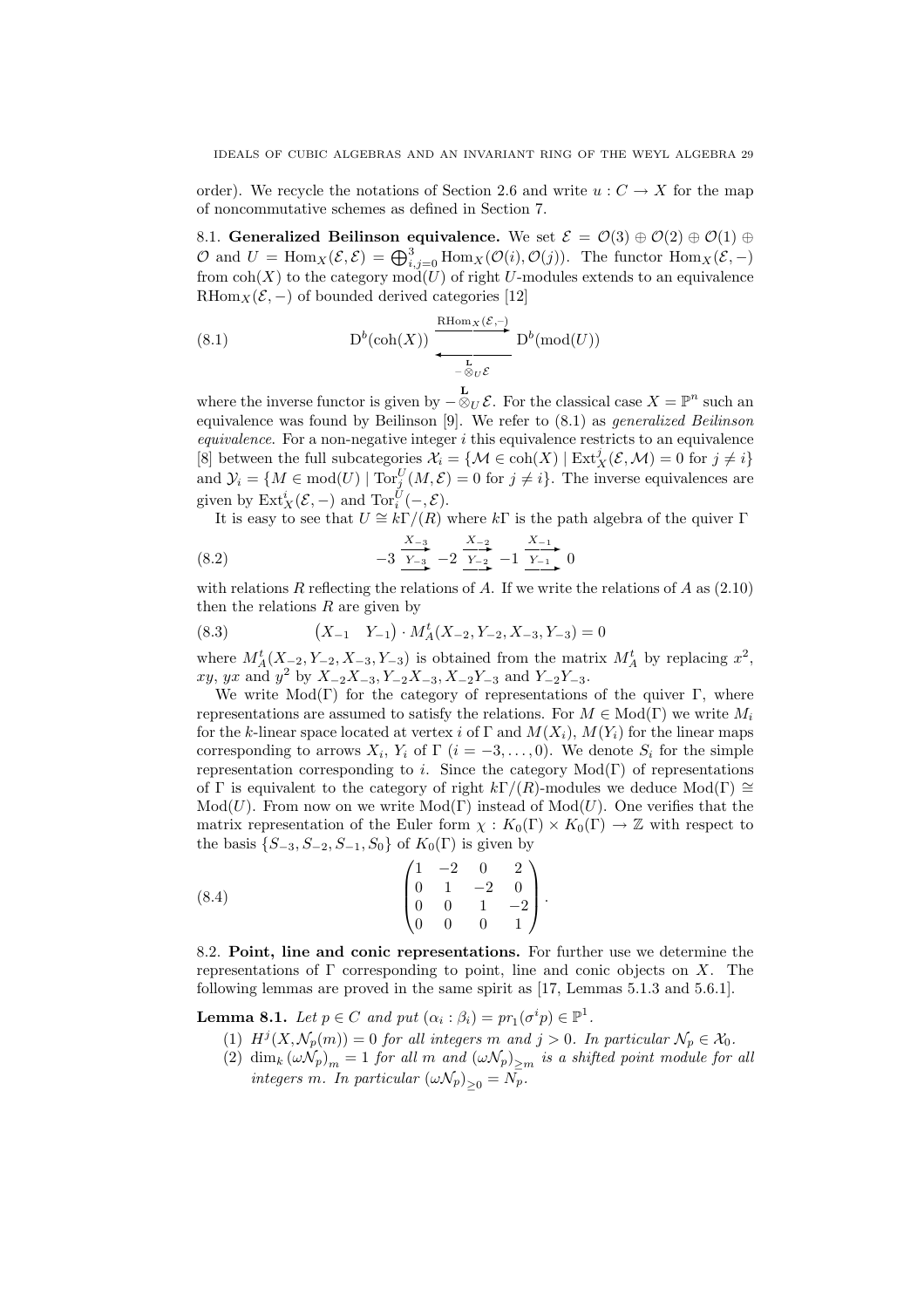order). We recycle the notations of Section 2.6 and write $u : C \to X$ for the map of noncommutative schemes as defined in Section 7.

**8.1. Generalized Beilinson equivalence.** We set $\mathcal{E} = \mathcal{O}(3) \oplus \mathcal{O}(2) \oplus \mathcal{O}(1) \oplus \mathcal{O}$ and $U = \operatorname{Hom}_X(\mathcal{E}, \mathcal{E}) = \bigoplus_{i,j=0}^{3} \operatorname{Hom}_X(\mathcal{O}(i), \mathcal{O}(j))$. The functor $\operatorname{Hom}_X(\mathcal{E}, -)$ from $\operatorname{coh}(X)$ to the category $\operatorname{mod}(U)$ of right $U$-modules extends to an equivalence $\operatorname{RHom}_X(\mathcal{E}, -)$ of bounded derived categories [12]

$$
\mathrm{D}^b(\operatorname{coh}(X)) \underset{- \overset{\mathbf{L}}{\otimes}_U \mathcal{E}}{\overset{\operatorname{RHom}_X(\mathcal{E},-)}{\rightleftarrows}} \mathrm{D}^b(\operatorname{mod}(U)) \tag{8.1}
$$

where the inverse functor is given by $- \overset{\mathbf{L}}{\otimes}_U \mathcal{E}$. For the classical case $X = \mathbb{P}^n$ such an equivalence was found by Beilinson [9]. We refer to (8.1) as *generalized Beilinson equivalence*. For a non-negative integer $i$ this equivalence restricts to an equivalence [8] between the full subcategories $\mathcal{X}_i = \{\mathcal{M} \in \operatorname{coh}(X) \mid \operatorname{Ext}^j_X(\mathcal{E}, \mathcal{M}) = 0 \text{ for } j \neq i\}$ and $\mathcal{Y}_i = \{M \in \operatorname{mod}(U) \mid \operatorname{Tor}^U_j(M, \mathcal{E}) = 0 \text{ for } j \neq i\}$. The inverse equivalences are given by $\operatorname{Ext}^i_X(\mathcal{E}, -)$ and $\operatorname{Tor}^U_i(-, \mathcal{E})$.

It is easy to see that $U \cong k\Gamma/(R)$ where $k\Gamma$ is the path algebra of the quiver $\Gamma$

$$
-3 \underset{Y_{-3}}{\overset{X_{-3}}{\rightrightarrows}} -2 \underset{Y_{-2}}{\overset{X_{-2}}{\rightrightarrows}} -1 \underset{Y_{-1}}{\overset{X_{-1}}{\rightrightarrows}} 0 \tag{8.2}
$$

with relations $R$ reflecting the relations of $A$. If we write the relations of $A$ as (2.10) then the relations $R$ are given by

$$
\begin{pmatrix} X_{-1} & Y_{-1} \end{pmatrix} \cdot M_A^t(X_{-2}, Y_{-2}, X_{-3}, Y_{-3}) = 0 \tag{8.3}
$$

where $M_A^t(X_{-2}, Y_{-2}, X_{-3}, Y_{-3})$ is obtained from the matrix $M_A^t$ by replacing $x^2$, $xy$, $yx$ and $y^2$ by $X_{-2}X_{-3}, Y_{-2}X_{-3}, X_{-2}Y_{-3}$ and $Y_{-2}Y_{-3}$.

We write $\operatorname{Mod}(\Gamma)$ for the category of representations of the quiver $\Gamma$, where representations are assumed to satisfy the relations. For $M \in \operatorname{Mod}(\Gamma)$ we write $M_i$ for the $k$-linear space located at vertex $i$ of $\Gamma$ and $M(X_i)$, $M(Y_i)$ for the linear maps corresponding to arrows $X_i$, $Y_i$ of $\Gamma$ ($i = -3, \ldots, 0$). We denote $S_i$ for the simple representation corresponding to $i$. Since the category $\operatorname{Mod}(\Gamma)$ of representations of $\Gamma$ is equivalent to the category of right $k\Gamma/(R)$-modules we deduce $\operatorname{Mod}(\Gamma) \cong \operatorname{Mod}(U)$. From now on we write $\operatorname{Mod}(\Gamma)$ instead of $\operatorname{Mod}(U)$. One verifies that the matrix representation of the Euler form $\chi : K_0(\Gamma) \times K_0(\Gamma) \to \mathbb{Z}$ with respect to the basis $\{S_{-3}, S_{-2}, S_{-1}, S_0\}$ of $K_0(\Gamma)$ is given by

$$
\begin{pmatrix} 1 & -2 & 0 & 2 \\ 0 & 1 & -2 & 0 \\ 0 & 0 & 1 & -2 \\ 0 & 0 & 0 & 1 \end{pmatrix}. \tag{8.4}
$$

**8.2. Point, line and conic representations.** For further use we determine the representations of $\Gamma$ corresponding to point, line and conic objects on $X$. The following lemmas are proved in the same spirit as [17, Lemmas 5.1.3 and 5.6.1].

**Lemma 8.1.** *Let $p \in C$ and put $(\alpha_i : \beta_i) = pr_1(\sigma^i p) \in \mathbb{P}^1$.*

1. *$H^j(X, \mathcal{N}_p(m)) = 0$ for all integers $m$ and $j > 0$. In particular $\mathcal{N}_p \in \mathcal{X}_0$.*
2. *$\dim_k (\omega \mathcal{N}_p)_m = 1$ for all $m$ and $(\omega \mathcal{N}_p)_{\geq m}$ is a shifted point module for all integers $m$. In particular $(\omega \mathcal{N}_p)_{\geq 0} = N_p$.*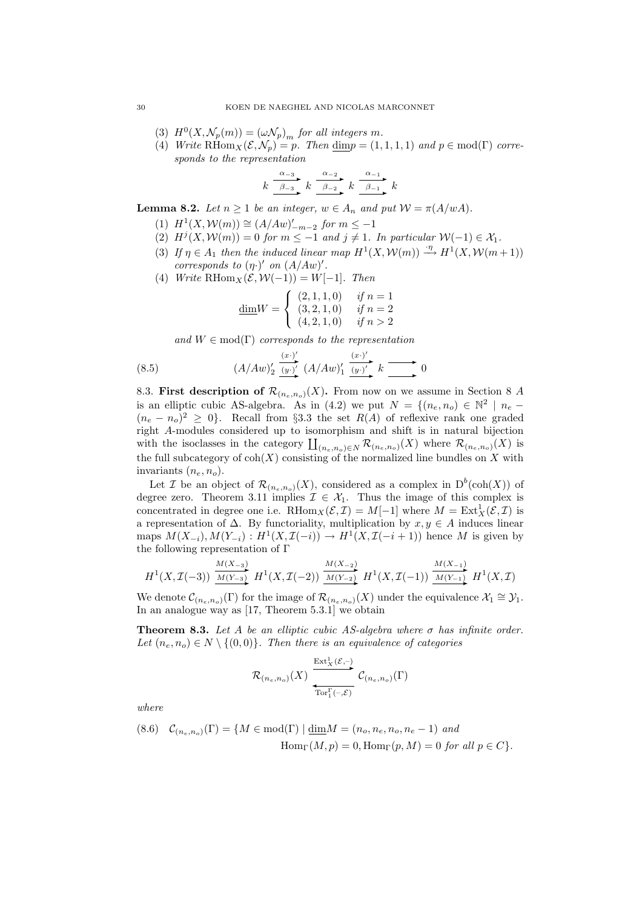(3) $H^0(X, \mathcal{N}_p(m)) = (\omega \mathcal{N}_p)_m$ *for all integers* $m$.

(4) *Write* $\operatorname{RHom}_X(\mathcal{E}, \mathcal{N}_p) = p$. *Then* $\underline{\dim} p = (1,1,1,1)$ *and* $p \in \operatorname{mod}(\Gamma)$ *corresponds to the representation*

$$k \underset{\beta_{-3}}{\overset{\alpha_{-3}}{\rightrightarrows}} k \underset{\beta_{-2}}{\overset{\alpha_{-2}}{\rightrightarrows}} k \underset{\beta_{-1}}{\overset{\alpha_{-1}}{\rightrightarrows}} k$$

**Lemma 8.2.** *Let* $n \geq 1$ *be an integer,* $w \in A_n$ *and put* $\mathcal{W} = \pi(A/wA)$.

(1) $H^1(X, \mathcal{W}(m)) \cong (A/Aw)'_{-m-2}$ *for* $m \leq -1$

(2) $H^j(X, \mathcal{W}(m)) = 0$ *for* $m \leq -1$ *and* $j \neq 1$. *In particular* $\mathcal{W}(-1) \in \mathcal{X}_1$.

(3) *If* $\eta \in A_1$ *then the induced linear map* $H^1(X, \mathcal{W}(m)) \xrightarrow{\cdot \eta} H^1(X, \mathcal{W}(m+1))$ *corresponds to* $(\eta \cdot)'$ *on* $(A/Aw)'$.

(4) *Write* $\operatorname{RHom}_X(\mathcal{E}, \mathcal{W}(-1)) = W[-1]$. *Then*

$$\underline{\dim} W = \begin{cases} (2,1,1,0) & \text{if } n = 1 \\ (3,2,1,0) & \text{if } n = 2 \\ (4,2,1,0) & \text{if } n > 2 \end{cases}$$

*and* $W \in \operatorname{mod}(\Gamma)$ *corresponds to the representation*

$$(A/Aw)'_2 \underset{(y\cdot)'}{\overset{(x\cdot)'}{\rightrightarrows}} (A/Aw)'_1 \underset{(y\cdot)'}{\overset{(x\cdot)'}{\rightrightarrows}} k \rightrightarrows 0 \tag{8.5}$$

8.3. **First description of** $\mathcal{R}_{(n_e,n_o)}(X)$**.** From now on we assume in Section 8 $A$ is an elliptic cubic AS-algebra. As in (4.2) we put $N = \{(n_e, n_o) \in \mathbb{N}^2 \mid n_e - (n_e - n_o)^2 \geq 0\}$. Recall from §3.3 the set $R(A)$ of reflexive rank one graded right $A$-modules considered up to isomorphism and shift is in natural bijection with the isoclasses in the category $\coprod_{(n_e,n_o) \in N} \mathcal{R}_{(n_e,n_o)}(X)$ where $\mathcal{R}_{(n_e,n_o)}(X)$ is the full subcategory of $\operatorname{coh}(X)$ consisting of the normalized line bundles on $X$ with invariants $(n_e, n_o)$.

Let $\mathcal{I}$ be an object of $\mathcal{R}_{(n_e,n_o)}(X)$, considered as a complex in $\mathrm{D}^b(\operatorname{coh}(X))$ of degree zero. Theorem 3.11 implies $\mathcal{I} \in \mathcal{X}_1$. Thus the image of this complex is concentrated in degree one i.e. $\operatorname{RHom}_X(\mathcal{E}, \mathcal{I}) = M[-1]$ where $M = \operatorname{Ext}^1_X(\mathcal{E}, \mathcal{I})$ is a representation of $\Delta$. By functoriality, multiplication by $x, y \in A$ induces linear maps $M(X_{-i}), M(Y_{-i}) : H^1(X, \mathcal{I}(-i)) \to H^1(X, \mathcal{I}(-i+1))$ hence $M$ is given by the following representation of $\Gamma$

$$H^1(X, \mathcal{I}(-3)) \underset{M(Y_{-3})}{\overset{M(X_{-3})}{\rightrightarrows}} H^1(X, \mathcal{I}(-2)) \underset{M(Y_{-2})}{\overset{M(X_{-2})}{\rightrightarrows}} H^1(X, \mathcal{I}(-1)) \underset{M(Y_{-1})}{\overset{M(X_{-1})}{\rightrightarrows}} H^1(X, \mathcal{I})$$

We denote $\mathcal{C}_{(n_e,n_o)}(\Gamma)$ for the image of $\mathcal{R}_{(n_e,n_o)}(X)$ under the equivalence $\mathcal{X}_1 \cong \mathcal{Y}_1$. In an analogue way as [17, Theorem 5.3.1] we obtain

**Theorem 8.3.** *Let* $A$ *be an elliptic cubic AS-algebra where* $\sigma$ *has infinite order. Let* $(n_e, n_o) \in N \setminus \{(0,0)\}$. *Then there is an equivalence of categories*

$$\mathcal{R}_{(n_e,n_o)}(X) \underset{\operatorname{Tor}_1^\Gamma(-,\mathcal{E})}{\overset{\operatorname{Ext}^1_X(\mathcal{E},-)}{\rightleftarrows}} \mathcal{C}_{(n_e,n_o)}(\Gamma)$$

*where*

$$\begin{aligned} \mathcal{C}_{(n_e,n_o)}(\Gamma) = \{ M \in \operatorname{mod}(\Gamma) \mid\ & \underline{\dim} M = (n_o, n_e, n_o, n_e - 1) \text{ and} \\ & \operatorname{Hom}_\Gamma(M, p) = 0, \operatorname{Hom}_\Gamma(p, M) = 0 \text{ for all } p \in C \}. \end{aligned} \tag{8.6}$$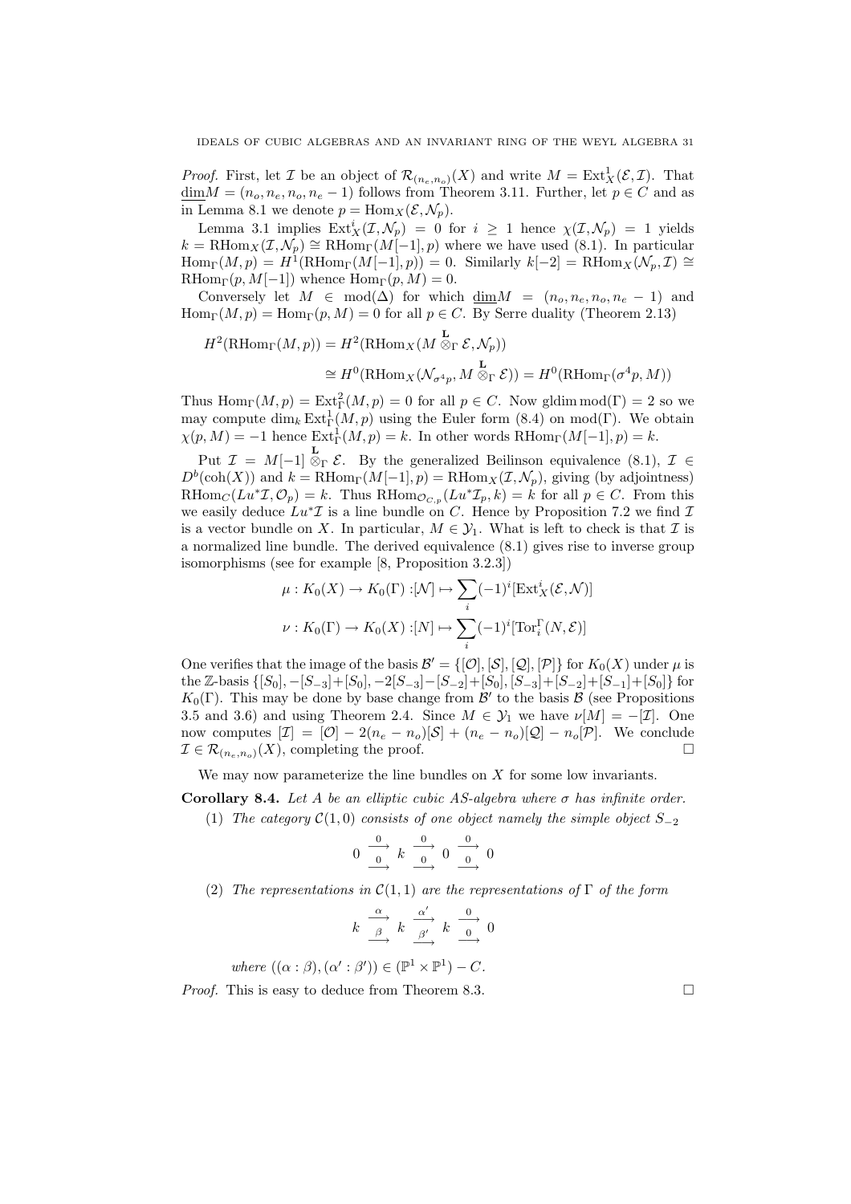*Proof.* First, let $\mathcal{I}$ be an object of $\mathcal{R}_{(n_e,n_o)}(X)$ and write $M = \operatorname{Ext}^1_X(\mathcal{E},\mathcal{I})$. That $\underline{\dim} M = (n_o, n_e, n_o, n_e - 1)$ follows from Theorem 3.11. Further, let $p \in C$ and as in Lemma 8.1 we denote $p = \operatorname{Hom}_X(\mathcal{E}, \mathcal{N}_p)$.

Lemma 3.1 implies $\operatorname{Ext}^i_X(\mathcal{I},\mathcal{N}_p) = 0$ for $i \geq 1$ hence $\chi(\mathcal{I},\mathcal{N}_p) = 1$ yields $k = \operatorname{RHom}_X(\mathcal{I},\mathcal{N}_p) \cong \operatorname{RHom}_\Gamma(M[-1], p)$ where we have used (8.1). In particular $\operatorname{Hom}_\Gamma(M,p) = H^1(\operatorname{RHom}_\Gamma(M[-1],p)) = 0$. Similarly $k[-2] = \operatorname{RHom}_X(\mathcal{N}_p,\mathcal{I}) \cong \operatorname{RHom}_\Gamma(p, M[-1])$ whence $\operatorname{Hom}_\Gamma(p,M) = 0$.

Conversely let $M \in \operatorname{mod}(\Delta)$ for which $\underline{\dim} M = (n_o, n_e, n_o, n_e - 1)$ and $\operatorname{Hom}_\Gamma(M,p) = \operatorname{Hom}_\Gamma(p,M) = 0$ for all $p \in C$. By Serre duality (Theorem 2.13)

$$
\begin{aligned}
H^2(\operatorname{RHom}_\Gamma(M,p)) &= H^2(\operatorname{RHom}_X(M \overset{\mathbf{L}}{\otimes}_\Gamma \mathcal{E}, \mathcal{N}_p)) \\
&\cong H^0(\operatorname{RHom}_X(\mathcal{N}_{\sigma^4 p}, M \overset{\mathbf{L}}{\otimes}_\Gamma \mathcal{E})) = H^0(\operatorname{RHom}_\Gamma(\sigma^4 p, M))
\end{aligned}
$$

Thus $\operatorname{Hom}_\Gamma(M,p) = \operatorname{Ext}^2_\Gamma(M,p) = 0$ for all $p \in C$. Now $\operatorname{gldim} \operatorname{mod}(\Gamma) = 2$ so we may compute $\dim_k \operatorname{Ext}^1_\Gamma(M,p)$ using the Euler form (8.4) on $\operatorname{mod}(\Gamma)$. We obtain $\chi(p,M) = -1$ hence $\operatorname{Ext}^1_\Gamma(M,p) = k$. In other words $\operatorname{RHom}_\Gamma(M[-1],p) = k$.

Put $\mathcal{I} = M[-1] \overset{\mathbf{L}}{\otimes}_\Gamma \mathcal{E}$. By the generalized Beilinson equivalence (8.1), $\mathcal{I} \in D^b(\operatorname{coh}(X))$ and $k = \operatorname{RHom}_\Gamma(M[-1],p) = \operatorname{RHom}_X(\mathcal{I},\mathcal{N}_p)$, giving (by adjointness) $\operatorname{RHom}_C(Lu^*\mathcal{I}, \mathcal{O}_p) = k$. Thus $\operatorname{RHom}_{\mathcal{O}_{C,p}}(Lu^*\mathcal{I}_p, k) = k$ for all $p \in C$. From this we easily deduce $Lu^*\mathcal{I}$ is a line bundle on $C$. Hence by Proposition 7.2 we find $\mathcal{I}$ is a vector bundle on $X$. In particular, $M \in \mathcal{Y}_1$. What is left to check is that $\mathcal{I}$ is a normalized line bundle. The derived equivalence (8.1) gives rise to inverse group isomorphisms (see for example [8, Proposition 3.2.3])

$$
\mu : K_0(X) \to K_0(\Gamma) : [\mathcal{N}] \mapsto \sum_i (-1)^i [\operatorname{Ext}^i_X(\mathcal{E},\mathcal{N})]
$$

$$
\nu : K_0(\Gamma) \to K_0(X) : [N] \mapsto \sum_i (-1)^i [\operatorname{Tor}^\Gamma_i(N,\mathcal{E})]
$$

One verifies that the image of the basis $\mathcal{B}' = \{[\mathcal{O}],[\mathcal{S}],[\mathcal{Q}],[\mathcal{P}]\}$ for $K_0(X)$ under $\mu$ is the $\mathbb{Z}$-basis $\{[S_0], -[S_{-3}]+[S_0], -2[S_{-3}]-[S_{-2}]+[S_0], [S_{-3}]+[S_{-2}]+[S_{-1}]+[S_0]\}$ for $K_0(\Gamma)$. This may be done by base change from $\mathcal{B}'$ to the basis $\mathcal{B}$ (see Propositions 3.5 and 3.6) and using Theorem 2.4. Since $M \in \mathcal{Y}_1$ we have $\nu[M] = -[\mathcal{I}]$. One now computes $[\mathcal{I}] = [\mathcal{O}] - 2(n_e - n_o)[\mathcal{S}] + (n_e - n_o)[\mathcal{Q}] - n_o[\mathcal{P}]$. We conclude $\mathcal{I} \in \mathcal{R}_{(n_e,n_o)}(X)$, completing the proof. $\square$

We may now parameterize the line bundles on $X$ for some low invariants.

**Corollary 8.4.** *Let $A$ be an elliptic cubic AS-algebra where $\sigma$ has infinite order.*

(1) *The category $\mathcal{C}(1,0)$ consists of one object namely the simple object $S_{-2}$*

$$
0 \;\underset{0}{\overset{0}{\rightrightarrows}}\; k \;\underset{0}{\overset{0}{\rightrightarrows}}\; 0 \;\underset{0}{\overset{0}{\rightrightarrows}}\; 0
$$

(2) *The representations in $\mathcal{C}(1,1)$ are the representations of $\Gamma$ of the form*

$$
k \;\underset{\beta}{\overset{\alpha}{\rightrightarrows}}\; k \;\underset{\beta'}{\overset{\alpha'}{\rightrightarrows}}\; k \;\underset{0}{\overset{0}{\rightrightarrows}}\; 0
$$

*where $((\alpha:\beta),(\alpha':\beta')) \in (\mathbb{P}^1 \times \mathbb{P}^1) - C$.*

*Proof.* This is easy to deduce from Theorem 8.3. $\square$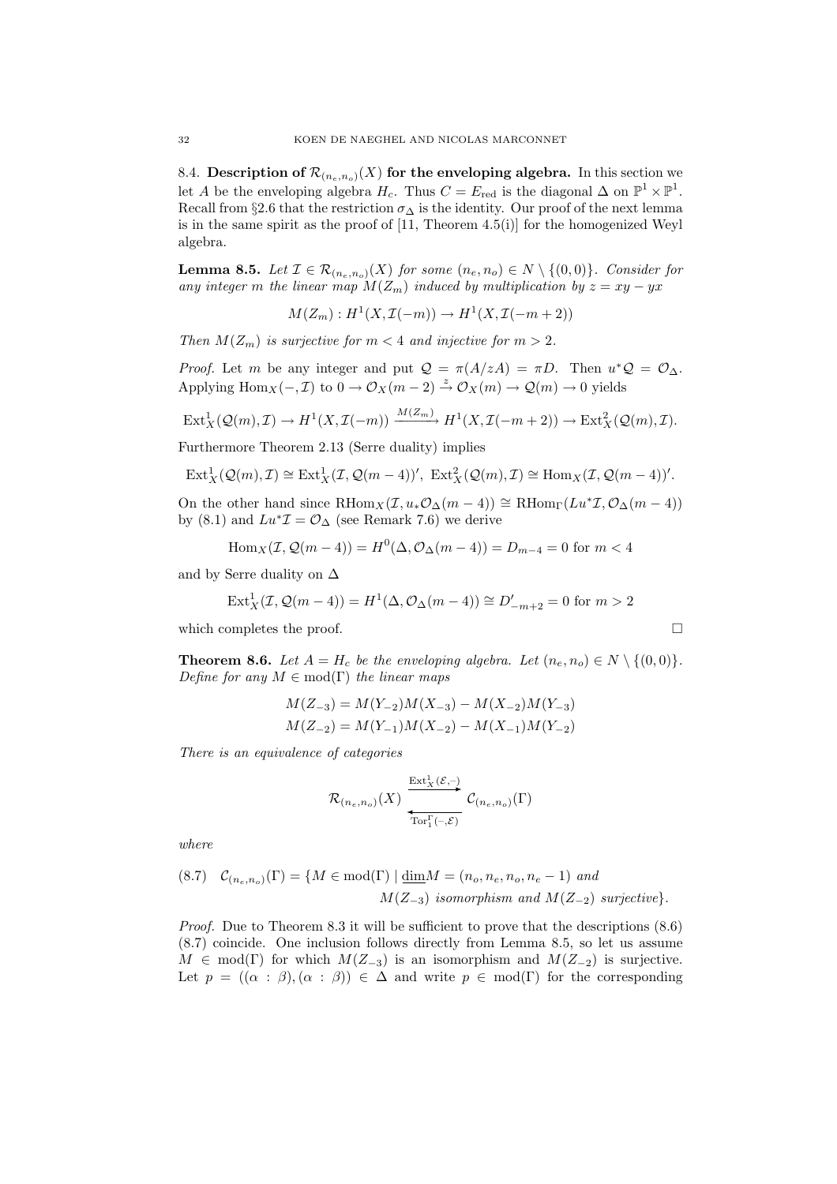8.4. **Description of $\mathcal{R}_{(n_e,n_o)}(X)$ for the enveloping algebra.** In this section we let $A$ be the enveloping algebra $H_c$. Thus $C = E_{\text{red}}$ is the diagonal $\Delta$ on $\mathbb{P}^1 \times \mathbb{P}^1$. Recall from §2.6 that the restriction $\sigma_\Delta$ is the identity. Our proof of the next lemma is in the same spirit as the proof of [11, Theorem 4.5(i)] for the homogenized Weyl algebra.

**Lemma 8.5.** *Let $\mathcal{I} \in \mathcal{R}_{(n_e,n_o)}(X)$ for some $(n_e, n_o) \in N \setminus \{(0,0)\}$. Consider for any integer $m$ the linear map $M(Z_m)$ induced by multiplication by $z = xy - yx$*

$$M(Z_m) : H^1(X, \mathcal{I}(-m)) \to H^1(X, \mathcal{I}(-m+2))$$

*Then $M(Z_m)$ is surjective for $m < 4$ and injective for $m > 2$.*

*Proof.* Let $m$ be any integer and put $\mathcal{Q} = \pi(A/zA) = \pi D$. Then $u^*\mathcal{Q} = \mathcal{O}_\Delta$. Applying $\operatorname{Hom}_X(-, \mathcal{I})$ to $0 \to \mathcal{O}_X(m-2) \xrightarrow{z} \mathcal{O}_X(m) \to \mathcal{Q}(m) \to 0$ yields

$$\operatorname{Ext}^1_X(\mathcal{Q}(m), \mathcal{I}) \to H^1(X, \mathcal{I}(-m)) \xrightarrow{M(Z_m)} H^1(X, \mathcal{I}(-m+2)) \to \operatorname{Ext}^2_X(\mathcal{Q}(m), \mathcal{I}).$$

Furthermore Theorem 2.13 (Serre duality) implies

$$\operatorname{Ext}^1_X(\mathcal{Q}(m), \mathcal{I}) \cong \operatorname{Ext}^1_X(\mathcal{I}, \mathcal{Q}(m-4))', \ \operatorname{Ext}^2_X(\mathcal{Q}(m), \mathcal{I}) \cong \operatorname{Hom}_X(\mathcal{I}, \mathcal{Q}(m-4))'.$$

On the other hand since $\operatorname{RHom}_X(\mathcal{I}, u_*\mathcal{O}_\Delta(m-4)) \cong \operatorname{RHom}_\Gamma(Lu^*\mathcal{I}, \mathcal{O}_\Delta(m-4))$ by (8.1) and $Lu^*\mathcal{I} = \mathcal{O}_\Delta$ (see Remark 7.6) we derive

$$\operatorname{Hom}_X(\mathcal{I}, \mathcal{Q}(m-4)) = H^0(\Delta, \mathcal{O}_\Delta(m-4)) = D_{m-4} = 0 \text{ for } m < 4$$

and by Serre duality on $\Delta$

$$\operatorname{Ext}^1_X(\mathcal{I}, \mathcal{Q}(m-4)) = H^1(\Delta, \mathcal{O}_\Delta(m-4)) \cong D'_{-m+2} = 0 \text{ for } m > 2$$

which completes the proof. $\square$

**Theorem 8.6.** *Let $A = H_c$ be the enveloping algebra. Let $(n_e, n_o) \in N \setminus \{(0,0)\}$. Define for any $M \in \operatorname{mod}(\Gamma)$ the linear maps*

$$M(Z_{-3}) = M(Y_{-2})M(X_{-3}) - M(X_{-2})M(Y_{-3})$$
$$M(Z_{-2}) = M(Y_{-1})M(X_{-2}) - M(X_{-1})M(Y_{-2})$$

*There is an equivalence of categories*

$$\mathcal{R}_{(n_e,n_o)}(X) \underset{\operatorname{Tor}_1^\Gamma(-,\mathcal{E})}{\overset{\operatorname{Ext}^1_X(\mathcal{E},-)}{\rightleftarrows}} \mathcal{C}_{(n_e,n_o)}(\Gamma)$$

*where*

$$\begin{aligned} (8.7)\quad \mathcal{C}_{(n_e,n_o)}(\Gamma) = \{M \in \operatorname{mod}(\Gamma) \mid \underline{\dim} M = (n_o, n_e, n_o, n_e - 1) \text{ and} \\ M(Z_{-3}) \text{ isomorphism and } M(Z_{-2}) \text{ surjective}\}. \end{aligned}$$

*Proof.* Due to Theorem 8.3 it will be sufficient to prove that the descriptions (8.6) (8.7) coincide. One inclusion follows directly from Lemma 8.5, so let us assume $M \in \operatorname{mod}(\Gamma)$ for which $M(Z_{-3})$ is an isomorphism and $M(Z_{-2})$ is surjective. Let $p = ((\alpha : \beta), (\alpha : \beta)) \in \Delta$ and write $p \in \operatorname{mod}(\Gamma)$ for the corresponding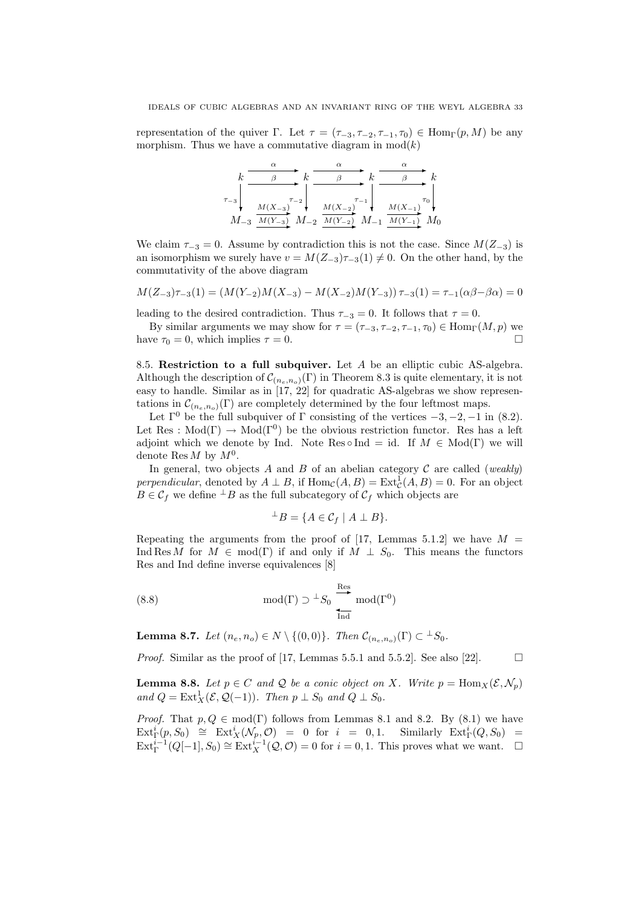representation of the quiver $\Gamma$. Let $\tau = (\tau_{-3}, \tau_{-2}, \tau_{-1}, \tau_0) \in \mathrm{Hom}_\Gamma(p, M)$ be any morphism. Thus we have a commutative diagram in $\mathrm{mod}(k)$

$$
\begin{array}{ccccccc}
k & \overset{\alpha}{\underset{\beta}{\rightrightarrows}} & k & \overset{\alpha}{\underset{\beta}{\rightrightarrows}} & k & \overset{\alpha}{\underset{\beta}{\rightrightarrows}} & k \\
\downarrow{\scriptstyle \tau_{-3}} & & \downarrow{\scriptstyle \tau_{-2}} & & \downarrow{\scriptstyle \tau_{-1}} & & \downarrow{\scriptstyle \tau_0} \\
M_{-3} & \overset{M(X_{-3})}{\underset{M(Y_{-3})}{\rightrightarrows}} & M_{-2} & \overset{M(X_{-2})}{\underset{M(Y_{-2})}{\rightrightarrows}} & M_{-1} & \overset{M(X_{-1})}{\underset{M(Y_{-1})}{\rightrightarrows}} & M_0
\end{array}
$$

We claim $\tau_{-3} = 0$. Assume by contradiction this is not the case. Since $M(Z_{-3})$ is an isomorphism we surely have $v = M(Z_{-3})\tau_{-3}(1) \neq 0$. On the other hand, by the commutativity of the above diagram

$$M(Z_{-3})\tau_{-3}(1) = (M(Y_{-2})M(X_{-3}) - M(X_{-2})M(Y_{-3}))\,\tau_{-3}(1) = \tau_{-1}(\alpha\beta - \beta\alpha) = 0$$

leading to the desired contradiction. Thus $\tau_{-3} = 0$. It follows that $\tau = 0$.

By similar arguments we may show for $\tau = (\tau_{-3}, \tau_{-2}, \tau_{-1}, \tau_0) \in \mathrm{Hom}_\Gamma(M, p)$ we have $\tau_0 = 0$, which implies $\tau = 0$. $\square$

8.5. **Restriction to a full subquiver.** Let $A$ be an elliptic cubic AS-algebra. Although the description of $\mathcal{C}_{(n_e,n_o)}(\Gamma)$ in Theorem 8.3 is quite elementary, it is not easy to handle. Similar as in [17, 22] for quadratic AS-algebras we show representations in $\mathcal{C}_{(n_e,n_o)}(\Gamma)$ are completely determined by the four leftmost maps.

Let $\Gamma^0$ be the full subquiver of $\Gamma$ consisting of the vertices $-3, -2, -1$ in (8.2). Let $\mathrm{Res} : \mathrm{Mod}(\Gamma) \to \mathrm{Mod}(\Gamma^0)$ be the obvious restriction functor. Res has a left adjoint which we denote by Ind. Note $\mathrm{Res} \circ \mathrm{Ind} = \mathrm{id}$. If $M \in \mathrm{Mod}(\Gamma)$ we will denote $\mathrm{Res}\, M$ by $M^0$.

In general, two objects $A$ and $B$ of an abelian category $\mathcal{C}$ are called (*weakly*) *perpendicular*, denoted by $A \perp B$, if $\mathrm{Hom}_\mathcal{C}(A, B) = \mathrm{Ext}^1_\mathcal{C}(A, B) = 0$. For an object $B \in \mathcal{C}_f$ we define ${}^\perp B$ as the full subcategory of $\mathcal{C}_f$ which objects are

$${}^\perp B = \{A \in \mathcal{C}_f \mid A \perp B\}.$$

Repeating the arguments from the proof of [17, Lemmas 5.1.2] we have $M = \mathrm{Ind}\,\mathrm{Res}\, M$ for $M \in \mathrm{mod}(\Gamma)$ if and only if $M \perp S_0$. This means the functors Res and Ind define inverse equivalences [8]

$$\mathrm{mod}(\Gamma) \supset {}^\perp S_0 \underset{\mathrm{Ind}}{\overset{\mathrm{Res}}{\rightleftarrows}} \mathrm{mod}(\Gamma^0) \tag{8.8}$$

**Lemma 8.7.** *Let $(n_e, n_o) \in N \setminus \{(0,0)\}$. Then $\mathcal{C}_{(n_e,n_o)}(\Gamma) \subset {}^\perp S_0$.*

*Proof.* Similar as the proof of [17, Lemmas 5.5.1 and 5.5.2]. See also [22]. $\square$

**Lemma 8.8.** *Let $p \in C$ and $\mathcal{Q}$ be a conic object on $X$. Write $p = \mathrm{Hom}_X(\mathcal{E}, \mathcal{N}_p)$ and $Q = \mathrm{Ext}^1_X(\mathcal{E}, \mathcal{Q}(-1))$. Then $p \perp S_0$ and $Q \perp S_0$.*

*Proof.* That $p, Q \in \mathrm{mod}(\Gamma)$ follows from Lemmas 8.1 and 8.2. By (8.1) we have $\mathrm{Ext}^i_\Gamma(p, S_0) \cong \mathrm{Ext}^i_X(\mathcal{N}_p, \mathcal{O}) = 0$ for $i = 0, 1$. Similarly $\mathrm{Ext}^i_\Gamma(Q, S_0) = \mathrm{Ext}^{i-1}_\Gamma(Q[-1], S_0) \cong \mathrm{Ext}^{i-1}_X(\mathcal{Q}, \mathcal{O}) = 0$ for $i = 0, 1$. This proves what we want. $\square$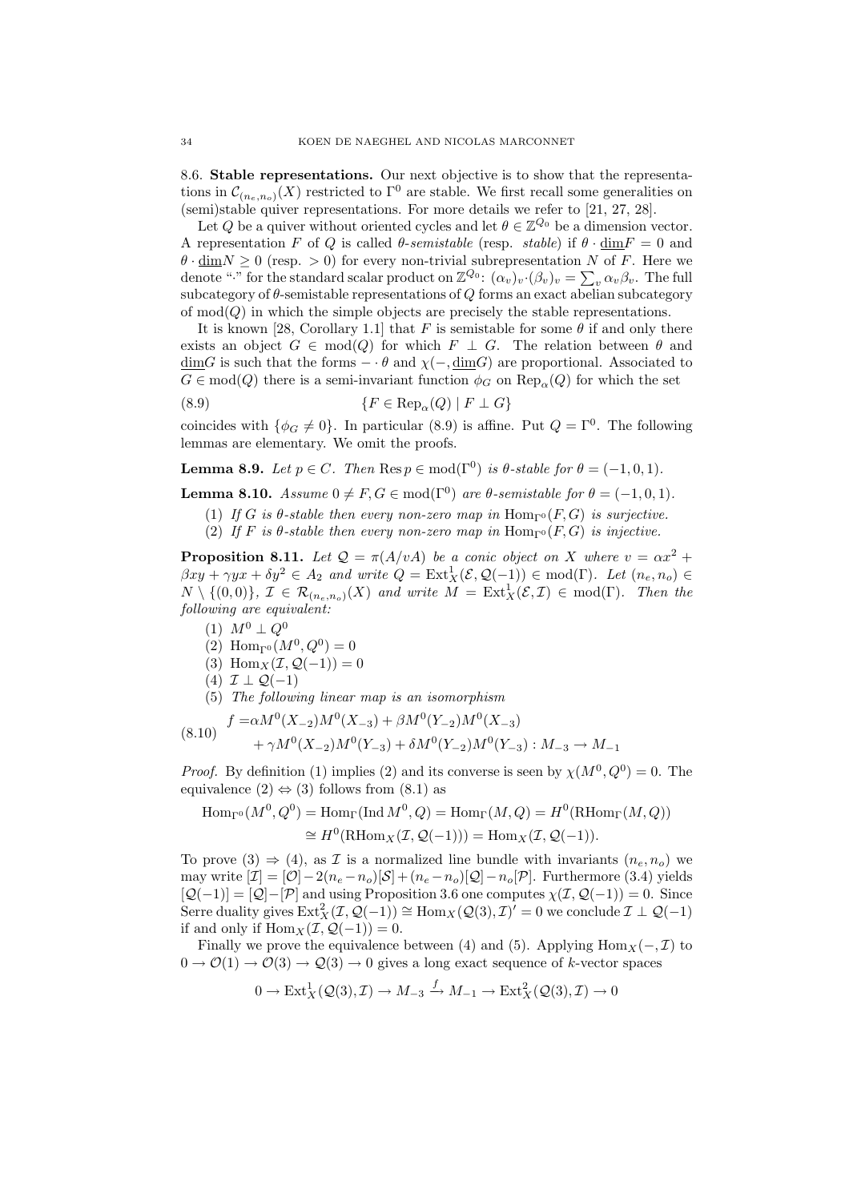8.6. **Stable representations.** Our next objective is to show that the representations in $\mathcal{C}_{(n_e,n_o)}(X)$ restricted to $\Gamma^0$ are stable. We first recall some generalities on (semi)stable quiver representations. For more details we refer to [21, 27, 28].

Let $Q$ be a quiver without oriented cycles and let $\theta \in \mathbb{Z}^{Q_0}$ be a dimension vector. A representation $F$ of $Q$ is called *$\theta$-semistable* (resp. *stable*) if $\theta \cdot \underline{\dim} F = 0$ and $\theta \cdot \underline{\dim} N \geq 0$ (resp. $> 0$) for every non-trivial subrepresentation $N$ of $F$. Here we denote "$\cdot$" for the standard scalar product on $\mathbb{Z}^{Q_0}$: $(\alpha_v)_v \cdot (\beta_v)_v = \sum_v \alpha_v \beta_v$. The full subcategory of $\theta$-semistable representations of $Q$ forms an exact abelian subcategory of $\operatorname{mod}(Q)$ in which the simple objects are precisely the stable representations.

It is known [28, Corollary 1.1] that $F$ is semistable for some $\theta$ if and only there exists an object $G \in \operatorname{mod}(Q)$ for which $F \perp G$. The relation between $\theta$ and $\underline{\dim} G$ is such that the forms $- \cdot \theta$ and $\chi(-, \underline{\dim} G)$ are proportional. Associated to $G \in \operatorname{mod}(Q)$ there is a semi-invariant function $\phi_G$ on $\operatorname{Rep}_\alpha(Q)$ for which the set

$$\{F \in \operatorname{Rep}_\alpha(Q) \mid F \perp G\} \tag{8.9}$$

coincides with $\{\phi_G \neq 0\}$. In particular (8.9) is affine. Put $Q = \Gamma^0$. The following lemmas are elementary. We omit the proofs.

**Lemma 8.9.** *Let $p \in C$. Then $\operatorname{Res} p \in \operatorname{mod}(\Gamma^0)$ is $\theta$-stable for $\theta = (-1, 0, 1)$.*

**Lemma 8.10.** *Assume $0 \neq F, G \in \operatorname{mod}(\Gamma^0)$ are $\theta$-semistable for $\theta = (-1, 0, 1)$.*

1. *If $G$ is $\theta$-stable then every non-zero map in $\operatorname{Hom}_{\Gamma^0}(F, G)$ is surjective.*
2. *If $F$ is $\theta$-stable then every non-zero map in $\operatorname{Hom}_{\Gamma^0}(F, G)$ is injective.*

**Proposition 8.11.** *Let $\mathcal{Q} = \pi(A/vA)$ be a conic object on $X$ where $v = \alpha x^2 + \beta xy + \gamma yx + \delta y^2 \in A_2$ and write $Q = \operatorname{Ext}^1_X(\mathcal{E}, \mathcal{Q}(-1)) \in \operatorname{mod}(\Gamma)$. Let $(n_e, n_o) \in N \setminus \{(0,0)\}$, $\mathcal{I} \in \mathcal{R}_{(n_e,n_o)}(X)$ and write $M = \operatorname{Ext}^1_X(\mathcal{E}, \mathcal{I}) \in \operatorname{mod}(\Gamma)$. Then the following are equivalent:*

1. $M^0 \perp Q^0$
2. $\operatorname{Hom}_{\Gamma^0}(M^0, Q^0) = 0$
3. $\operatorname{Hom}_X(\mathcal{I}, \mathcal{Q}(-1)) = 0$
4. $\mathcal{I} \perp \mathcal{Q}(-1)$
5. *The following linear map is an isomorphism*

$$\begin{aligned} f =& \alpha M^0(X_{-2})M^0(X_{-3}) + \beta M^0(Y_{-2})M^0(X_{-3}) \\ &+ \gamma M^0(X_{-2})M^0(Y_{-3}) + \delta M^0(Y_{-2})M^0(Y_{-3}) : M_{-3} \to M_{-1} \end{aligned} \tag{8.10}$$

*Proof.* By definition (1) implies (2) and its converse is seen by $\chi(M^0, Q^0) = 0$. The equivalence (2) $\Leftrightarrow$ (3) follows from (8.1) as

$$\begin{aligned} \operatorname{Hom}_{\Gamma^0}(M^0, Q^0) &= \operatorname{Hom}_\Gamma(\operatorname{Ind} M^0, Q) = \operatorname{Hom}_\Gamma(M, Q) = H^0(\operatorname{RHom}_\Gamma(M, Q)) \\ &\cong H^0(\operatorname{RHom}_X(\mathcal{I}, \mathcal{Q}(-1))) = \operatorname{Hom}_X(\mathcal{I}, \mathcal{Q}(-1)). \end{aligned}$$

To prove (3) $\Rightarrow$ (4), as $\mathcal{I}$ is a normalized line bundle with invariants $(n_e, n_o)$ we may write $[\mathcal{I}] = [\mathcal{O}] - 2(n_e - n_o)[\mathcal{S}] + (n_e - n_o)[\mathcal{Q}] - n_o[\mathcal{P}]$. Furthermore (3.4) yields $[\mathcal{Q}(-1)] = [\mathcal{Q}] - [\mathcal{P}]$ and using Proposition 3.6 one computes $\chi(\mathcal{I}, \mathcal{Q}(-1)) = 0$. Since Serre duality gives $\operatorname{Ext}^2_X(\mathcal{I}, \mathcal{Q}(-1)) \cong \operatorname{Hom}_X(\mathcal{Q}(3), \mathcal{I})' = 0$ we conclude $\mathcal{I} \perp \mathcal{Q}(-1)$ if and only if $\operatorname{Hom}_X(\mathcal{I}, \mathcal{Q}(-1)) = 0$.

Finally we prove the equivalence between (4) and (5). Applying $\operatorname{Hom}_X(-, \mathcal{I})$ to $0 \to \mathcal{O}(1) \to \mathcal{O}(3) \to \mathcal{Q}(3) \to 0$ gives a long exact sequence of $k$-vector spaces

$$0 \to \operatorname{Ext}^1_X(\mathcal{Q}(3), \mathcal{I}) \to M_{-3} \xrightarrow{f} M_{-1} \to \operatorname{Ext}^2_X(\mathcal{Q}(3), \mathcal{I}) \to 0$$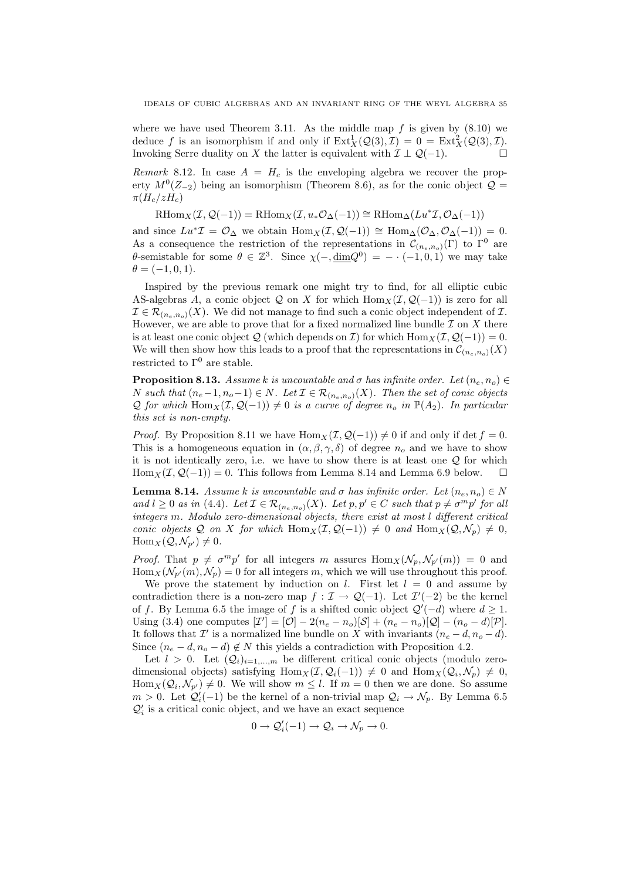where we have used Theorem 3.11. As the middle map $f$ is given by (8.10) we deduce $f$ is an isomorphism if and only if $\operatorname{Ext}^1_X(\mathcal{Q}(3), \mathcal{I}) = 0 = \operatorname{Ext}^2_X(\mathcal{Q}(3), \mathcal{I})$. Invoking Serre duality on $X$ the latter is equivalent with $\mathcal{I} \perp \mathcal{Q}(-1)$. $\square$

*Remark* 8.12. In case $A = H_c$ is the enveloping algebra we recover the property $M^0(Z_{-2})$ being an isomorphism (Theorem 8.6), as for the conic object $\mathcal{Q} = \pi(H_c/zH_c)$

$$\operatorname{RHom}_X(\mathcal{I}, \mathcal{Q}(-1)) = \operatorname{RHom}_X(\mathcal{I}, u_*\mathcal{O}_\Delta(-1)) \cong \operatorname{RHom}_\Delta(Lu^*\mathcal{I}, \mathcal{O}_\Delta(-1))$$

and since $Lu^*\mathcal{I} = \mathcal{O}_\Delta$ we obtain $\operatorname{Hom}_X(\mathcal{I}, \mathcal{Q}(-1)) \cong \operatorname{Hom}_\Delta(\mathcal{O}_\Delta, \mathcal{O}_\Delta(-1)) = 0$. As a consequence the restriction of the representations in $\mathcal{C}_{(n_e,n_o)}(\Gamma)$ to $\Gamma^0$ are $\theta$-semistable for some $\theta \in \mathbb{Z}^3$. Since $\chi(-, \underline{\dim} Q^0) = - \cdot (-1, 0, 1)$ we may take $\theta = (-1, 0, 1)$.

Inspired by the previous remark one might try to find, for all elliptic cubic AS-algebras $A$, a conic object $\mathcal{Q}$ on $X$ for which $\operatorname{Hom}_X(\mathcal{I}, \mathcal{Q}(-1))$ is zero for all $\mathcal{I} \in \mathcal{R}_{(n_e,n_o)}(X)$. We did not manage to find such a conic object independent of $\mathcal{I}$. However, we are able to prove that for a fixed normalized line bundle $\mathcal{I}$ on $X$ there is at least one conic object $\mathcal{Q}$ (which depends on $\mathcal{I}$) for which $\operatorname{Hom}_X(\mathcal{I}, \mathcal{Q}(-1)) = 0$. We will then show how this leads to a proof that the representations in $\mathcal{C}_{(n_e,n_o)}(X)$ restricted to $\Gamma^0$ are stable.

**Proposition 8.13.** *Assume $k$ is uncountable and $\sigma$ has infinite order. Let $(n_e, n_o) \in N$ such that $(n_e - 1, n_o - 1) \in N$. Let $\mathcal{I} \in \mathcal{R}_{(n_e,n_o)}(X)$. Then the set of conic objects $\mathcal{Q}$ for which $\operatorname{Hom}_X(\mathcal{I}, \mathcal{Q}(-1)) \neq 0$ is a curve of degree $n_o$ in $\mathbb{P}(A_2)$. In particular this set is non-empty.*

*Proof.* By Proposition 8.11 we have $\operatorname{Hom}_X(\mathcal{I}, \mathcal{Q}(-1)) \neq 0$ if and only if $\det f = 0$. This is a homogeneous equation in $(\alpha, \beta, \gamma, \delta)$ of degree $n_o$ and we have to show it is not identically zero, i.e. we have to show there is at least one $\mathcal{Q}$ for which $\operatorname{Hom}_X(\mathcal{I}, \mathcal{Q}(-1)) = 0$. This follows from Lemma 8.14 and Lemma 6.9 below. $\square$

**Lemma 8.14.** *Assume $k$ is uncountable and $\sigma$ has infinite order. Let $(n_e, n_o) \in N$ and $l \geq 0$ as in (4.4). Let $\mathcal{I} \in \mathcal{R}_{(n_e,n_o)}(X)$. Let $p, p' \in C$ such that $p \neq \sigma^m p'$ for all integers $m$. Modulo zero-dimensional objects, there exist at most $l$ different critical conic objects $\mathcal{Q}$ on $X$ for which $\operatorname{Hom}_X(\mathcal{I}, \mathcal{Q}(-1)) \neq 0$ and $\operatorname{Hom}_X(\mathcal{Q}, \mathcal{N}_p) \neq 0$, $\operatorname{Hom}_X(\mathcal{Q}, \mathcal{N}_{p'}) \neq 0$.*

*Proof.* That $p \neq \sigma^m p'$ for all integers $m$ assures $\operatorname{Hom}_X(\mathcal{N}_p, \mathcal{N}_{p'}(m)) = 0$ and $\operatorname{Hom}_X(\mathcal{N}_{p'}(m), \mathcal{N}_p) = 0$ for all integers $m$, which we will use throughout this proof.

We prove the statement by induction on $l$. First let $l = 0$ and assume by contradiction there is a non-zero map $f : \mathcal{I} \to \mathcal{Q}(-1)$. Let $\mathcal{I}'(-2)$ be the kernel of $f$. By Lemma 6.5 the image of $f$ is a shifted conic object $\mathcal{Q}'(-d)$ where $d \geq 1$. Using (3.4) one computes $[\mathcal{I}'] = [\mathcal{O}] - 2(n_e - n_o)[\mathcal{S}] + (n_e - n_o)[\mathcal{Q}] - (n_o - d)[\mathcal{P}]$. It follows that $\mathcal{I}'$ is a normalized line bundle on $X$ with invariants $(n_e - d, n_o - d)$. Since $(n_e - d, n_o - d) \notin N$ this yields a contradiction with Proposition 4.2.

Let $l > 0$. Let $(\mathcal{Q}_i)_{i=1,\dots,m}$ be different critical conic objects (modulo zero-dimensional objects) satisfying $\operatorname{Hom}_X(\mathcal{I}, \mathcal{Q}_i(-1)) \neq 0$ and $\operatorname{Hom}_X(\mathcal{Q}_i, \mathcal{N}_p) \neq 0$, $\operatorname{Hom}_X(\mathcal{Q}_i, \mathcal{N}_{p'}) \neq 0$. We will show $m \leq l$. If $m = 0$ then we are done. So assume $m > 0$. Let $\mathcal{Q}'_i(-1)$ be the kernel of a non-trivial map $\mathcal{Q}_i \to \mathcal{N}_p$. By Lemma 6.5 $\mathcal{Q}'_i$ is a critical conic object, and we have an exact sequence

$$0 \to \mathcal{Q}'_i(-1) \to \mathcal{Q}_i \to \mathcal{N}_p \to 0.$$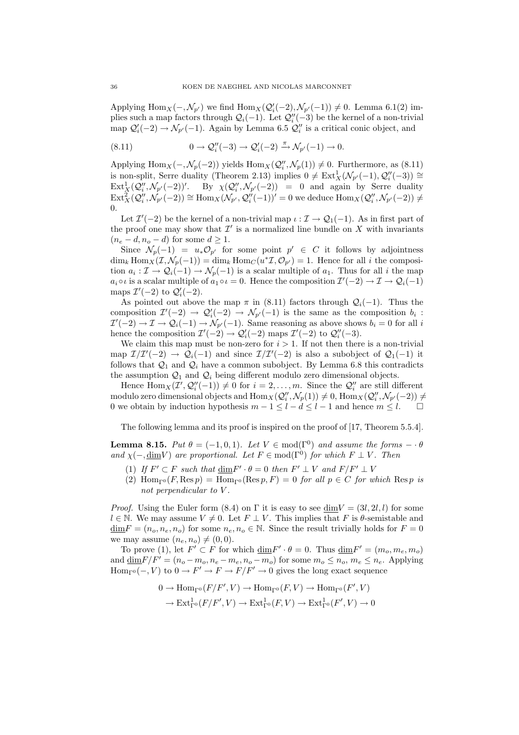Applying $\operatorname{Hom}_X(-, \mathcal{N}_{p'})$ we find $\operatorname{Hom}_X(\mathcal{Q}'_i(-2), \mathcal{N}_{p'}(-1)) \neq 0$. Lemma 6.1(2) implies such a map factors through $\mathcal{Q}_i(-1)$. Let $\mathcal{Q}''_i(-3)$ be the kernel of a non-trivial map $\mathcal{Q}'_i(-2) \to \mathcal{N}_{p'}(-1)$. Again by Lemma 6.5 $\mathcal{Q}''_i$ is a critical conic object, and

$$0 \to \mathcal{Q}''_i(-3) \to \mathcal{Q}'_i(-2) \xrightarrow{\pi} \mathcal{N}_{p'}(-1) \to 0. \tag{8.11}$$

Applying $\operatorname{Hom}_X(-, \mathcal{N}_p(-2))$ yields $\operatorname{Hom}_X(\mathcal{Q}''_i, \mathcal{N}_p(1)) \neq 0$. Furthermore, as (8.11) is non-split, Serre duality (Theorem 2.13) implies $0 \neq \operatorname{Ext}^1_X(\mathcal{N}_{p'}(-1), \mathcal{Q}''_i(-3)) \cong \operatorname{Ext}^1_X(\mathcal{Q}''_i, \mathcal{N}_{p'}(-2))'$. By $\chi(\mathcal{Q}''_i, \mathcal{N}_{p'}(-2)) = 0$ and again by Serre duality $\operatorname{Ext}^2_X(\mathcal{Q}''_i, \mathcal{N}_{p'}(-2)) \cong \operatorname{Hom}_X(\mathcal{N}_{p'}, \mathcal{Q}''_i(-1))' = 0$ we deduce $\operatorname{Hom}_X(\mathcal{Q}''_i, \mathcal{N}_{p'}(-2)) \neq 0$.

Let $\mathcal{I}'(-2)$ be the kernel of a non-trivial map $\iota : \mathcal{I} \to \mathcal{Q}_1(-1)$. As in first part of the proof one may show that $\mathcal{I}'$ is a normalized line bundle on $X$ with invariants $(n_e - d, n_o - d)$ for some $d \geq 1$.

Since $\mathcal{N}_p(-1) = u_* \mathcal{O}_{p'}$ for some point $p' \in C$ it follows by adjointness $\dim_k \operatorname{Hom}_X(\mathcal{I}, \mathcal{N}_p(-1)) = \dim_k \operatorname{Hom}_C(u^* \mathcal{I}, \mathcal{O}_{p'}) = 1$. Hence for all $i$ the composition $a_i : \mathcal{I} \to \mathcal{Q}_i(-1) \to \mathcal{N}_p(-1)$ is a scalar multiple of $a_1$. Thus for all $i$ the map $a_i \circ \iota$ is a scalar multiple of $a_1 \circ \iota = 0$. Hence the composition $\mathcal{I}'(-2) \to \mathcal{I} \to \mathcal{Q}_i(-1)$ maps $\mathcal{I}'(-2)$ to $\mathcal{Q}'_i(-2)$.

As pointed out above the map $\pi$ in (8.11) factors through $\mathcal{Q}_i(-1)$. Thus the composition $\mathcal{I}'(-2) \to \mathcal{Q}'_i(-2) \to \mathcal{N}_{p'}(-1)$ is the same as the composition $b_i : \mathcal{I}'(-2) \to \mathcal{I} \to \mathcal{Q}_i(-1) \to \mathcal{N}_{p'}(-1)$. Same reasoning as above shows $b_i = 0$ for all $i$ hence the composition $\mathcal{I}'(-2) \to \mathcal{Q}'_i(-2)$ maps $\mathcal{I}'(-2)$ to $\mathcal{Q}''_i(-3)$.

We claim this map must be non-zero for $i > 1$. If not then there is a non-trivial map $\mathcal{I}/\mathcal{I}'(-2) \to \mathcal{Q}_i(-1)$ and since $\mathcal{I}/\mathcal{I}'(-2)$ is also a subobject of $\mathcal{Q}_1(-1)$ it follows that $\mathcal{Q}_1$ and $\mathcal{Q}_i$ have a common subobject. By Lemma 6.8 this contradicts the assumption $\mathcal{Q}_1$ and $\mathcal{Q}_i$ being different modulo zero dimensional objects.

Hence $\operatorname{Hom}_X(\mathcal{I}', \mathcal{Q}''_i(-1)) \neq 0$ for $i = 2, \ldots, m$. Since the $\mathcal{Q}''_i$ are still different modulo zero dimensional objects and $\operatorname{Hom}_X(\mathcal{Q}''_i, \mathcal{N}_p(1)) \neq 0$, $\operatorname{Hom}_X(\mathcal{Q}''_i, \mathcal{N}_{p'}(-2)) \neq 0$ we obtain by induction hypothesis $m - 1 \leq l - d \leq l - 1$ and hence $m \leq l$. $\square$

The following lemma and its proof is inspired on the proof of [17, Theorem 5.5.4].

**Lemma 8.15.** *Put $\theta = (-1, 0, 1)$. Let $V \in \operatorname{mod}(\Gamma^0)$ and assume the forms $- \cdot \theta$ and $\chi(-, \underline{\dim} V)$ are proportional. Let $F \in \operatorname{mod}(\Gamma^0)$ for which $F \perp V$. Then*

1. *If $F' \subset F$ such that $\underline{\dim} F' \cdot \theta = 0$ then $F' \perp V$ and $F/F' \perp V$*
2. *$\operatorname{Hom}_{\Gamma^0}(F, \operatorname{Res} p) = \operatorname{Hom}_{\Gamma^0}(\operatorname{Res} p, F) = 0$ for all $p \in C$ for which $\operatorname{Res} p$ is not perpendicular to $V$.*

*Proof.* Using the Euler form (8.4) on $\Gamma$ it is easy to see $\underline{\dim} V = (3l, 2l, l)$ for some $l \in \mathbb{N}$. We may assume $V \neq 0$. Let $F \perp V$. This implies that $F$ is $\theta$-semistable and $\underline{\dim} F = (n_o, n_e, n_o)$ for some $n_e, n_o \in \mathbb{N}$. Since the result trivially holds for $F = 0$ we may assume $(n_e, n_o) \neq (0, 0)$.

To prove (1), let $F' \subset F$ for which $\underline{\dim} F' \cdot \theta = 0$. Thus $\underline{\dim} F' = (m_o, m_e, m_o)$ and $\underline{\dim} F/F' = (n_o - m_o, n_e - m_e, n_o - m_o)$ for some $m_o \leq n_o$, $m_e \leq n_e$. Applying $\operatorname{Hom}_{\Gamma^0}(-, V)$ to $0 \to F' \to F \to F/F' \to 0$ gives the long exact sequence

$$\begin{aligned}
0 &\to \operatorname{Hom}_{\Gamma^0}(F/F', V) \to \operatorname{Hom}_{\Gamma^0}(F, V) \to \operatorname{Hom}_{\Gamma^0}(F', V) \\
&\to \operatorname{Ext}^1_{\Gamma^0}(F/F', V) \to \operatorname{Ext}^1_{\Gamma^0}(F, V) \to \operatorname{Ext}^1_{\Gamma^0}(F', V) \to 0
\end{aligned}$$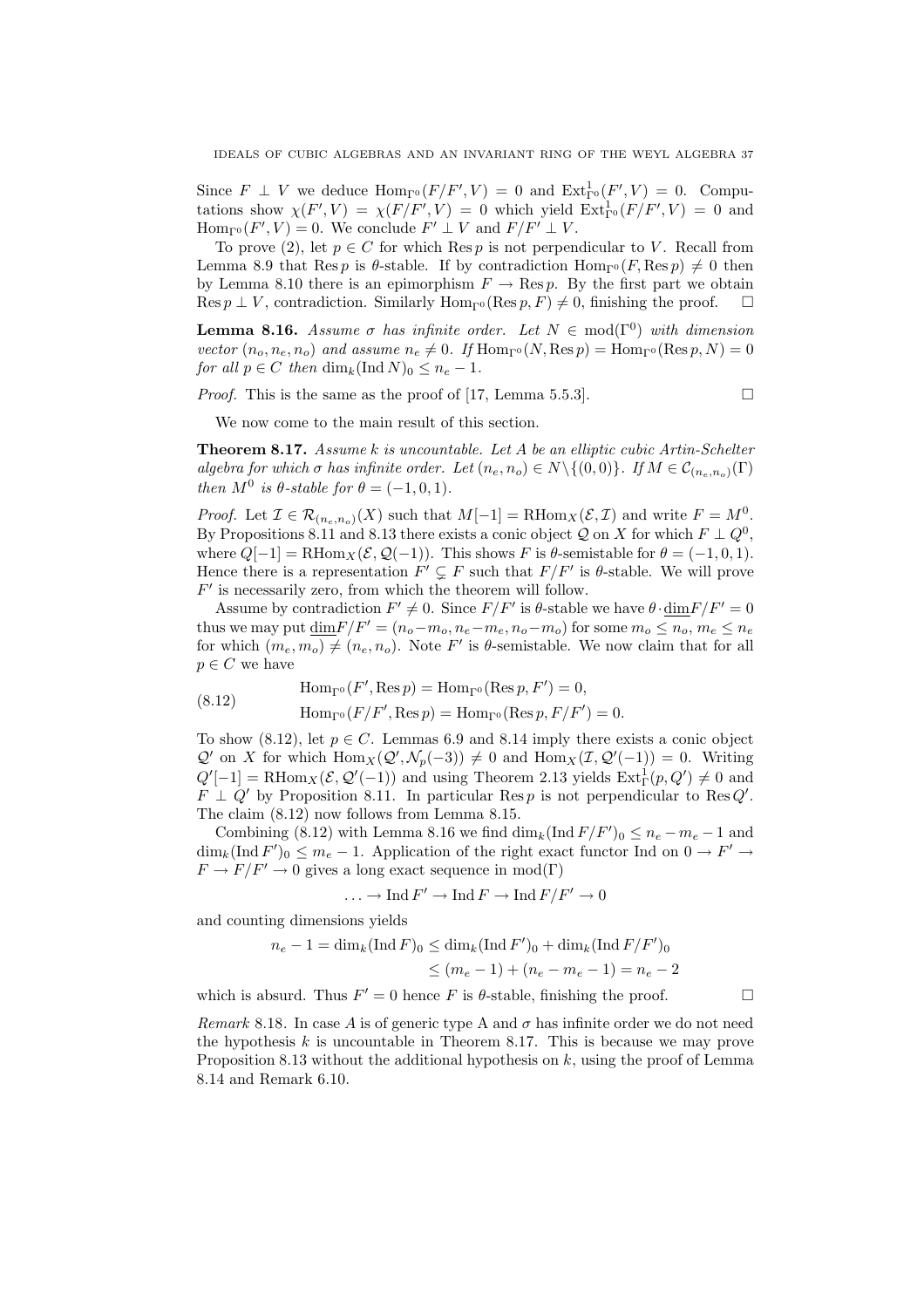Since $F \perp V$ we deduce $\operatorname{Hom}_{\Gamma^0}(F/F', V) = 0$ and $\operatorname{Ext}^1_{\Gamma^0}(F', V) = 0$. Computations show $\chi(F', V) = \chi(F/F', V) = 0$ which yield $\operatorname{Ext}^1_{\Gamma^0}(F/F', V) = 0$ and $\operatorname{Hom}_{\Gamma^0}(F', V) = 0$. We conclude $F' \perp V$ and $F/F' \perp V$.

To prove (2), let $p \in C$ for which $\operatorname{Res} p$ is not perpendicular to $V$. Recall from Lemma 8.9 that $\operatorname{Res} p$ is $\theta$-stable. If by contradiction $\operatorname{Hom}_{\Gamma^0}(F, \operatorname{Res} p) \neq 0$ then by Lemma 8.10 there is an epimorphism $F \to \operatorname{Res} p$. By the first part we obtain $\operatorname{Res} p \perp V$, contradiction. Similarly $\operatorname{Hom}_{\Gamma^0}(\operatorname{Res} p, F) \neq 0$, finishing the proof. $\square$

**Lemma 8.16.** *Assume $\sigma$ has infinite order. Let $N \in \operatorname{mod}(\Gamma^0)$ with dimension vector $(n_o, n_e, n_o)$ and assume $n_e \neq 0$. If $\operatorname{Hom}_{\Gamma^0}(N, \operatorname{Res} p) = \operatorname{Hom}_{\Gamma^0}(\operatorname{Res} p, N) = 0$ for all $p \in C$ then $\dim_k(\operatorname{Ind} N)_0 \leq n_e - 1$.*

*Proof.* This is the same as the proof of [17, Lemma 5.5.3]. $\square$

We now come to the main result of this section.

**Theorem 8.17.** *Assume $k$ is uncountable. Let $A$ be an elliptic cubic Artin-Schelter algebra for which $\sigma$ has infinite order. Let $(n_e, n_o) \in N \setminus \{(0,0)\}$. If $M \in \mathcal{C}_{(n_e,n_o)}(\Gamma)$ then $M^0$ is $\theta$-stable for $\theta = (-1, 0, 1)$.*

*Proof.* Let $\mathcal{I} \in \mathcal{R}_{(n_e,n_o)}(X)$ such that $M[-1] = \operatorname{RHom}_X(\mathcal{E}, \mathcal{I})$ and write $F = M^0$. By Propositions 8.11 and 8.13 there exists a conic object $\mathcal{Q}$ on $X$ for which $F \perp Q^0$, where $Q[-1] = \operatorname{RHom}_X(\mathcal{E}, \mathcal{Q}(-1))$. This shows $F$ is $\theta$-semistable for $\theta = (-1, 0, 1)$. Hence there is a representation $F' \subsetneq F$ such that $F/F'$ is $\theta$-stable. We will prove $F'$ is necessarily zero, from which the theorem will follow.

Assume by contradiction $F' \neq 0$. Since $F/F'$ is $\theta$-stable we have $\theta \cdot \underline{\dim} F/F' = 0$ thus we may put $\underline{\dim} F/F' = (n_o - m_o, n_e - m_e, n_o - m_o)$ for some $m_o \leq n_o$, $m_e \leq n_e$ for which $(m_e, m_o) \neq (n_e, n_o)$. Note $F'$ is $\theta$-semistable. We now claim that for all $p \in C$ we have

$$
\begin{aligned}
&\operatorname{Hom}_{\Gamma^0}(F', \operatorname{Res} p) = \operatorname{Hom}_{\Gamma^0}(\operatorname{Res} p, F') = 0, \\
&\operatorname{Hom}_{\Gamma^0}(F/F', \operatorname{Res} p) = \operatorname{Hom}_{\Gamma^0}(\operatorname{Res} p, F/F') = 0.
\end{aligned}
\tag{8.12}
$$

To show (8.12), let $p \in C$. Lemmas 6.9 and 8.14 imply there exists a conic object $\mathcal{Q}'$ on $X$ for which $\operatorname{Hom}_X(\mathcal{Q}', \mathcal{N}_p(-3)) \neq 0$ and $\operatorname{Hom}_X(\mathcal{I}, \mathcal{Q}'(-1)) = 0$. Writing $Q'[-1] = \operatorname{RHom}_X(\mathcal{E}, \mathcal{Q}'(-1))$ and using Theorem 2.13 yields $\operatorname{Ext}^1_\Gamma(p, Q') \neq 0$ and $F \perp Q'$ by Proposition 8.11. In particular $\operatorname{Res} p$ is not perpendicular to $\operatorname{Res} Q'$. The claim (8.12) now follows from Lemma 8.15.

Combining (8.12) with Lemma 8.16 we find $\dim_k(\operatorname{Ind} F/F')_0 \leq n_e - m_e - 1$ and $\dim_k(\operatorname{Ind} F')_0 \leq m_e - 1$. Application of the right exact functor $\operatorname{Ind}$ on $0 \to F' \to F \to F/F' \to 0$ gives a long exact sequence in $\operatorname{mod}(\Gamma)$

$$\ldots \to \operatorname{Ind} F' \to \operatorname{Ind} F \to \operatorname{Ind} F/F' \to 0$$

and counting dimensions yields

$$
\begin{aligned}
n_e - 1 = \dim_k(\operatorname{Ind} F)_0 &\leq \dim_k(\operatorname{Ind} F')_0 + \dim_k(\operatorname{Ind} F/F')_0 \\
&\leq (m_e - 1) + (n_e - m_e - 1) = n_e - 2
\end{aligned}
$$

which is absurd. Thus $F' = 0$ hence $F$ is $\theta$-stable, finishing the proof. $\square$

*Remark* 8.18. In case $A$ is of generic type A and $\sigma$ has infinite order we do not need the hypothesis $k$ is uncountable in Theorem 8.17. This is because we may prove Proposition 8.13 without the additional hypothesis on $k$, using the proof of Lemma 8.14 and Remark 6.10.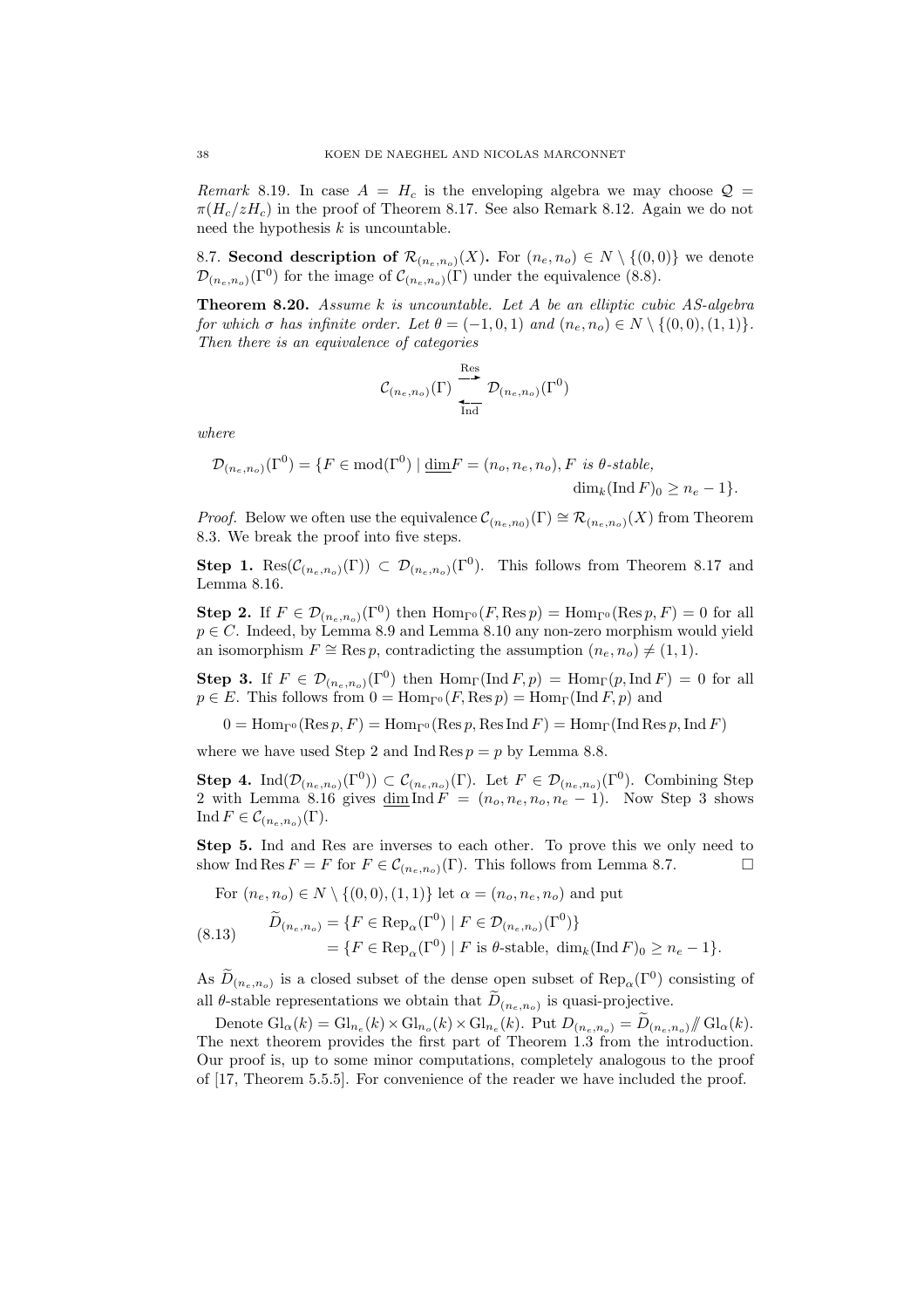*Remark* 8.19. In case $A = H_c$ is the enveloping algebra we may choose $\mathcal{Q} = \pi(H_c/zH_c)$ in the proof of Theorem 8.17. See also Remark 8.12. Again we do not need the hypothesis $k$ is uncountable.

8.7. **Second description of $\mathcal{R}_{(n_e,n_o)}(X)$.** For $(n_e, n_o) \in N \setminus \{(0,0)\}$ we denote $\mathcal{D}_{(n_e,n_o)}(\Gamma^0)$ for the image of $\mathcal{C}_{(n_e,n_o)}(\Gamma)$ under the equivalence (8.8).

**Theorem 8.20.** *Assume $k$ is uncountable. Let $A$ be an elliptic cubic AS-algebra for which $\sigma$ has infinite order. Let $\theta = (-1, 0, 1)$ and $(n_e, n_o) \in N \setminus \{(0,0), (1,1)\}$. Then there is an equivalence of categories*

$$\mathcal{C}_{(n_e,n_o)}(\Gamma) \underset{\text{Ind}}{\overset{\text{Res}}{\rightleftarrows}} \mathcal{D}_{(n_e,n_o)}(\Gamma^0)$$

*where*

$$\mathcal{D}_{(n_e,n_o)}(\Gamma^0) = \{F \in \text{mod}(\Gamma^0) \mid \underline{\dim} F = (n_o, n_e, n_o), F \text{ is } \theta\text{-stable}, \\ \dim_k(\text{Ind}\, F)_0 \geq n_e - 1\}.$$

*Proof.* Below we often use the equivalence $\mathcal{C}_{(n_e,n_0)}(\Gamma) \cong \mathcal{R}_{(n_e,n_o)}(X)$ from Theorem 8.3. We break the proof into five steps.

**Step 1.** $\text{Res}(\mathcal{C}_{(n_e,n_o)}(\Gamma)) \subset \mathcal{D}_{(n_e,n_o)}(\Gamma^0)$. This follows from Theorem 8.17 and Lemma 8.16.

**Step 2.** If $F \in \mathcal{D}_{(n_e,n_o)}(\Gamma^0)$ then $\text{Hom}_{\Gamma^0}(F, \text{Res}\, p) = \text{Hom}_{\Gamma^0}(\text{Res}\, p, F) = 0$ for all $p \in C$. Indeed, by Lemma 8.9 and Lemma 8.10 any non-zero morphism would yield an isomorphism $F \cong \text{Res}\, p$, contradicting the assumption $(n_e, n_o) \neq (1,1)$.

**Step 3.** If $F \in \mathcal{D}_{(n_e,n_o)}(\Gamma^0)$ then $\text{Hom}_\Gamma(\text{Ind}\, F, p) = \text{Hom}_\Gamma(p, \text{Ind}\, F) = 0$ for all $p \in E$. This follows from $0 = \text{Hom}_{\Gamma^0}(F, \text{Res}\, p) = \text{Hom}_\Gamma(\text{Ind}\, F, p)$ and

$$0 = \text{Hom}_{\Gamma^0}(\text{Res}\, p, F) = \text{Hom}_{\Gamma^0}(\text{Res}\, p, \text{Res}\,\text{Ind}\, F) = \text{Hom}_\Gamma(\text{Ind}\,\text{Res}\, p, \text{Ind}\, F)$$

where we have used Step 2 and $\text{Ind}\,\text{Res}\, p = p$ by Lemma 8.8.

**Step 4.** $\text{Ind}(\mathcal{D}_{(n_e,n_o)}(\Gamma^0)) \subset \mathcal{C}_{(n_e,n_o)}(\Gamma)$. Let $F \in \mathcal{D}_{(n_e,n_o)}(\Gamma^0)$. Combining Step 2 with Lemma 8.16 gives $\underline{\dim}\, \text{Ind}\, F = (n_o, n_e, n_o, n_e - 1)$. Now Step 3 shows $\text{Ind}\, F \in \mathcal{C}_{(n_e,n_o)}(\Gamma)$.

**Step 5.** Ind and Res are inverses to each other. To prove this we only need to show $\text{Ind}\,\text{Res}\, F = F$ for $F \in \mathcal{C}_{(n_e,n_o)}(\Gamma)$. This follows from Lemma 8.7. $\square$

For $(n_e, n_o) \in N \setminus \{(0,0), (1,1)\}$ let $\alpha = (n_o, n_e, n_o)$ and put

$$\widetilde{D}_{(n_e,n_o)} = \{F \in \text{Rep}_\alpha(\Gamma^0) \mid F \in \mathcal{D}_{(n_e,n_o)}(\Gamma^0)\} \\ = \{F \in \text{Rep}_\alpha(\Gamma^0) \mid F \text{ is } \theta\text{-stable}, \ \dim_k(\text{Ind}\, F)_0 \geq n_e - 1\}. \tag{8.13}$$

As $\widetilde{D}_{(n_e,n_o)}$ is a closed subset of the dense open subset of $\text{Rep}_\alpha(\Gamma^0)$ consisting of all $\theta$-stable representations we obtain that $\widetilde{D}_{(n_e,n_o)}$ is quasi-projective.

Denote $\text{Gl}_\alpha(k) = \text{Gl}_{n_e}(k) \times \text{Gl}_{n_o}(k) \times \text{Gl}_{n_e}(k)$. Put $D_{(n_e,n_o)} = \widetilde{D}_{(n_e,n_o)} /\!\!/ \text{Gl}_\alpha(k)$. The next theorem provides the first part of Theorem 1.3 from the introduction. Our proof is, up to some minor computations, completely analogous to the proof of [17, Theorem 5.5.5]. For convenience of the reader we have included the proof.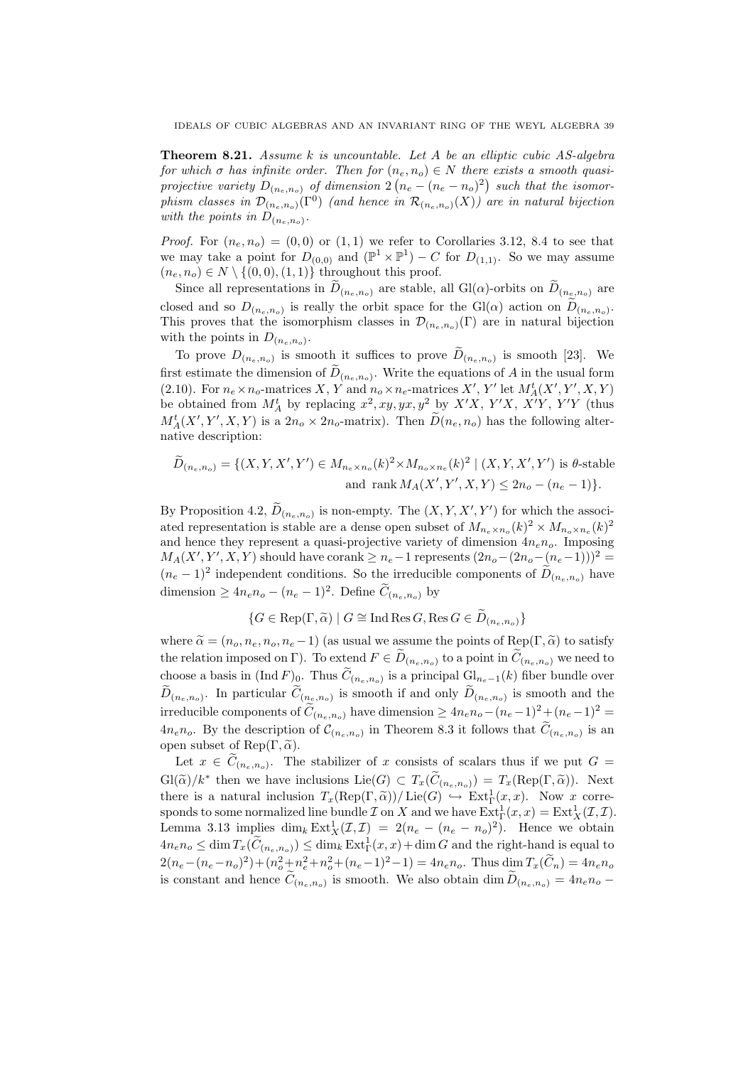**Theorem 8.21.** *Assume $k$ is uncountable. Let $A$ be an elliptic cubic AS-algebra for which $\sigma$ has infinite order. Then for $(n_e, n_o) \in N$ there exists a smooth quasi-projective variety $D_{(n_e,n_o)}$ of dimension $2\left(n_e - (n_e - n_o)^2\right)$ such that the isomorphism classes in $\mathcal{D}_{(n_e,n_o)}(\Gamma^0)$ (and hence in $\mathcal{R}_{(n_e,n_o)}(X)$) are in natural bijection with the points in $D_{(n_e,n_o)}$.*

*Proof.* For $(n_e, n_o) = (0, 0)$ or $(1, 1)$ we refer to Corollaries 3.12, 8.4 to see that we may take a point for $D_{(0,0)}$ and $(\mathbb{P}^1 \times \mathbb{P}^1) - C$ for $D_{(1,1)}$. So we may assume $(n_e, n_o) \in N \setminus \{(0, 0), (1, 1)\}$ throughout this proof.

Since all representations in $\widetilde{D}_{(n_e,n_o)}$ are stable, all $\mathrm{Gl}(\alpha)$-orbits on $\widetilde{D}_{(n_e,n_o)}$ are closed and so $D_{(n_e,n_o)}$ is really the orbit space for the $\mathrm{Gl}(\alpha)$ action on $\widetilde{D}_{(n_e,n_o)}$. This proves that the isomorphism classes in $\mathcal{D}_{(n_e,n_o)}(\Gamma)$ are in natural bijection with the points in $D_{(n_e,n_o)}$.

To prove $D_{(n_e,n_o)}$ is smooth it suffices to prove $\widetilde{D}_{(n_e,n_o)}$ is smooth [23]. We first estimate the dimension of $\widetilde{D}_{(n_e,n_o)}$. Write the equations of $A$ in the usual form (2.10). For $n_e \times n_o$-matrices $X$, $Y$ and $n_o \times n_e$-matrices $X'$, $Y'$ let $M_A^t(X', Y', X, Y)$ be obtained from $M_A^t$ by replacing $x^2, xy, yx, y^2$ by $X'X$, $Y'X$, $X'Y$, $Y'Y$ (thus $M_A^t(X', Y', X, Y)$ is a $2n_o \times 2n_o$-matrix). Then $\widetilde{D}(n_e, n_o)$ has the following alternative description:

$$\widetilde{D}_{(n_e,n_o)} = \{(X, Y, X', Y') \in M_{n_e \times n_o}(k)^2 \times M_{n_o \times n_e}(k)^2 \mid (X, Y, X', Y') \text{ is } \theta\text{-stable and } \operatorname{rank} M_A(X', Y', X, Y) \leq 2n_o - (n_e - 1)\}.$$

By Proposition 4.2, $\widetilde{D}_{(n_e,n_o)}$ is non-empty. The $(X, Y, X', Y')$ for which the associated representation is stable are a dense open subset of $M_{n_e \times n_o}(k)^2 \times M_{n_o \times n_e}(k)^2$ and hence they represent a quasi-projective variety of dimension $4n_en_o$. Imposing $M_A(X', Y', X, Y)$ should have corank $\geq n_e - 1$ represents $(2n_o - (2n_o - (n_e - 1)))^2 = (n_e - 1)^2$ independent conditions. So the irreducible components of $\widetilde{D}_{(n_e,n_o)}$ have dimension $\geq 4n_en_o - (n_e - 1)^2$. Define $\widetilde{C}_{(n_e,n_o)}$ by

$$\{G \in \operatorname{Rep}(\Gamma, \widetilde{\alpha}) \mid G \cong \operatorname{Ind} \operatorname{Res} G, \operatorname{Res} G \in \widetilde{D}_{(n_e,n_o)}\}$$

where $\widetilde{\alpha} = (n_o, n_e, n_o, n_e - 1)$ (as usual we assume the points of $\operatorname{Rep}(\Gamma, \widetilde{\alpha})$ to satisfy the relation imposed on $\Gamma$). To extend $F \in \widetilde{D}_{(n_e,n_o)}$ to a point in $\widetilde{C}_{(n_e,n_o)}$ we need to choose a basis in $(\operatorname{Ind} F)_0$. Thus $\widetilde{C}_{(n_e,n_o)}$ is a principal $\mathrm{Gl}_{n_e-1}(k)$ fiber bundle over $\widetilde{D}_{(n_e,n_o)}$. In particular $\widetilde{C}_{(n_e,n_o)}$ is smooth if and only $\widetilde{D}_{(n_e,n_o)}$ is smooth and the irreducible components of $\widetilde{C}_{(n_e,n_o)}$ have dimension $\geq 4n_en_o - (n_e - 1)^2 + (n_e - 1)^2 = 4n_en_o$. By the description of $\mathcal{C}_{(n_e,n_o)}$ in Theorem 8.3 it follows that $\widetilde{C}_{(n_e,n_o)}$ is an open subset of $\operatorname{Rep}(\Gamma, \widetilde{\alpha})$.

Let $x \in \widetilde{C}_{(n_e,n_o)}$. The stabilizer of $x$ consists of scalars thus if we put $G = \mathrm{Gl}(\widetilde{\alpha})/k^*$ then we have inclusions $\operatorname{Lie}(G) \subset T_x(\widetilde{C}_{(n_e,n_o)}) = T_x(\operatorname{Rep}(\Gamma, \widetilde{\alpha}))$. Next there is a natural inclusion $T_x(\operatorname{Rep}(\Gamma, \widetilde{\alpha}))/\operatorname{Lie}(G) \hookrightarrow \operatorname{Ext}^1_\Gamma(x, x)$. Now $x$ corresponds to some normalized line bundle $\mathcal{I}$ on $X$ and we have $\operatorname{Ext}^1_\Gamma(x, x) = \operatorname{Ext}^1_X(\mathcal{I}, \mathcal{I})$. Lemma 3.13 implies $\dim_k \operatorname{Ext}^1_X(\mathcal{I}, \mathcal{I}) = 2(n_e - (n_e - n_o)^2)$. Hence we obtain $4n_en_o \leq \dim T_x(\widetilde{C}_{(n_e,n_o)}) \leq \dim_k \operatorname{Ext}^1_\Gamma(x, x) + \dim G$ and the right-hand is equal to $2(n_e - (n_e - n_o)^2) + (n_o^2 + n_e^2 + n_o^2 + (n_e - 1)^2 - 1) = 4n_en_o$. Thus $\dim T_x(\widetilde{C}_n) = 4n_en_o$ is constant and hence $\widetilde{C}_{(n_e,n_o)}$ is smooth. We also obtain $\dim \widetilde{D}_{(n_e,n_o)} = 4n_en_o -$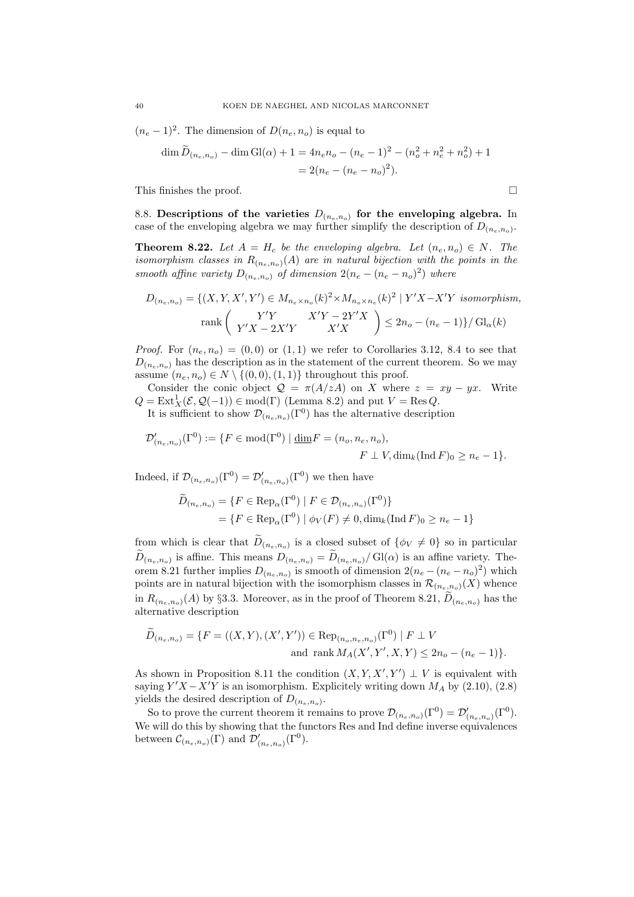$(n_e-1)^2$. The dimension of $D(n_e, n_o)$ is equal to

$$
\begin{aligned}
\dim \widetilde{D}_{(n_e,n_o)} - \dim \mathrm{Gl}(\alpha) + 1 &= 4n_e n_o - (n_e-1)^2 - (n_o^2 + n_e^2 + n_o^2) + 1 \\
&= 2(n_e - (n_e - n_o)^2).
\end{aligned}
$$

This finishes the proof. $\square$

**8.8. Descriptions of the varieties $D_{(n_e,n_o)}$ for the enveloping algebra.** In case of the enveloping algebra we may further simplify the description of $D_{(n_e,n_o)}$.

**Theorem 8.22.** *Let $A = H_c$ be the enveloping algebra. Let $(n_e, n_o) \in N$. The isomorphism classes in $R_{(n_e,n_o)}(A)$ are in natural bijection with the points in the smooth affine variety $D_{(n_e,n_o)}$ of dimension $2(n_e - (n_e - n_o)^2)$ where*

$$
D_{(n_e,n_o)} = \{(X, Y, X', Y') \in M_{n_e \times n_o}(k)^2 \times M_{n_o \times n_e}(k)^2 \mid Y'X - X'Y \text{ isomorphism},
$$
$$
\operatorname{rank} \begin{pmatrix} Y'Y & X'Y - 2Y'X \\ Y'X - 2X'Y & X'X \end{pmatrix} \leq 2n_o - (n_e - 1)\} / \mathrm{Gl}_\alpha(k)
$$

*Proof.* For $(n_e, n_o) = (0, 0)$ or $(1, 1)$ we refer to Corollaries 3.12, 8.4 to see that $D_{(n_e,n_o)}$ has the description as in the statement of the current theorem. So we may assume $(n_e, n_o) \in N \setminus \{(0, 0), (1, 1)\}$ throughout this proof.

Consider the conic object $\mathcal{Q} = \pi(A/zA)$ on $X$ where $z = xy - yx$. Write $Q = \mathrm{Ext}^1_X(\mathcal{E}, \mathcal{Q}(-1)) \in \mathrm{mod}(\Gamma)$ (Lemma 8.2) and put $V = \mathrm{Res}\, Q$.

It is sufficient to show $\mathcal{D}_{(n_e,n_o)}(\Gamma^0)$ has the alternative description

$$
\mathcal{D}'_{(n_e,n_o)}(\Gamma^0) := \{F \in \mathrm{mod}(\Gamma^0) \mid \underline{\dim} F = (n_o, n_e, n_o),
$$
$$
F \perp V, \dim_k(\mathrm{Ind}\, F)_0 \geq n_e - 1\}.
$$

Indeed, if $\mathcal{D}_{(n_e,n_o)}(\Gamma^0) = \mathcal{D}'_{(n_e,n_o)}(\Gamma^0)$ we then have

$$
\begin{aligned}
\widetilde{D}_{(n_e,n_o)} &= \{F \in \mathrm{Rep}_\alpha(\Gamma^0) \mid F \in \mathcal{D}_{(n_e,n_o)}(\Gamma^0)\} \\
&= \{F \in \mathrm{Rep}_\alpha(\Gamma^0) \mid \phi_V(F) \neq 0, \dim_k(\mathrm{Ind}\, F)_0 \geq n_e - 1\}
\end{aligned}
$$

from which is clear that $\widetilde{D}_{(n_e,n_o)}$ is a closed subset of $\{\phi_V \neq 0\}$ so in particular $\widetilde{D}_{(n_e,n_o)}$ is affine. This means $D_{(n_e,n_o)} = \widetilde{D}_{(n_e,n_o)} / \mathrm{Gl}(\alpha)$ is an affine variety. Theorem 8.21 further implies $D_{(n_e,n_o)}$ is smooth of dimension $2(n_e - (n_e - n_o)^2)$ which points are in natural bijection with the isomorphism classes in $\mathcal{R}_{(n_e,n_o)}(X)$ whence in $R_{(n_e,n_o)}(A)$ by §3.3. Moreover, as in the proof of Theorem 8.21, $\widetilde{D}_{(n_e,n_o)}$ has the alternative description

$$
\widetilde{D}_{(n_e,n_o)} = \{F = ((X, Y), (X', Y')) \in \mathrm{Rep}_{(n_o,n_e,n_o)}(\Gamma^0) \mid F \perp V
$$
$$
\text{and } \operatorname{rank} M_A(X', Y', X, Y) \leq 2n_o - (n_e - 1)\}.
$$

As shown in Proposition 8.11 the condition $(X, Y, X', Y') \perp V$ is equivalent with saying $Y'X - X'Y$ is an isomorphism. Explicitely writing down $M_A$ by (2.10), (2.8) yields the desired description of $D_{(n_e,n_o)}$.

So to prove the current theorem it remains to prove $\mathcal{D}_{(n_e,n_o)}(\Gamma^0) = \mathcal{D}'_{(n_e,n_o)}(\Gamma^0)$. We will do this by showing that the functors Res and Ind define inverse equivalences between $\mathcal{C}_{(n_e,n_o)}(\Gamma)$ and $\mathcal{D}'_{(n_e,n_o)}(\Gamma^0)$.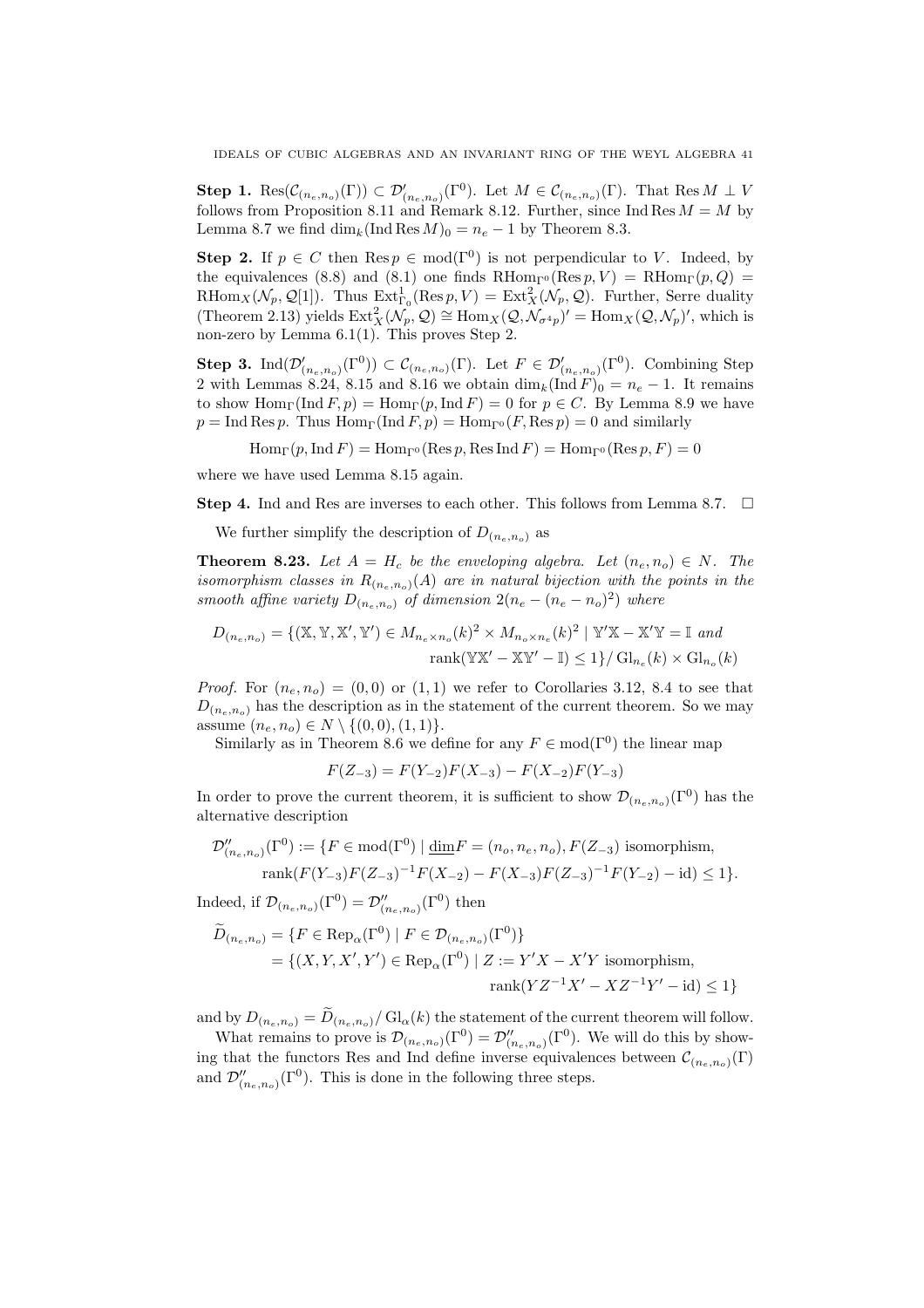**Step 1.** $\operatorname{Res}(\mathcal{C}_{(n_e,n_o)}(\Gamma)) \subset \mathcal{D}'_{(n_e,n_o)}(\Gamma^0)$. Let $M \in \mathcal{C}_{(n_e,n_o)}(\Gamma)$. That $\operatorname{Res} M \perp V$ follows from Proposition 8.11 and Remark 8.12. Further, since $\operatorname{Ind}\operatorname{Res} M = M$ by Lemma 8.7 we find $\dim_k(\operatorname{Ind}\operatorname{Res} M)_0 = n_e - 1$ by Theorem 8.3.

**Step 2.** If $p \in C$ then $\operatorname{Res} p \in \operatorname{mod}(\Gamma^0)$ is not perpendicular to $V$. Indeed, by the equivalences (8.8) and (8.1) one finds $\operatorname{RHom}_{\Gamma^0}(\operatorname{Res} p, V) = \operatorname{RHom}_\Gamma(p, Q) = \operatorname{RHom}_X(\mathcal{N}_p, \mathcal{Q}[1])$. Thus $\operatorname{Ext}^1_{\Gamma_0}(\operatorname{Res} p, V) = \operatorname{Ext}^2_X(\mathcal{N}_p, \mathcal{Q})$. Further, Serre duality (Theorem 2.13) yields $\operatorname{Ext}^2_X(\mathcal{N}_p, \mathcal{Q}) \cong \operatorname{Hom}_X(\mathcal{Q}, \mathcal{N}_{\sigma^4 p})' = \operatorname{Hom}_X(\mathcal{Q}, \mathcal{N}_p)'$, which is non-zero by Lemma 6.1(1). This proves Step 2.

**Step 3.** $\operatorname{Ind}(\mathcal{D}'_{(n_e,n_o)}(\Gamma^0)) \subset \mathcal{C}_{(n_e,n_o)}(\Gamma)$. Let $F \in \mathcal{D}'_{(n_e,n_o)}(\Gamma^0)$. Combining Step 2 with Lemmas 8.24, 8.15 and 8.16 we obtain $\dim_k(\operatorname{Ind} F)_0 = n_e - 1$. It remains to show $\operatorname{Hom}_\Gamma(\operatorname{Ind} F, p) = \operatorname{Hom}_\Gamma(p, \operatorname{Ind} F) = 0$ for $p \in C$. By Lemma 8.9 we have $p = \operatorname{Ind}\operatorname{Res} p$. Thus $\operatorname{Hom}_\Gamma(\operatorname{Ind} F, p) = \operatorname{Hom}_{\Gamma^0}(F, \operatorname{Res} p) = 0$ and similarly

$$\operatorname{Hom}_\Gamma(p, \operatorname{Ind} F) = \operatorname{Hom}_{\Gamma^0}(\operatorname{Res} p, \operatorname{Res}\operatorname{Ind} F) = \operatorname{Hom}_{\Gamma^0}(\operatorname{Res} p, F) = 0$$

where we have used Lemma 8.15 again.

**Step 4.** Ind and Res are inverses to each other. This follows from Lemma 8.7. $\square$

We further simplify the description of $D_{(n_e,n_o)}$ as

**Theorem 8.23.** *Let $A = H_c$ be the enveloping algebra. Let $(n_e, n_o) \in N$. The isomorphism classes in $R_{(n_e,n_o)}(A)$ are in natural bijection with the points in the smooth affine variety $D_{(n_e,n_o)}$ of dimension $2(n_e - (n_e - n_o)^2)$ where*

$$D_{(n_e,n_o)} = \{(\mathbb{X}, \mathbb{Y}, \mathbb{X}', \mathbb{Y}') \in M_{n_e \times n_o}(k)^2 \times M_{n_o \times n_e}(k)^2 \mid \mathbb{Y}'\mathbb{X} - \mathbb{X}'\mathbb{Y} = \mathbb{I} \text{ and } \operatorname{rank}(\mathbb{Y}\mathbb{X}' - \mathbb{X}\mathbb{Y}' - \mathbb{I}) \leq 1\} / \operatorname{Gl}_{n_e}(k) \times \operatorname{Gl}_{n_o}(k)$$

*Proof.* For $(n_e, n_o) = (0,0)$ or $(1,1)$ we refer to Corollaries 3.12, 8.4 to see that $D_{(n_e,n_o)}$ has the description as in the statement of the current theorem. So we may assume $(n_e, n_o) \in N \setminus \{(0,0),(1,1)\}$.

Similarly as in Theorem 8.6 we define for any $F \in \operatorname{mod}(\Gamma^0)$ the linear map

$$F(Z_{-3}) = F(Y_{-2})F(X_{-3}) - F(X_{-2})F(Y_{-3})$$

In order to prove the current theorem, it is sufficient to show $\mathcal{D}_{(n_e,n_o)}(\Gamma^0)$ has the alternative description

$$\begin{aligned}\mathcal{D}''_{(n_e,n_o)}(\Gamma^0) := \{F \in \operatorname{mod}(\Gamma^0) \mid \underline{\dim} F = (n_o, n_e, n_o), F(Z_{-3}) \text{ isomorphism},\\ \operatorname{rank}(F(Y_{-3})F(Z_{-3})^{-1}F(X_{-2}) - F(X_{-3})F(Z_{-3})^{-1}F(Y_{-2}) - \mathrm{id}) \leq 1\}.\end{aligned}$$

Indeed, if $\mathcal{D}_{(n_e,n_o)}(\Gamma^0) = \mathcal{D}''_{(n_e,n_o)}(\Gamma^0)$ then

$$\begin{aligned}\widetilde{D}_{(n_e,n_o)} &= \{F \in \operatorname{Rep}_\alpha(\Gamma^0) \mid F \in \mathcal{D}_{(n_e,n_o)}(\Gamma^0)\}\\ &= \{(X, Y, X', Y') \in \operatorname{Rep}_\alpha(\Gamma^0) \mid Z := Y'X - X'Y \text{ isomorphism},\\ &\qquad \operatorname{rank}(YZ^{-1}X' - XZ^{-1}Y' - \mathrm{id}) \leq 1\}\end{aligned}$$

and by $D_{(n_e,n_o)} = \widetilde{D}_{(n_e,n_o)} / \operatorname{Gl}_\alpha(k)$ the statement of the current theorem will follow.

What remains to prove is $\mathcal{D}_{(n_e,n_o)}(\Gamma^0) = \mathcal{D}''_{(n_e,n_o)}(\Gamma^0)$. We will do this by showing that the functors Res and Ind define inverse equivalences between $\mathcal{C}_{(n_e,n_o)}(\Gamma)$ and $\mathcal{D}''_{(n_e,n_o)}(\Gamma^0)$. This is done in the following three steps.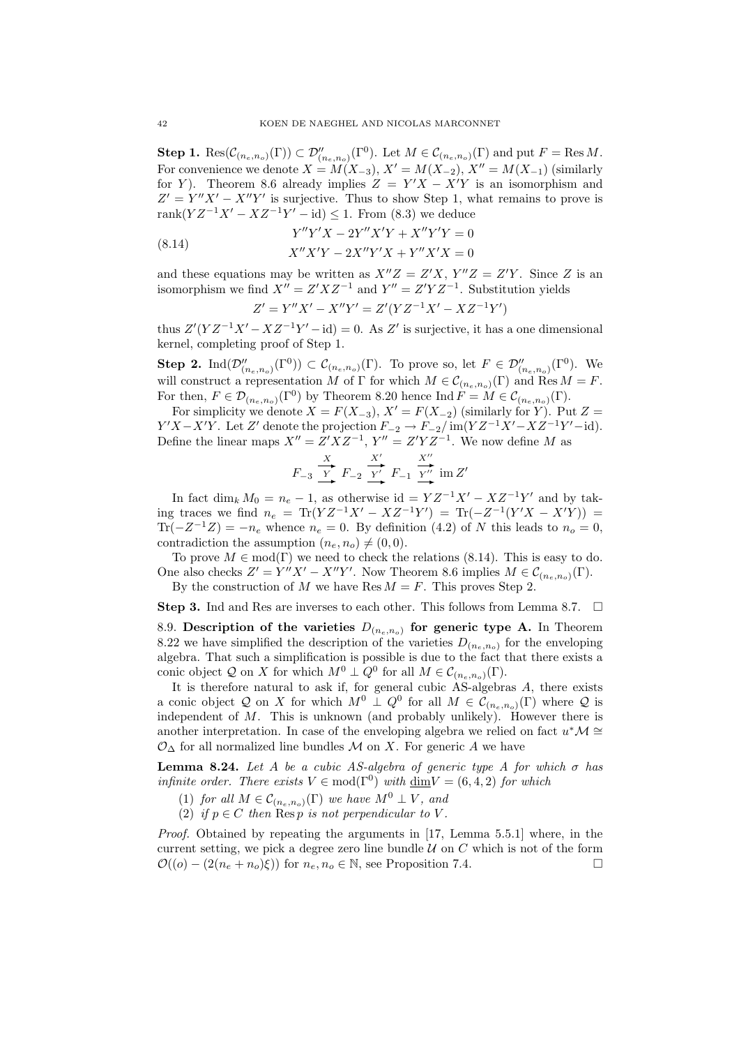**Step 1.** $\operatorname{Res}(\mathcal{C}_{(n_e,n_o)}(\Gamma)) \subset \mathcal{D}''_{(n_e,n_o)}(\Gamma^0)$. Let $M \in \mathcal{C}_{(n_e,n_o)}(\Gamma)$ and put $F = \operatorname{Res} M$. For convenience we denote $X = M(X_{-3})$, $X' = M(X_{-2})$, $X'' = M(X_{-1})$ (similarly for $Y$). Theorem 8.6 already implies $Z = Y'X - X'Y$ is an isomorphism and $Z' = Y''X' - X''Y'$ is surjective. Thus to show Step 1, what remains to prove is $\operatorname{rank}(YZ^{-1}X' - XZ^{-1}Y' - \mathrm{id}) \leq 1$. From (8.3) we deduce

$$
\begin{aligned}
&Y''Y'X - 2Y''X'Y + X''Y'Y = 0 \\
&X''X'Y - 2X''Y'X + Y''X'X = 0
\end{aligned}
\tag{8.14}
$$

and these equations may be written as $X''Z = Z'X$, $Y''Z = Z'Y$. Since $Z$ is an isomorphism we find $X'' = Z'XZ^{-1}$ and $Y'' = Z'YZ^{-1}$. Substitution yields

$$Z' = Y''X' - X''Y' = Z'(YZ^{-1}X' - XZ^{-1}Y')$$

thus $Z'(YZ^{-1}X' - XZ^{-1}Y' - \mathrm{id}) = 0$. As $Z'$ is surjective, it has a one dimensional kernel, completing proof of Step 1.

**Step 2.** $\operatorname{Ind}(\mathcal{D}''_{(n_e,n_o)}(\Gamma^0)) \subset \mathcal{C}_{(n_e,n_o)}(\Gamma)$. To prove so, let $F \in \mathcal{D}''_{(n_e,n_o)}(\Gamma^0)$. We will construct a representation $M$ of $\Gamma$ for which $M \in \mathcal{C}_{(n_e,n_o)}(\Gamma)$ and $\operatorname{Res} M = F$. For then, $F \in \mathcal{D}_{(n_e,n_o)}(\Gamma^0)$ by Theorem 8.20 hence $\operatorname{Ind} F = M \in \mathcal{C}_{(n_e,n_o)}(\Gamma)$.

For simplicity we denote $X = F(X_{-3})$, $X' = F(X_{-2})$ (similarly for $Y$). Put $Z = Y'X - X'Y$. Let $Z'$ denote the projection $F_{-2} \to F_{-2}/\operatorname{im}(YZ^{-1}X' - XZ^{-1}Y' - \mathrm{id})$. Define the linear maps $X'' = Z'XZ^{-1}$, $Y'' = Z'YZ^{-1}$. We now define $M$ as

$$F_{-3} \underset{Y}{\overset{X}{\rightrightarrows}} F_{-2} \underset{Y'}{\overset{X'}{\rightrightarrows}} F_{-1} \underset{Y''}{\overset{X''}{\rightrightarrows}} \operatorname{im} Z'$$

In fact $\dim_k M_0 = n_e - 1$, as otherwise $\mathrm{id} = YZ^{-1}X' - XZ^{-1}Y'$ and by taking traces we find $n_e = \operatorname{Tr}(YZ^{-1}X' - XZ^{-1}Y') = \operatorname{Tr}(-Z^{-1}(Y'X - X'Y)) = \operatorname{Tr}(-Z^{-1}Z) = -n_e$ whence $n_e = 0$. By definition (4.2) of $N$ this leads to $n_o = 0$, contradiction the assumption $(n_e, n_o) \neq (0,0)$.

To prove $M \in \operatorname{mod}(\Gamma)$ we need to check the relations (8.14). This is easy to do. One also checks $Z' = Y''X' - X''Y'$. Now Theorem 8.6 implies $M \in \mathcal{C}_{(n_e,n_o)}(\Gamma)$.

By the construction of $M$ we have $\operatorname{Res} M = F$. This proves Step 2.

**Step 3.** Ind and Res are inverses to each other. This follows from Lemma 8.7. □

8.9. **Description of the varieties $D_{(n_e,n_o)}$ for generic type A.** In Theorem 8.22 we have simplified the description of the varieties $D_{(n_e,n_o)}$ for the enveloping algebra. That such a simplification is possible is due to the fact that there exists a conic object $\mathcal{Q}$ on $X$ for which $M^0 \perp Q^0$ for all $M \in \mathcal{C}_{(n_e,n_o)}(\Gamma)$.

It is therefore natural to ask if, for general cubic AS-algebras $A$, there exists a conic object $\mathcal{Q}$ on $X$ for which $M^0 \perp Q^0$ for all $M \in \mathcal{C}_{(n_e,n_o)}(\Gamma)$ where $\mathcal{Q}$ is independent of $M$. This is unknown (and probably unlikely). However there is another interpretation. In case of the enveloping algebra we relied on fact $u^*\mathcal{M} \cong \mathcal{O}_\Delta$ for all normalized line bundles $\mathcal{M}$ on $X$. For generic $A$ we have

**Lemma 8.24.** *Let $A$ be a cubic AS-algebra of generic type A for which $\sigma$ has infinite order. There exists $V \in \operatorname{mod}(\Gamma^0)$ with $\underline{\dim} V = (6,4,2)$ for which*

1. *for all $M \in \mathcal{C}_{(n_e,n_o)}(\Gamma)$ we have $M^0 \perp V$, and*
2. *if $p \in C$ then $\operatorname{Res} p$ is not perpendicular to $V$.*

*Proof.* Obtained by repeating the arguments in [17, Lemma 5.5.1] where, in the current setting, we pick a degree zero line bundle $\mathcal{U}$ on $C$ which is not of the form $\mathcal{O}((o) - (2(n_e + n_o)\xi))$ for $n_e, n_o \in \mathbb{N}$, see Proposition 7.4. □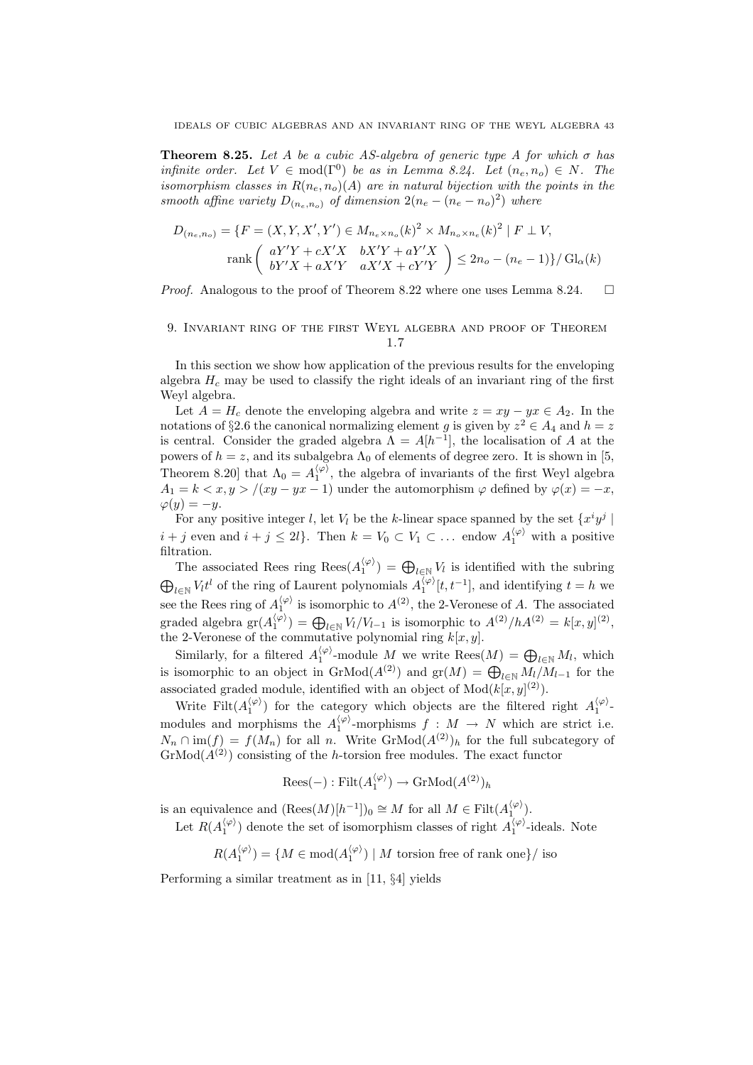**Theorem 8.25.** *Let $A$ be a cubic AS-algebra of generic type A for which $\sigma$ has infinite order. Let $V \in \operatorname{mod}(\Gamma^0)$ be as in Lemma 8.24. Let $(n_e, n_o) \in N$. The isomorphism classes in $R(n_e, n_o)(A)$ are in natural bijection with the points in the smooth affine variety $D_{(n_e,n_o)}$ of dimension $2(n_e - (n_e - n_o)^2)$ where*

$$D_{(n_e,n_o)} = \{F = (X, Y, X', Y') \in M_{n_e \times n_o}(k)^2 \times M_{n_o \times n_e}(k)^2 \mid F \perp V,$$
$$\operatorname{rank} \begin{pmatrix} aY'Y + cX'X & bX'Y + aY'X \\ bY'X + aX'Y & aX'X + cY'Y \end{pmatrix} \leq 2n_o - (n_e - 1)\} / \operatorname{Gl}_\alpha(k)$$

*Proof.* Analogous to the proof of Theorem 8.22 where one uses Lemma 8.24. $\square$

## 9. Invariant ring of the first Weyl algebra and proof of Theorem 1.7

In this section we show how application of the previous results for the enveloping algebra $H_c$ may be used to classify the right ideals of an invariant ring of the first Weyl algebra.

Let $A = H_c$ denote the enveloping algebra and write $z = xy - yx \in A_2$. In the notations of §2.6 the canonical normalizing element $g$ is given by $z^2 \in A_4$ and $h = z$ is central. Consider the graded algebra $\Lambda = A[h^{-1}]$, the localisation of $A$ at the powers of $h = z$, and its subalgebra $\Lambda_0$ of elements of degree zero. It is shown in [5, Theorem 8.20] that $\Lambda_0 = A_1^{\langle \varphi \rangle}$, the algebra of invariants of the first Weyl algebra $A_1 = k < x, y > /(xy - yx - 1)$ under the automorphism $\varphi$ defined by $\varphi(x) = -x$, $\varphi(y) = -y$.

For any positive integer $l$, let $V_l$ be the $k$-linear space spanned by the set $\{x^i y^j \mid i + j \text{ even and } i + j \leq 2l\}$. Then $k = V_0 \subset V_1 \subset \ldots$ endow $A_1^{\langle \varphi \rangle}$ with a positive filtration.

The associated Rees ring $\operatorname{Rees}(A_1^{\langle \varphi \rangle}) = \bigoplus_{l \in \mathbb{N}} V_l$ is identified with the subring $\bigoplus_{l \in \mathbb{N}} V_l t^l$ of the ring of Laurent polynomials $A_1^{\langle \varphi \rangle}[t, t^{-1}]$, and identifying $t = h$ we see the Rees ring of $A_1^{\langle \varphi \rangle}$ is isomorphic to $A^{(2)}$, the 2-Veronese of $A$. The associated graded algebra $\operatorname{gr}(A_1^{\langle \varphi \rangle}) = \bigoplus_{l \in \mathbb{N}} V_l / V_{l-1}$ is isomorphic to $A^{(2)}/hA^{(2)} = k[x, y]^{(2)}$, the 2-Veronese of the commutative polynomial ring $k[x, y]$.

Similarly, for a filtered $A_1^{\langle \varphi \rangle}$-module $M$ we write $\operatorname{Rees}(M) = \bigoplus_{l \in \mathbb{N}} M_l$, which is isomorphic to an object in $\operatorname{GrMod}(A^{(2)})$ and $\operatorname{gr}(M) = \bigoplus_{l \in \mathbb{N}} M_l / M_{l-1}$ for the associated graded module, identified with an object of $\operatorname{Mod}(k[x, y]^{(2)})$.

Write $\operatorname{Filt}(A_1^{\langle \varphi \rangle})$ for the category which objects are the filtered right $A_1^{\langle \varphi \rangle}$-modules and morphisms the $A_1^{\langle \varphi \rangle}$-morphisms $f : M \to N$ which are strict i.e. $N_n \cap \operatorname{im}(f) = f(M_n)$ for all $n$. Write $\operatorname{GrMod}(A^{(2)})_h$ for the full subcategory of $\operatorname{GrMod}(A^{(2)})$ consisting of the $h$-torsion free modules. The exact functor

$$\operatorname{Rees}(-) : \operatorname{Filt}(A_1^{\langle \varphi \rangle}) \to \operatorname{GrMod}(A^{(2)})_h$$

is an equivalence and $(\operatorname{Rees}(M)[h^{-1}])_0 \cong M$ for all $M \in \operatorname{Filt}(A_1^{\langle \varphi \rangle})$.

Let $R(A_1^{\langle \varphi \rangle})$ denote the set of isomorphism classes of right $A_1^{\langle \varphi \rangle}$-ideals. Note

$$R(A_1^{\langle \varphi \rangle}) = \{M \in \operatorname{mod}(A_1^{\langle \varphi \rangle}) \mid M \text{ torsion free of rank one}\} / \text{ iso}$$

Performing a similar treatment as in [11, §4] yields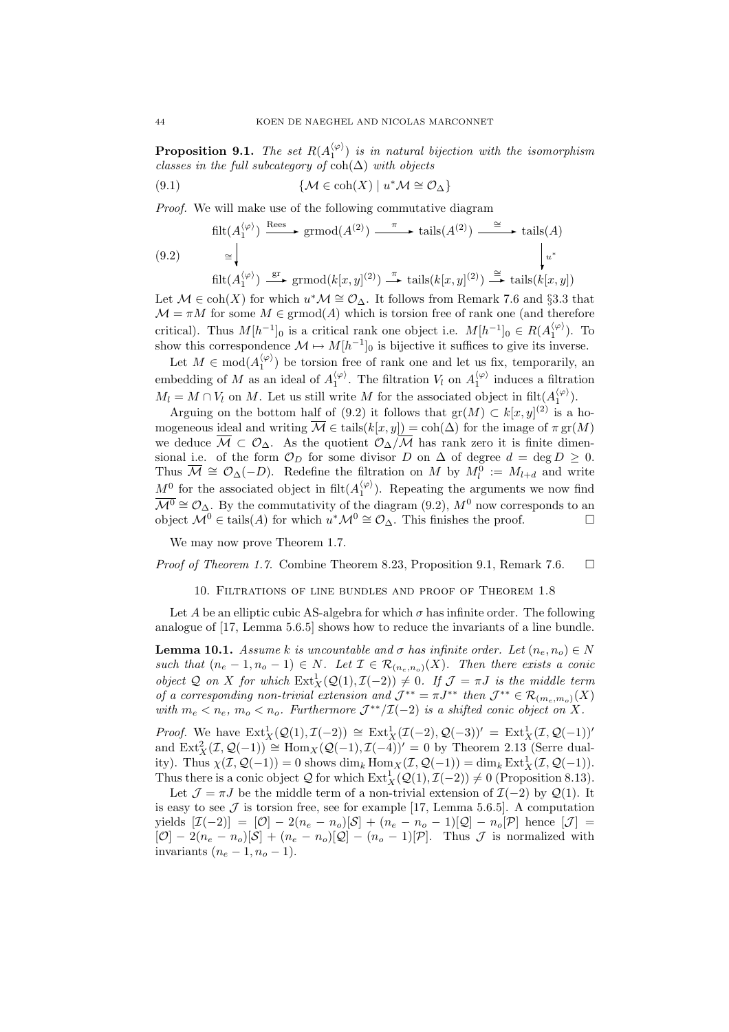**Proposition 9.1.** *The set $R(A_1^{\langle\varphi\rangle})$ is in natural bijection with the isomorphism classes in the full subcategory of $\operatorname{coh}(\Delta)$ with objects*

$$\{\mathcal{M} \in \operatorname{coh}(X) \mid u^*\mathcal{M} \cong \mathcal{O}_\Delta\} \tag{9.1}$$

*Proof.* We will make use of the following commutative diagram

$$\begin{array}{ccccccc}
\operatorname{filt}(A_1^{\langle\varphi\rangle}) & \xrightarrow{\text{Rees}} & \operatorname{grmod}(A^{(2)}) & \xrightarrow{\pi} & \operatorname{tails}(A^{(2)}) & \xrightarrow{\cong} & \operatorname{tails}(A) \\
\cong\downarrow & & & & & & \downarrow u^* \\
\operatorname{filt}(A_1^{\langle\varphi\rangle}) & \xrightarrow{\operatorname{gr}} & \operatorname{grmod}(k[x,y]^{(2)}) & \xrightarrow{\pi} & \operatorname{tails}(k[x,y]^{(2)}) & \xrightarrow{\cong} & \operatorname{tails}(k[x,y])
\end{array} \tag{9.2}$$

Let $\mathcal{M} \in \operatorname{coh}(X)$ for which $u^*\mathcal{M} \cong \mathcal{O}_\Delta$. It follows from Remark 7.6 and §3.3 that $\mathcal{M} = \pi M$ for some $M \in \operatorname{grmod}(A)$ which is torsion free of rank one (and therefore critical). Thus $M[h^{-1}]_0$ is a critical rank one object i.e. $M[h^{-1}]_0 \in R(A_1^{\langle\varphi\rangle})$. To show this correspondence $\mathcal{M} \mapsto M[h^{-1}]_0$ is bijective it suffices to give its inverse.

Let $M \in \operatorname{mod}(A_1^{\langle\varphi\rangle})$ be torsion free of rank one and let us fix, temporarily, an embedding of $M$ as an ideal of $A_1^{\langle\varphi\rangle}$. The filtration $V_l$ on $A_1^{\langle\varphi\rangle}$ induces a filtration $M_l = M \cap V_l$ on $M$. Let us still write $M$ for the associated object in $\operatorname{filt}(A_1^{\langle\varphi\rangle})$.

Arguing on the bottom half of (9.2) it follows that $\operatorname{gr}(M) \subset k[x,y]^{(2)}$ is a homogeneous ideal and writing $\overline{\mathcal{M}} \in \operatorname{tails}(k[x,y]) = \operatorname{coh}(\Delta)$ for the image of $\pi \operatorname{gr}(M)$ we deduce $\overline{\mathcal{M}} \subset \mathcal{O}_\Delta$. As the quotient $\mathcal{O}_\Delta/\overline{\mathcal{M}}$ has rank zero it is finite dimensional i.e. of the form $\mathcal{O}_D$ for some divisor $D$ on $\Delta$ of degree $d = \deg D \geq 0$. Thus $\overline{\mathcal{M}} \cong \mathcal{O}_\Delta(-D)$. Redefine the filtration on $M$ by $M_l^0 := M_{l+d}$ and write $M^0$ for the associated object in $\operatorname{filt}(A_1^{\langle\varphi\rangle})$. Repeating the arguments we now find $\overline{\mathcal{M}^0} \cong \mathcal{O}_\Delta$. By the commutativity of the diagram (9.2), $M^0$ now corresponds to an object $\mathcal{M}^0 \in \operatorname{tails}(A)$ for which $u^*\mathcal{M}^0 \cong \mathcal{O}_\Delta$. This finishes the proof. □

We may now prove Theorem 1.7.

*Proof of Theorem 1.7.* Combine Theorem 8.23, Proposition 9.1, Remark 7.6. □

## 10. Filtrations of line bundles and proof of Theorem 1.8

Let $A$ be an elliptic cubic AS-algebra for which $\sigma$ has infinite order. The following analogue of [17, Lemma 5.6.5] shows how to reduce the invariants of a line bundle.

**Lemma 10.1.** *Assume $k$ is uncountable and $\sigma$ has infinite order. Let $(n_e, n_o) \in N$ such that $(n_e - 1, n_o - 1) \in N$. Let $\mathcal{I} \in \mathcal{R}_{(n_e,n_o)}(X)$. Then there exists a conic object $\mathcal{Q}$ on $X$ for which $\operatorname{Ext}^1_X(\mathcal{Q}(1), \mathcal{I}(-2)) \neq 0$. If $\mathcal{J} = \pi J$ is the middle term of a corresponding non-trivial extension and $\mathcal{J}^{**} = \pi J^{**}$ then $\mathcal{J}^{**} \in \mathcal{R}_{(m_e,m_o)}(X)$ with $m_e < n_e$, $m_o < n_o$. Furthermore $\mathcal{J}^{**}/\mathcal{I}(-2)$ is a shifted conic object on $X$.*

*Proof.* We have $\operatorname{Ext}^1_X(\mathcal{Q}(1), \mathcal{I}(-2)) \cong \operatorname{Ext}^1_X(\mathcal{I}(-2), \mathcal{Q}(-3))' = \operatorname{Ext}^1_X(\mathcal{I}, \mathcal{Q}(-1))'$ and $\operatorname{Ext}^2_X(\mathcal{I}, \mathcal{Q}(-1)) \cong \operatorname{Hom}_X(\mathcal{Q}(-1), \mathcal{I}(-4))' = 0$ by Theorem 2.13 (Serre duality). Thus $\chi(\mathcal{I}, \mathcal{Q}(-1)) = 0$ shows $\dim_k \operatorname{Hom}_X(\mathcal{I}, \mathcal{Q}(-1)) = \dim_k \operatorname{Ext}^1_X(\mathcal{I}, \mathcal{Q}(-1))$. Thus there is a conic object $\mathcal{Q}$ for which $\operatorname{Ext}^1_X(\mathcal{Q}(1), \mathcal{I}(-2)) \neq 0$ (Proposition 8.13).

Let $\mathcal{J} = \pi J$ be the middle term of a non-trivial extension of $\mathcal{I}(-2)$ by $\mathcal{Q}(1)$. It is easy to see $\mathcal{J}$ is torsion free, see for example [17, Lemma 5.6.5]. A computation yields $[\mathcal{I}(-2)] = [\mathcal{O}] - 2(n_e - n_o)[\mathcal{S}] + (n_e - n_o - 1)[\mathcal{Q}] - n_o[\mathcal{P}]$ hence $[\mathcal{J}] = [\mathcal{O}] - 2(n_e - n_o)[\mathcal{S}] + (n_e - n_o)[\mathcal{Q}] - (n_o - 1)[\mathcal{P}]$. Thus $\mathcal{J}$ is normalized with invariants $(n_e - 1, n_o - 1)$.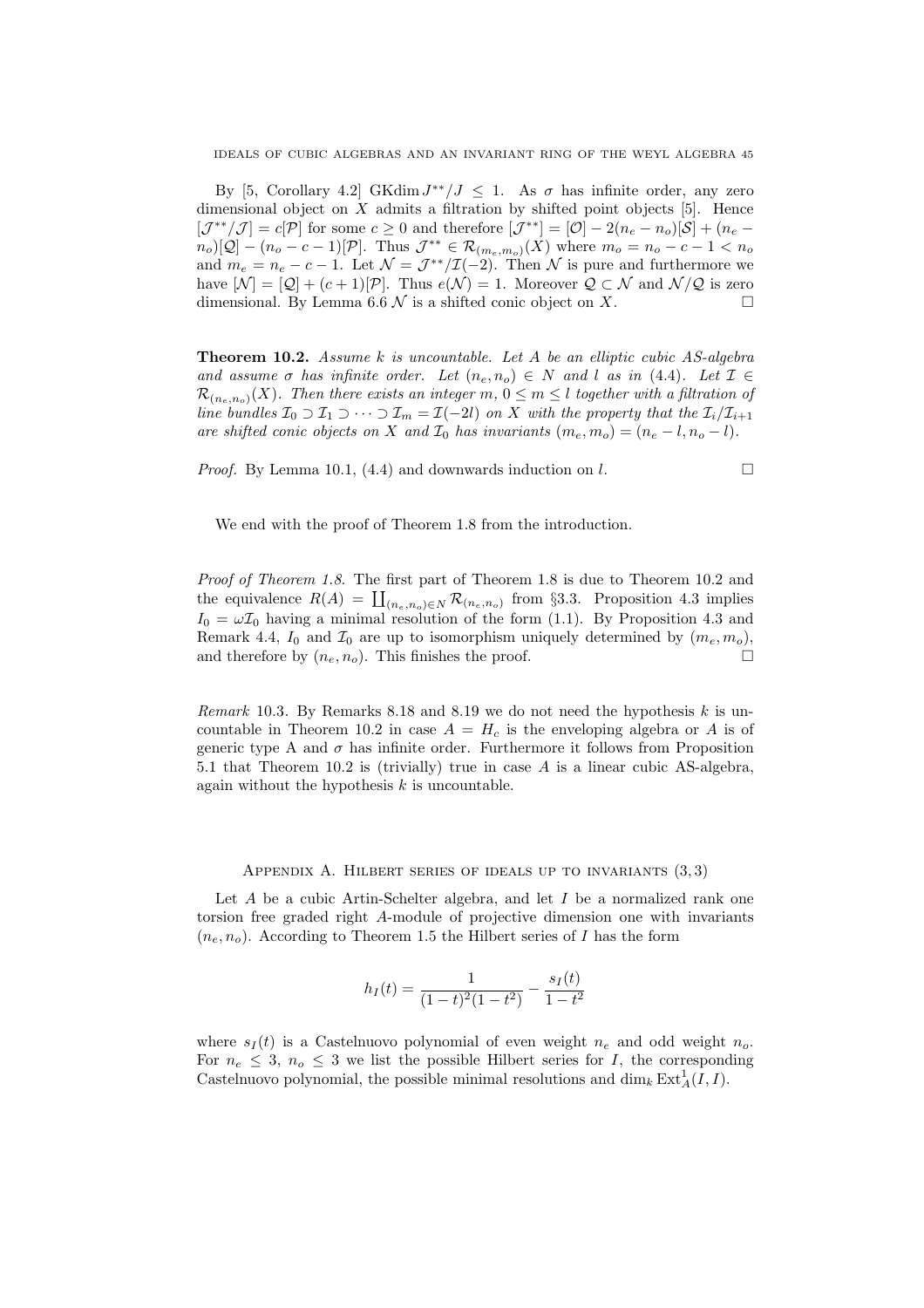By [5, Corollary 4.2] GKdim $J^{**}/J \leq 1$. As $\sigma$ has infinite order, any zero dimensional object on $X$ admits a filtration by shifted point objects [5]. Hence $[\mathcal{J}^{**}/\mathcal{J}] = c[\mathcal{P}]$ for some $c \geq 0$ and therefore $[\mathcal{J}^{**}] = [\mathcal{O}] - 2(n_e - n_o)[\mathcal{S}] + (n_e - n_o)[\mathcal{Q}] - (n_o - c - 1)[\mathcal{P}]$. Thus $\mathcal{J}^{**} \in \mathcal{R}_{(m_e,m_o)}(X)$ where $m_o = n_o - c - 1 < n_o$ and $m_e = n_e - c - 1$. Let $\mathcal{N} = \mathcal{J}^{**}/\mathcal{I}(-2)$. Then $\mathcal{N}$ is pure and furthermore we have $[\mathcal{N}] = [\mathcal{Q}] + (c+1)[\mathcal{P}]$. Thus $e(\mathcal{N}) = 1$. Moreover $\mathcal{Q} \subset \mathcal{N}$ and $\mathcal{N}/\mathcal{Q}$ is zero dimensional. By Lemma 6.6 $\mathcal{N}$ is a shifted conic object on $X$. $\square$

**Theorem 10.2.** *Assume $k$ is uncountable. Let $A$ be an elliptic cubic AS-algebra and assume $\sigma$ has infinite order. Let $(n_e, n_o) \in N$ and $l$ as in (4.4). Let $\mathcal{I} \in \mathcal{R}_{(n_e,n_o)}(X)$. Then there exists an integer $m$, $0 \leq m \leq l$ together with a filtration of line bundles $\mathcal{I}_0 \supset \mathcal{I}_1 \supset \cdots \supset \mathcal{I}_m = \mathcal{I}(-2l)$ on $X$ with the property that the $\mathcal{I}_i/\mathcal{I}_{i+1}$ are shifted conic objects on $X$ and $\mathcal{I}_0$ has invariants $(m_e, m_o) = (n_e - l, n_o - l)$.*

*Proof.* By Lemma 10.1, (4.4) and downwards induction on $l$. $\square$

We end with the proof of Theorem 1.8 from the introduction.

*Proof of Theorem 1.8.* The first part of Theorem 1.8 is due to Theorem 10.2 and the equivalence $R(A) = \coprod_{(n_e,n_o)\in N} \mathcal{R}_{(n_e,n_o)}$ from §3.3. Proposition 4.3 implies $I_0 = \omega\mathcal{I}_0$ having a minimal resolution of the form (1.1). By Proposition 4.3 and Remark 4.4, $I_0$ and $\mathcal{I}_0$ are up to isomorphism uniquely determined by $(m_e, m_o)$, and therefore by $(n_e, n_o)$. This finishes the proof. $\square$

*Remark* 10.3. By Remarks 8.18 and 8.19 we do not need the hypothesis $k$ is uncountable in Theorem 10.2 in case $A = H_c$ is the enveloping algebra or $A$ is of generic type A and $\sigma$ has infinite order. Furthermore it follows from Proposition 5.1 that Theorem 10.2 is (trivially) true in case $A$ is a linear cubic AS-algebra, again without the hypothesis $k$ is uncountable.

## Appendix A. Hilbert series of ideals up to invariants $(3,3)$

Let $A$ be a cubic Artin-Schelter algebra, and let $I$ be a normalized rank one torsion free graded right $A$-module of projective dimension one with invariants $(n_e, n_o)$. According to Theorem 1.5 the Hilbert series of $I$ has the form

$$h_I(t) = \frac{1}{(1-t)^2(1-t^2)} - \frac{s_I(t)}{1-t^2}$$

where $s_I(t)$ is a Castelnuovo polynomial of even weight $n_e$ and odd weight $n_o$. For $n_e \leq 3$, $n_o \leq 3$ we list the possible Hilbert series for $I$, the corresponding Castelnuovo polynomial, the possible minimal resolutions and $\dim_k \operatorname{Ext}^1_A(I, I)$.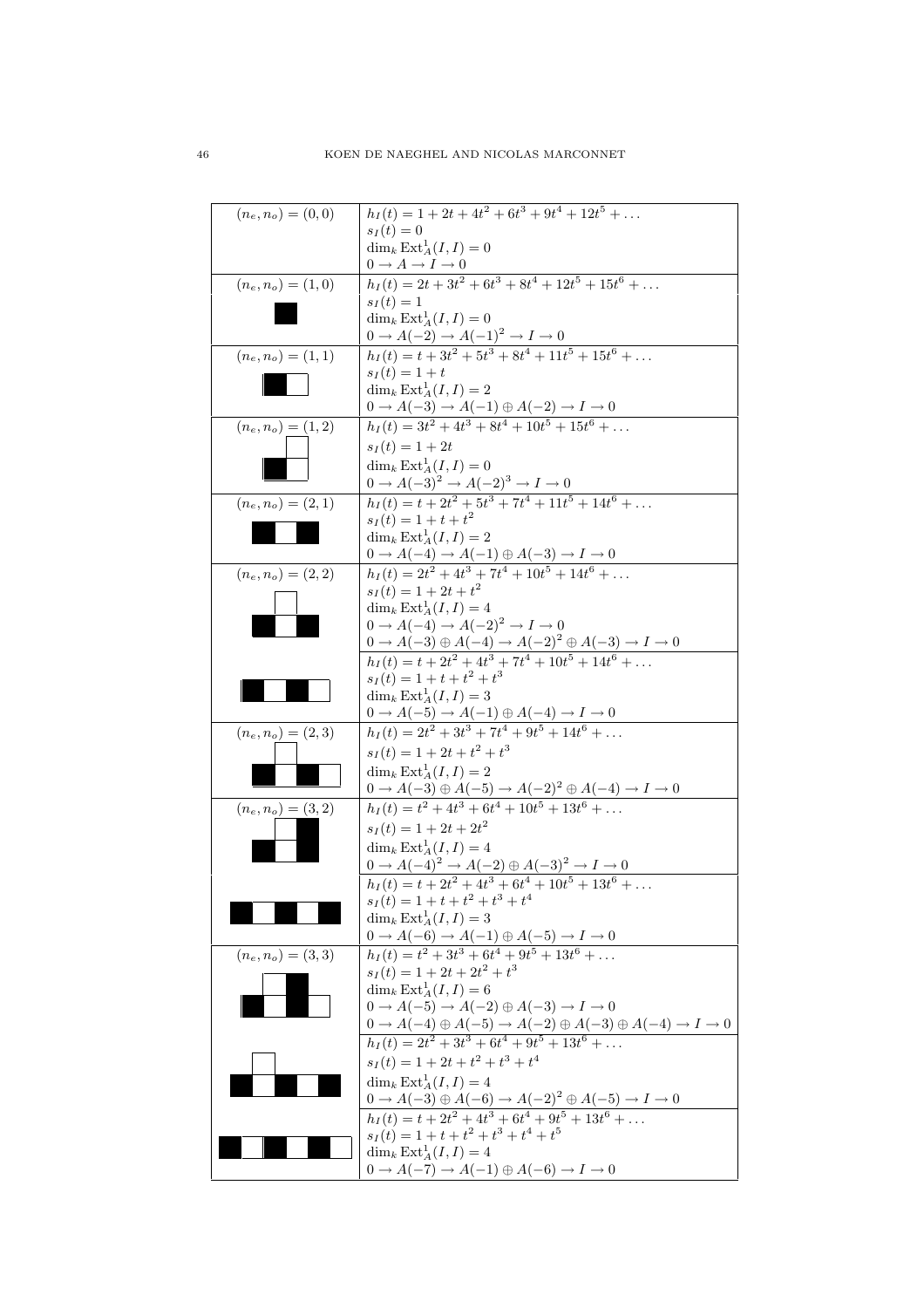| $(n_e, n_o)$ | |
|---|---|
| $(n_e, n_o) = (0, 0)$ | $h_I(t) = 1 + 2t + 4t^2 + 6t^3 + 9t^4 + 12t^5 + \dots$ <br> $s_I(t) = 0$ <br> $\dim_k \operatorname{Ext}^1_A(I, I) = 0$ <br> $0 \to A \to I \to 0$ |
| $(n_e, n_o) = (1, 0)$ | $h_I(t) = 2t + 3t^2 + 6t^3 + 8t^4 + 12t^5 + 15t^6 + \dots$ <br> $s_I(t) = 1$ <br> $\dim_k \operatorname{Ext}^1_A(I, I) = 0$ <br> $0 \to A(-2) \to A(-1)^2 \to I \to 0$ |
| $(n_e, n_o) = (1, 1)$ | $h_I(t) = t + 3t^2 + 5t^3 + 8t^4 + 11t^5 + 15t^6 + \dots$ <br> $s_I(t) = 1 + t$ <br> $\dim_k \operatorname{Ext}^1_A(I, I) = 2$ <br> $0 \to A(-3) \to A(-1) \oplus A(-2) \to I \to 0$ |
| $(n_e, n_o) = (1, 2)$ | $h_I(t) = 3t^2 + 4t^3 + 8t^4 + 10t^5 + 15t^6 + \dots$ <br> $s_I(t) = 1 + 2t$ <br> $\dim_k \operatorname{Ext}^1_A(I, I) = 0$ <br> $0 \to A(-3)^2 \to A(-2)^3 \to I \to 0$ |
| $(n_e, n_o) = (2, 1)$ | $h_I(t) = t + 2t^2 + 5t^3 + 7t^4 + 11t^5 + 14t^6 + \dots$ <br> $s_I(t) = 1 + t + t^2$ <br> $\dim_k \operatorname{Ext}^1_A(I, I) = 2$ <br> $0 \to A(-4) \to A(-1) \oplus A(-3) \to I \to 0$ |
| $(n_e, n_o) = (2, 2)$ | $h_I(t) = 2t^2 + 4t^3 + 7t^4 + 10t^5 + 14t^6 + \dots$ <br> $s_I(t) = 1 + 2t + t^2$ <br> $\dim_k \operatorname{Ext}^1_A(I, I) = 4$ <br> $0 \to A(-4) \to A(-2)^2 \to I \to 0$ <br> $0 \to A(-3) \oplus A(-4) \to A(-2)^2 \oplus A(-3) \to I \to 0$ |
| | $h_I(t) = t + 2t^2 + 4t^3 + 7t^4 + 10t^5 + 14t^6 + \dots$ <br> $s_I(t) = 1 + t + t^2 + t^3$ <br> $\dim_k \operatorname{Ext}^1_A(I, I) = 3$ <br> $0 \to A(-5) \to A(-1) \oplus A(-4) \to I \to 0$ |
| $(n_e, n_o) = (2, 3)$ | $h_I(t) = 2t^2 + 3t^3 + 7t^4 + 9t^5 + 14t^6 + \dots$ <br> $s_I(t) = 1 + 2t + t^2 + t^3$ <br> $\dim_k \operatorname{Ext}^1_A(I, I) = 2$ <br> $0 \to A(-3) \oplus A(-5) \to A(-2)^2 \oplus A(-4) \to I \to 0$ |
| $(n_e, n_o) = (3, 2)$ | $h_I(t) = t^2 + 4t^3 + 6t^4 + 10t^5 + 13t^6 + \dots$ <br> $s_I(t) = 1 + 2t + 2t^2$ <br> $\dim_k \operatorname{Ext}^1_A(I, I) = 4$ <br> $0 \to A(-4)^2 \to A(-2) \oplus A(-3)^2 \to I \to 0$ |
| | $h_I(t) = t + 2t^2 + 4t^3 + 6t^4 + 10t^5 + 13t^6 + \dots$ <br> $s_I(t) = 1 + t + t^2 + t^3 + t^4$ <br> $\dim_k \operatorname{Ext}^1_A(I, I) = 3$ <br> $0 \to A(-6) \to A(-1) \oplus A(-5) \to I \to 0$ |
| $(n_e, n_o) = (3, 3)$ | $h_I(t) = t^2 + 3t^3 + 6t^4 + 9t^5 + 13t^6 + \dots$ <br> $s_I(t) = 1 + 2t + 2t^2 + t^3$ <br> $\dim_k \operatorname{Ext}^1_A(I, I) = 6$ <br> $0 \to A(-5) \to A(-2) \oplus A(-3) \to I \to 0$ <br> $0 \to A(-4) \oplus A(-5) \to A(-2) \oplus A(-3) \oplus A(-4) \to I \to 0$ |
| | $h_I(t) = 2t^2 + 3t^3 + 6t^4 + 9t^5 + 13t^6 + \dots$ <br> $s_I(t) = 1 + 2t + t^2 + t^3 + t^4$ <br> $\dim_k \operatorname{Ext}^1_A(I, I) = 4$ <br> $0 \to A(-3) \oplus A(-6) \to A(-2)^2 \oplus A(-5) \to I \to 0$ |
| | $h_I(t) = t + 2t^2 + 4t^3 + 6t^4 + 9t^5 + 13t^6 + \dots$ <br> $s_I(t) = 1 + t + t^2 + t^3 + t^4 + t^5$ <br> $\dim_k \operatorname{Ext}^1_A(I, I) = 4$ <br> $0 \to A(-7) \to A(-1) \oplus A(-6) \to I \to 0$ |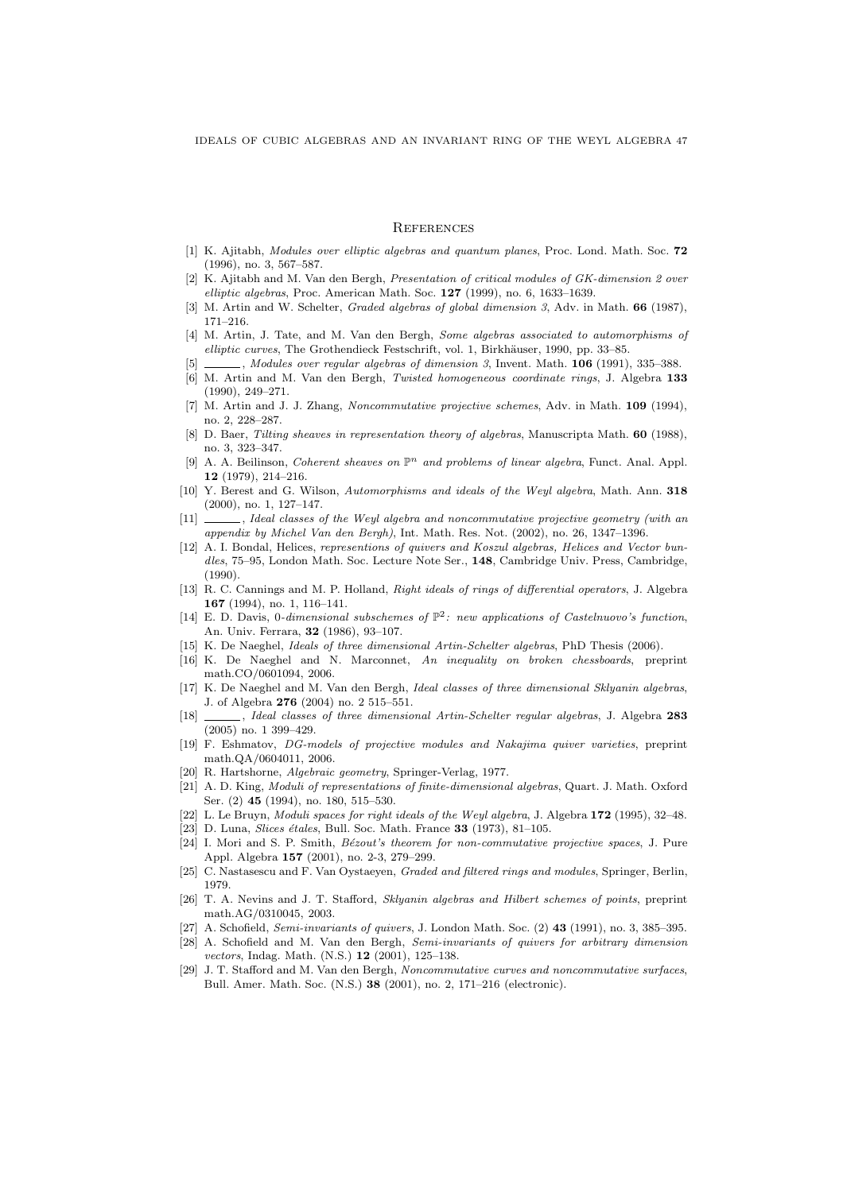## References

[1] K. Ajitabh, *Modules over elliptic algebras and quantum planes*, Proc. Lond. Math. Soc. **72** (1996), no. 3, 567–587.

[2] K. Ajitabh and M. Van den Bergh, *Presentation of critical modules of GK-dimension 2 over elliptic algebras*, Proc. American Math. Soc. **127** (1999), no. 6, 1633–1639.

[3] M. Artin and W. Schelter, *Graded algebras of global dimension 3*, Adv. in Math. **66** (1987), 171–216.

[4] M. Artin, J. Tate, and M. Van den Bergh, *Some algebras associated to automorphisms of elliptic curves*, The Grothendieck Festschrift, vol. 1, Birkhäuser, 1990, pp. 33–85.

[5] ______, *Modules over regular algebras of dimension 3*, Invent. Math. **106** (1991), 335–388.

[6] M. Artin and M. Van den Bergh, *Twisted homogeneous coordinate rings*, J. Algebra **133** (1990), 249–271.

[7] M. Artin and J. J. Zhang, *Noncommutative projective schemes*, Adv. in Math. **109** (1994), no. 2, 228–287.

[8] D. Baer, *Tilting sheaves in representation theory of algebras*, Manuscripta Math. **60** (1988), no. 3, 323–347.

[9] A. A. Beilinson, *Coherent sheaves on $\mathbb{P}^n$ and problems of linear algebra*, Funct. Anal. Appl. **12** (1979), 214–216.

[10] Y. Berest and G. Wilson, *Automorphisms and ideals of the Weyl algebra*, Math. Ann. **318** (2000), no. 1, 127–147.

[11] ______, *Ideal classes of the Weyl algebra and noncommutative projective geometry (with an appendix by Michel Van den Bergh)*, Int. Math. Res. Not. (2002), no. 26, 1347–1396.

[12] A. I. Bondal, Helices, *represention of quivers and Koszul algebras, Helices and Vector bundles*, 75–95, London Math. Soc. Lecture Note Ser., **148**, Cambridge Univ. Press, Cambridge, (1990).

[13] R. C. Cannings and M. P. Holland, *Right ideals of rings of differential operators*, J. Algebra **167** (1994), no. 1, 116–141.

[14] E. D. Davis, *0-dimensional subschemes of $\mathbb{P}^2$: new applications of Castelnuovo's function*, An. Univ. Ferrara, **32** (1986), 93–107.

[15] K. De Naeghel, *Ideals of three dimensional Artin-Schelter algebras*, PhD Thesis (2006).

[16] K. De Naeghel and N. Marconnet, *An inequality on broken chessboards*, preprint math.CO/0601094, 2006.

[17] K. De Naeghel and M. Van den Bergh, *Ideal classes of three dimensional Sklyanin algebras*, J. of Algebra **276** (2004) no. 2 515–551.

[18] ______, *Ideal classes of three dimensional Artin-Schelter regular algebras*, J. Algebra **283** (2005) no. 1 399–429.

[19] F. Eshmatov, *DG-models of projective modules and Nakajima quiver varieties*, preprint math.QA/0604011, 2006.

[20] R. Hartshorne, *Algebraic geometry*, Springer-Verlag, 1977.

[21] A. D. King, *Moduli of representations of finite-dimensional algebras*, Quart. J. Math. Oxford Ser. (2) **45** (1994), no. 180, 515–530.

[22] L. Le Bruyn, *Moduli spaces for right ideals of the Weyl algebra*, J. Algebra **172** (1995), 32–48.

[23] D. Luna, *Slices étales*, Bull. Soc. Math. France **33** (1973), 81–105.

[24] I. Mori and S. P. Smith, *Bézout's theorem for non-commutative projective spaces*, J. Pure Appl. Algebra **157** (2001), no. 2-3, 279–299.

[25] C. Nastasescu and F. Van Oystaeyen, *Graded and filtered rings and modules*, Springer, Berlin, 1979.

[26] T. A. Nevins and J. T. Stafford, *Sklyanin algebras and Hilbert schemes of points*, preprint math.AG/0310045, 2003.

[27] A. Schofield, *Semi-invariants of quivers*, J. London Math. Soc. (2) **43** (1991), no. 3, 385–395.

[28] A. Schofield and M. Van den Bergh, *Semi-invariants of quivers for arbitrary dimension vectors*, Indag. Math. (N.S.) **12** (2001), 125–138.

[29] J. T. Stafford and M. Van den Bergh, *Noncommutative curves and noncommutative surfaces*, Bull. Amer. Math. Soc. (N.S.) **38** (2001), no. 2, 171–216 (electronic).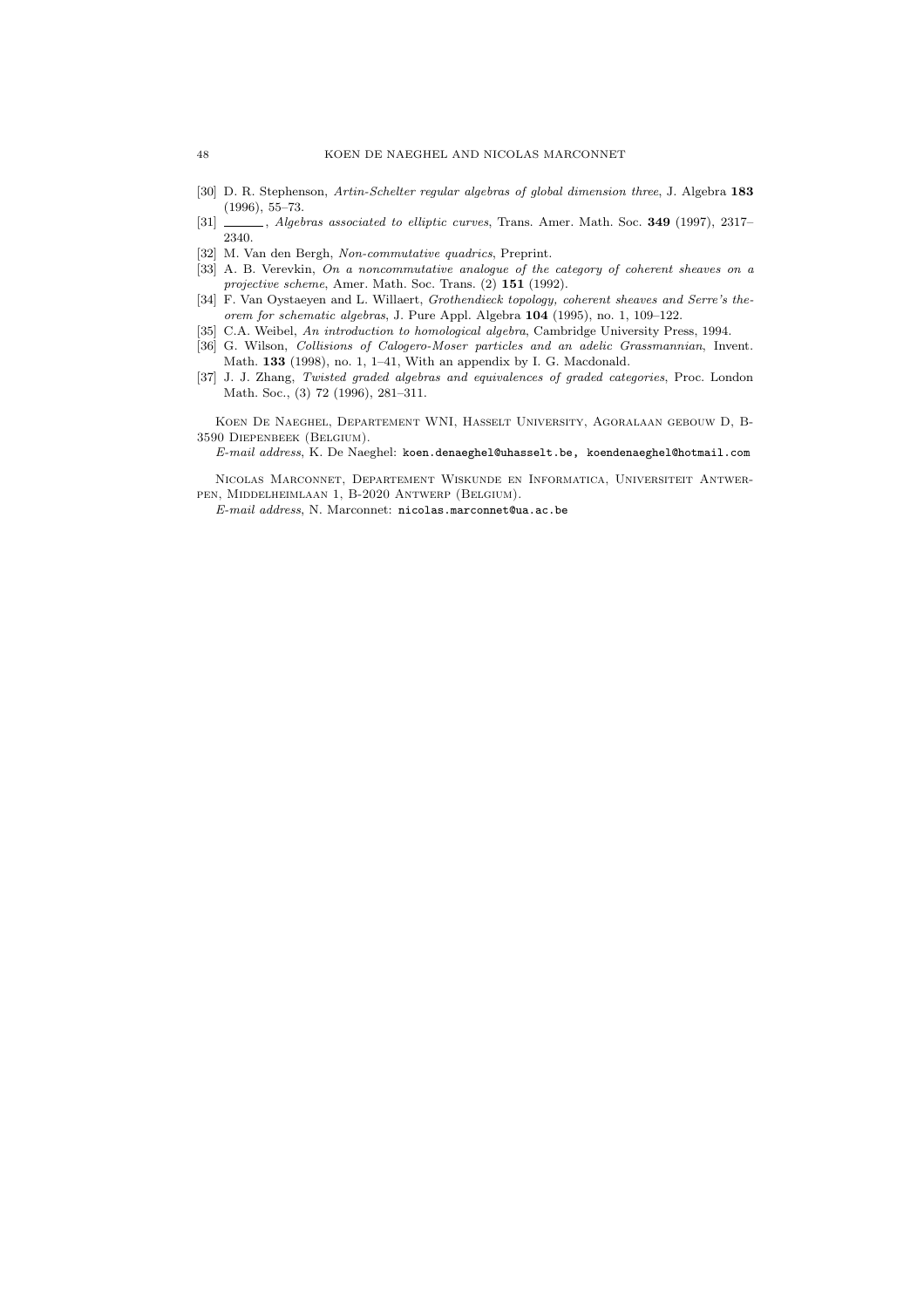[30] D. R. Stephenson, *Artin-Schelter regular algebras of global dimension three*, J. Algebra **183** (1996), 55–73.

[31] ______, *Algebras associated to elliptic curves*, Trans. Amer. Math. Soc. **349** (1997), 2317–2340.

[32] M. Van den Bergh, *Non-commutative quadrics*, Preprint.

[33] A. B. Verevkin, *On a noncommutative analogue of the category of coherent sheaves on a projective scheme*, Amer. Math. Soc. Trans. (2) **151** (1992).

[34] F. Van Oystaeyen and L. Willaert, *Grothendieck topology, coherent sheaves and Serre's theorem for schematic algebras*, J. Pure Appl. Algebra **104** (1995), no. 1, 109–122.

[35] C.A. Weibel, *An introduction to homological algebra*, Cambridge University Press, 1994.

[36] G. Wilson, *Collisions of Calogero-Moser particles and an adelic Grassmannian*, Invent. Math. **133** (1998), no. 1, 1–41, With an appendix by I. G. Macdonald.

[37] J. J. Zhang, *Twisted graded algebras and equivalences of graded categories*, Proc. London Math. Soc., (3) 72 (1996), 281–311.

Koen De Naeghel, Departement WNI, Hasselt University, Agoralaan gebouw D, B-3590 Diepenbeek (Belgium).

*E-mail address*, K. De Naeghel: koen.denaeghel@uhasselt.be, koendenaeghel@hotmail.com

Nicolas Marconnet, Departement Wiskunde en Informatica, Universiteit Antwerpen, Middelheimlaan 1, B-2020 Antwerp (Belgium).

*E-mail address*, N. Marconnet: nicolas.marconnet@ua.ac.be